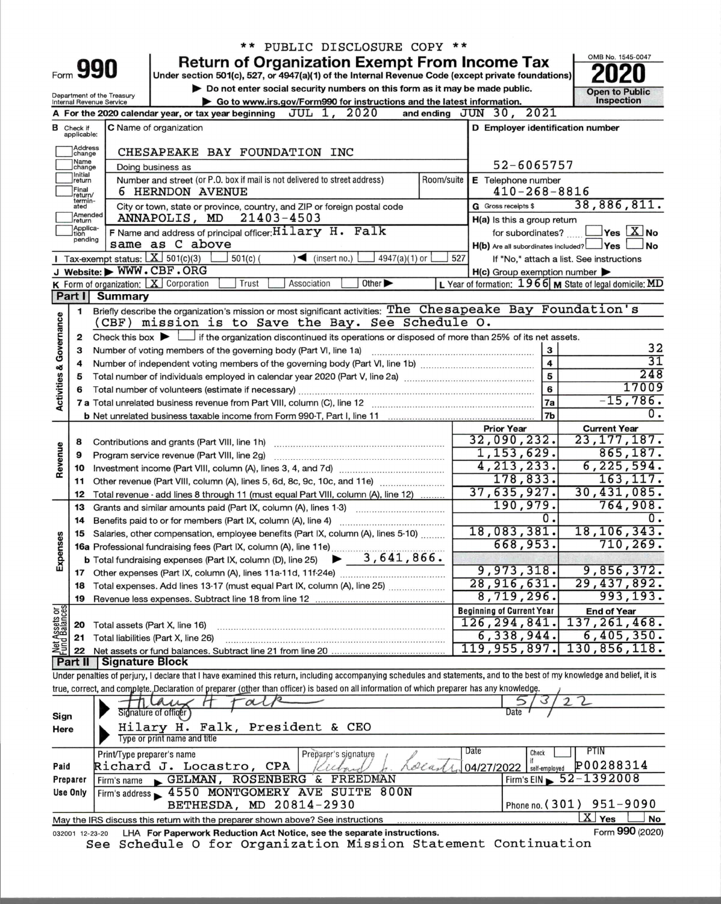\*\* PUBLIC DISCLOSURE COPY \*\*

# Form 990 Return of Organization Exempt From Income Tax

Under section 501(c), 527, or 4947(a)(1) of the Internal Revenue Code (except private foundations)

▶ Do not enter social security numbers on this form as it may be made public.

▶ Go to www.irs.gov/Form990 for instructions and the latest information.

OMB No. 1545-0047 — **2020** — Open to Public Inspection

Department of the Treasury, Internal Revenue Service

**A** For the 2020 calendar year, or tax year beginning JUL 1, 2020 and ending JUN 30, 2021

**B** Check if applicable: ☐ Address change ☐ Name change ☐ Initial return ☐ Final return/terminated ☐ Amended return ☐ Application pending

**C** Name of organization: CHESAPEAKE BAY FOUNDATION INC

Doing business as

Number and street (or P.O. box if mail is not delivered to street address): 6 HERNDON AVENUE — Room/suite

City or town, state or province, country, and ZIP or foreign postal code: ANNAPOLIS, MD 21403-4503

**D** Employer identification number: 52-6065757

**E** Telephone number: 410-268-8816

**G** Gross receipts $ 38,886,811.

**F** Name and address of principal officer: Hilary H. Falk, same as C above

**H(a)** Is this a group return for subordinates? ☐ Yes ☒ No

**H(b)** Are all subordinates included? ☐ Yes ☐ No — If "No," attach a list. See instructions

**H(c)** Group exemption number ▶

**I** Tax-exempt status: ☒ 501(c)(3) ☐ 501(c) ( ) ◀ (insert no.) ☐ 4947(a)(1) or ☐ 527

**J** Website: ▶ WWW.CBF.ORG

**K** Form of organization: ☒ Corporation ☐ Trust ☐ Association ☐ Other ▶

**L** Year of formation: 1966 **M** State of legal domicile: MD

## Part I Summary

**Activities & Governance**

1. Briefly describe the organization's mission or most significant activities: The Chesapeake Bay Foundation's (CBF) mission is to Save the Bay. See Schedule O.
2. Check this box ▶ ☐ if the organization discontinued its operations or disposed of more than 25% of its net assets.

| Line | Description | | Value |
|---|---|---|---|
| 3 | Number of voting members of the governing body (Part VI, line 1a) | 3 | 32 |
| 4 | Number of independent voting members of the governing body (Part VI, line 1b) | 4 | 31 |
| 5 | Total number of individuals employed in calendar year 2020 (Part V, line 2a) | 5 | 248 |
| 6 | Total number of volunteers (estimate if necessary) | 6 | 17009 |
| 7a | Total unrelated business revenue from Part VIII, column (C), line 12 | 7a | -15,786. |
| 7b | Net unrelated business taxable income from Form 990-T, Part I, line 11 | 7b | 0. |

| | Line | Description | Prior Year | Current Year |
|---|---|---|---|---|
| Revenue | 8 | Contributions and grants (Part VIII, line 1h) | 32,090,232. | 23,177,187. |
| | 9 | Program service revenue (Part VIII, line 2g) | 1,153,629. | 865,187. |
| | 10 | Investment income (Part VIII, column (A), lines 3, 4, and 7d) | 4,213,233. | 6,225,594. |
| | 11 | Other revenue (Part VIII, column (A), lines 5, 6d, 8c, 9c, 10c, and 11e) | 178,833. | 163,117. |
| | 12 | Total revenue - add lines 8 through 11 (must equal Part VIII, column (A), line 12) | 37,635,927. | 30,431,085. |
| Expenses | 13 | Grants and similar amounts paid (Part IX, column (A), lines 1-3) | 190,979. | 764,908. |
| | 14 | Benefits paid to or for members (Part IX, column (A), line 4) | 0. | 0. |
| | 15 | Salaries, other compensation, employee benefits (Part IX, column (A), lines 5-10) | 18,083,381. | 18,106,343. |
| | 16a | Professional fundraising fees (Part IX, column (A), line 11e) | 668,953. | 710,269. |
| | b | Total fundraising expenses (Part IX, column (D), line 25) ▶ 3,641,866. | | |
| | 17 | Other expenses (Part IX, column (A), lines 11a-11d, 11f-24e) | 9,973,318. | 9,856,372. |
| | 18 | Total expenses. Add lines 13-17 (must equal Part IX, column (A), line 25) | 28,916,631. | 29,437,892. |
| | 19 | Revenue less expenses. Subtract line 18 from line 12 | 8,719,296. | 993,193. |

| | Line | Description | Beginning of Current Year | End of Year |
|---|---|---|---|---|
| Net Assets or Fund Balances | 20 | Total assets (Part X, line 16) | 126,294,841. | 137,261,468. |
| | 21 | Total liabilities (Part X, line 26) | 6,338,944. | 6,405,350. |
| | 22 | Net assets or fund balances. Subtract line 21 from line 20 | 119,955,897. | 130,856,118. |

## Part II Signature Block

Under penalties of perjury, I declare that I have examined this return, including accompanying schedules and statements, and to the best of my knowledge and belief, it is true, correct, and complete. Declaration of preparer (other than officer) is based on all information of which preparer has any knowledge.

**Sign Here**

Signature of officer: Hilary H Falk — Date: 5/3/22

Type or print name and title: Hilary H. Falk, President & CEO

**Paid Preparer Use Only**

| Print/Type preparer's name | Preparer's signature | Date | Check if self-employed | PTIN |
|---|---|---|---|---|
| Richard J. Locastro, CPA | Richard J. Locastro | 04/27/2022 | ☐ | P00288314 |

Firm's name ▶ GELMAN, ROSENBERG & FREEDMAN — Firm's EIN ▶ 52-1392008

Firm's address ▶ 4550 MONTGOMERY AVE SUITE 800N, BETHESDA, MD 20814-2930 — Phone no. (301) 951-9090

May the IRS discuss this return with the preparer shown above? See instructions ☒ Yes ☐ No

032001 12-23-20 LHA For Paperwork Reduction Act Notice, see the separate instructions. Form **990** (2020)

See Schedule O for Organization Mission Statement Continuation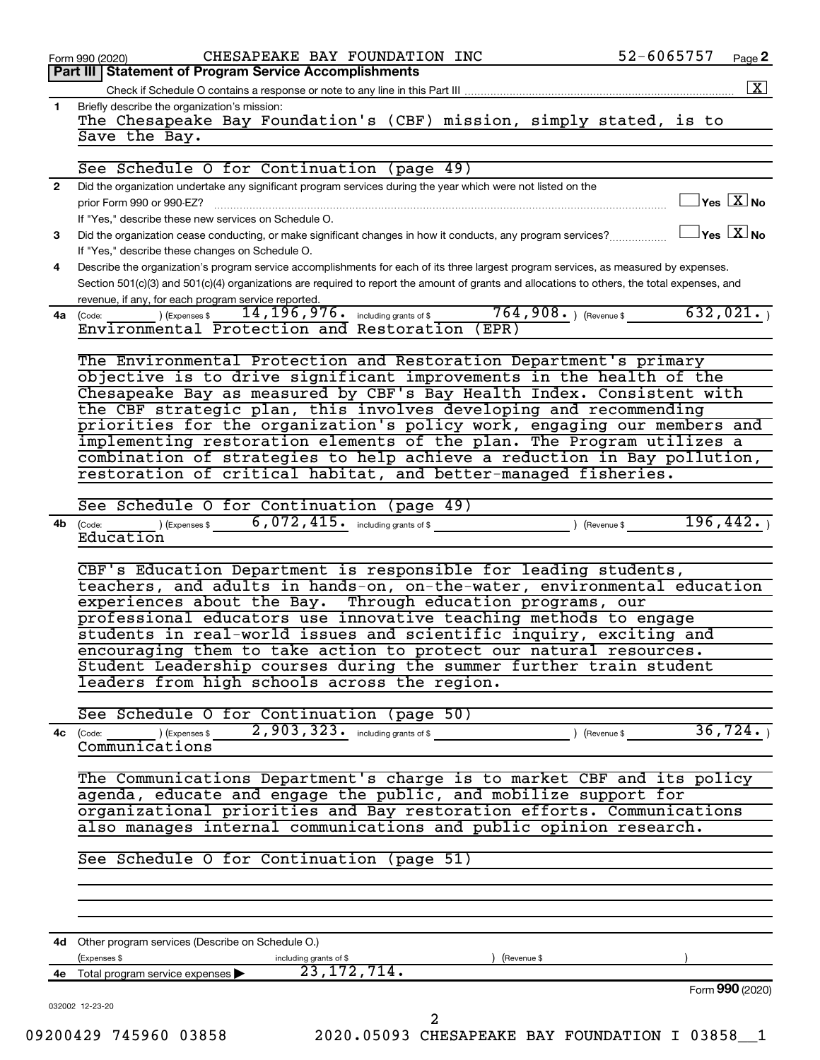Form 990 (2020) CHESAPEAKE BAY FOUNDATION INC 52-6065757 Page 2

## Part III | Statement of Program Service Accomplishments

Check if Schedule O contains a response or note to any line in this Part III ..... [X]

**1** Briefly describe the organization's mission:

The Chesapeake Bay Foundation's (CBF) mission, simply stated, is to Save the Bay.

See Schedule O for Continuation (page 49)

**2** Did the organization undertake any significant program services during the year which were not listed on the prior Form 990 or 990-EZ? ..... [ ] Yes [X] No

If "Yes," describe these new services on Schedule O.

**3** Did the organization cease conducting, or make significant changes in how it conducts, any program services? ..... [ ] Yes [X] No

If "Yes," describe these changes on Schedule O.

**4** Describe the organization's program service accomplishments for each of its three largest program services, as measured by expenses. Section 501(c)(3) and 501(c)(4) organizations are required to report the amount of grants and allocations to others, the total expenses, and revenue, if any, for each program service reported.

**4a** (Code: ) (Expenses $ 14,196,976. including grants of $ 764,908.) (Revenue $ 632,021.)

Environmental Protection and Restoration (EPR)

The Environmental Protection and Restoration Department's primary objective is to drive significant improvements in the health of the Chesapeake Bay as measured by CBF's Bay Health Index. Consistent with the CBF strategic plan, this involves developing and recommending priorities for the organization's policy work, engaging our members and implementing restoration elements of the plan. The Program utilizes a combination of strategies to help achieve a reduction in Bay pollution, restoration of critical habitat, and better-managed fisheries.

See Schedule O for Continuation (page 49)

**4b** (Code: ) (Expenses $ 6,072,415. including grants of $ ) (Revenue $ 196,442.)

Education

CBF's Education Department is responsible for leading students, teachers, and adults in hands-on, on-the-water, environmental education experiences about the Bay. Through education programs, our professional educators use innovative teaching methods to engage students in real-world issues and scientific inquiry, exciting and encouraging them to take action to protect our natural resources. Student Leadership courses during the summer further train student leaders from high schools across the region.

See Schedule O for Continuation (page 50)

**4c** (Code: ) (Expenses $ 2,903,323. including grants of $ ) (Revenue $ 36,724.)

Communications

The Communications Department's charge is to market CBF and its policy agenda, educate and engage the public, and mobilize support for organizational priorities and Bay restoration efforts. Communications also manages internal communications and public opinion research.

See Schedule O for Continuation (page 51)

**4d** Other program services (Describe on Schedule O.)

(Expenses $ including grants of $ ) (Revenue $ )

**4e** Total program service expenses ▶ 23,172,714.

Form **990** (2020)

032002 12-23-20

09200429 745960 03858 2020.05093 CHESAPEAKE BAY FOUNDATION I 03858__1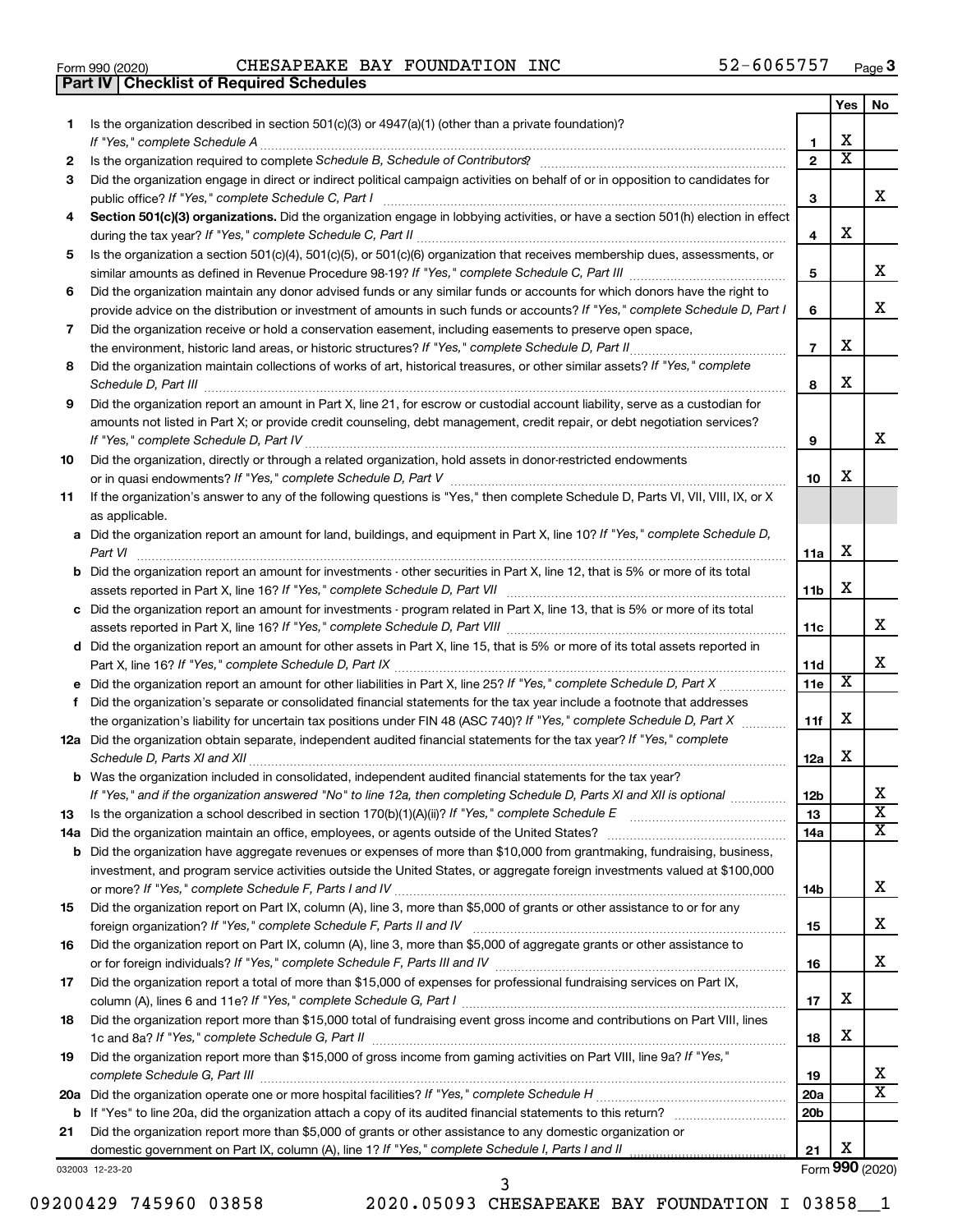Form 990 (2020) CHESAPEAKE BAY FOUNDATION INC 52-6065757 Page 3

**Part IV | Checklist of Required Schedules**

| | | | Yes | No |
|---|---|---|---|---|
| 1 | Is the organization described in section 501(c)(3) or 4947(a)(1) (other than a private foundation)? *If "Yes," complete Schedule A* | 1 | X | |
| 2 | Is the organization required to complete *Schedule B, Schedule of Contributors*? | 2 | X | |
| 3 | Did the organization engage in direct or indirect political campaign activities on behalf of or in opposition to candidates for public office? *If "Yes," complete Schedule C, Part I* | 3 | | X |
| 4 | **Section 501(c)(3) organizations.** Did the organization engage in lobbying activities, or have a section 501(h) election in effect during the tax year? *If "Yes," complete Schedule C, Part II* | 4 | X | |
| 5 | Is the organization a section 501(c)(4), 501(c)(5), or 501(c)(6) organization that receives membership dues, assessments, or similar amounts as defined in Revenue Procedure 98-19? *If "Yes," complete Schedule C, Part III* | 5 | | X |
| 6 | Did the organization maintain any donor advised funds or any similar funds or accounts for which donors have the right to provide advice on the distribution or investment of amounts in such funds or accounts? *If "Yes," complete Schedule D, Part I* | 6 | | X |
| 7 | Did the organization receive or hold a conservation easement, including easements to preserve open space, the environment, historic land areas, or historic structures? *If "Yes," complete Schedule D, Part II* | 7 | X | |
| 8 | Did the organization maintain collections of works of art, historical treasures, or other similar assets? *If "Yes," complete Schedule D, Part III* | 8 | X | |
| 9 | Did the organization report an amount in Part X, line 21, for escrow or custodial account liability, serve as a custodian for amounts not listed in Part X; or provide credit counseling, debt management, credit repair, or debt negotiation services? *If "Yes," complete Schedule D, Part IV* | 9 | | X |
| 10 | Did the organization, directly or through a related organization, hold assets in donor-restricted endowments or in quasi endowments? *If "Yes," complete Schedule D, Part V* | 10 | X | |
| 11 | If the organization's answer to any of the following questions is "Yes," then complete Schedule D, Parts VI, VII, VIII, IX, or X as applicable. | | | |
| a | Did the organization report an amount for land, buildings, and equipment in Part X, line 10? *If "Yes," complete Schedule D, Part VI* | 11a | X | |
| b | Did the organization report an amount for investments - other securities in Part X, line 12, that is 5% or more of its total assets reported in Part X, line 16? *If "Yes," complete Schedule D, Part VII* | 11b | X | |
| c | Did the organization report an amount for investments - program related in Part X, line 13, that is 5% or more of its total assets reported in Part X, line 16? *If "Yes," complete Schedule D, Part VIII* | 11c | | X |
| d | Did the organization report an amount for other assets in Part X, line 15, that is 5% or more of its total assets reported in Part X, line 16? *If "Yes," complete Schedule D, Part IX* | 11d | | X |
| e | Did the organization report an amount for other liabilities in Part X, line 25? *If "Yes," complete Schedule D, Part X* | 11e | X | |
| f | Did the organization's separate or consolidated financial statements for the tax year include a footnote that addresses the organization's liability for uncertain tax positions under FIN 48 (ASC 740)? *If "Yes," complete Schedule D, Part X* | 11f | X | |
| 12a | Did the organization obtain separate, independent audited financial statements for the tax year? *If "Yes," complete Schedule D, Parts XI and XII* | 12a | X | |
| b | Was the organization included in consolidated, independent audited financial statements for the tax year? *If "Yes," and if the organization answered "No" to line 12a, then completing Schedule D, Parts XI and XII is optional* | 12b | | X |
| 13 | Is the organization a school described in section 170(b)(1)(A)(ii)? *If "Yes," complete Schedule E* | 13 | | X |
| 14a | Did the organization maintain an office, employees, or agents outside of the United States? | 14a | | X |
| b | Did the organization have aggregate revenues or expenses of more than $10,000 from grantmaking, fundraising, business, investment, and program service activities outside the United States, or aggregate foreign investments valued at $100,000 or more? *If "Yes," complete Schedule F, Parts I and IV* | 14b | | X |
| 15 | Did the organization report on Part IX, column (A), line 3, more than $5,000 of grants or other assistance to or for any foreign organization? *If "Yes," complete Schedule F, Parts II and IV* | 15 | | X |
| 16 | Did the organization report on Part IX, column (A), line 3, more than $5,000 of aggregate grants or other assistance to or for foreign individuals? *If "Yes," complete Schedule F, Parts III and IV* | 16 | | X |
| 17 | Did the organization report a total of more than $15,000 of expenses for professional fundraising services on Part IX, column (A), lines 6 and 11e? *If "Yes," complete Schedule G, Part I* | 17 | X | |
| 18 | Did the organization report more than $15,000 total of fundraising event gross income and contributions on Part VIII, lines 1c and 8a? *If "Yes," complete Schedule G, Part II* | 18 | X | |
| 19 | Did the organization report more than $15,000 of gross income from gaming activities on Part VIII, line 9a? *If "Yes," complete Schedule G, Part III* | 19 | | X |
| 20a | Did the organization operate one or more hospital facilities? *If "Yes," complete Schedule H* | 20a | | X |
| b | If "Yes" to line 20a, did the organization attach a copy of its audited financial statements to this return? | 20b | | |
| 21 | Did the organization report more than $5,000 of grants or other assistance to any domestic organization or domestic government on Part IX, column (A), line 1? *If "Yes," complete Schedule I, Parts I and II* | 21 | X | |

032003 12-23-20 Form **990** (2020)

09200429 745960 03858 2020.05093 CHESAPEAKE BAY FOUNDATION I 03858__1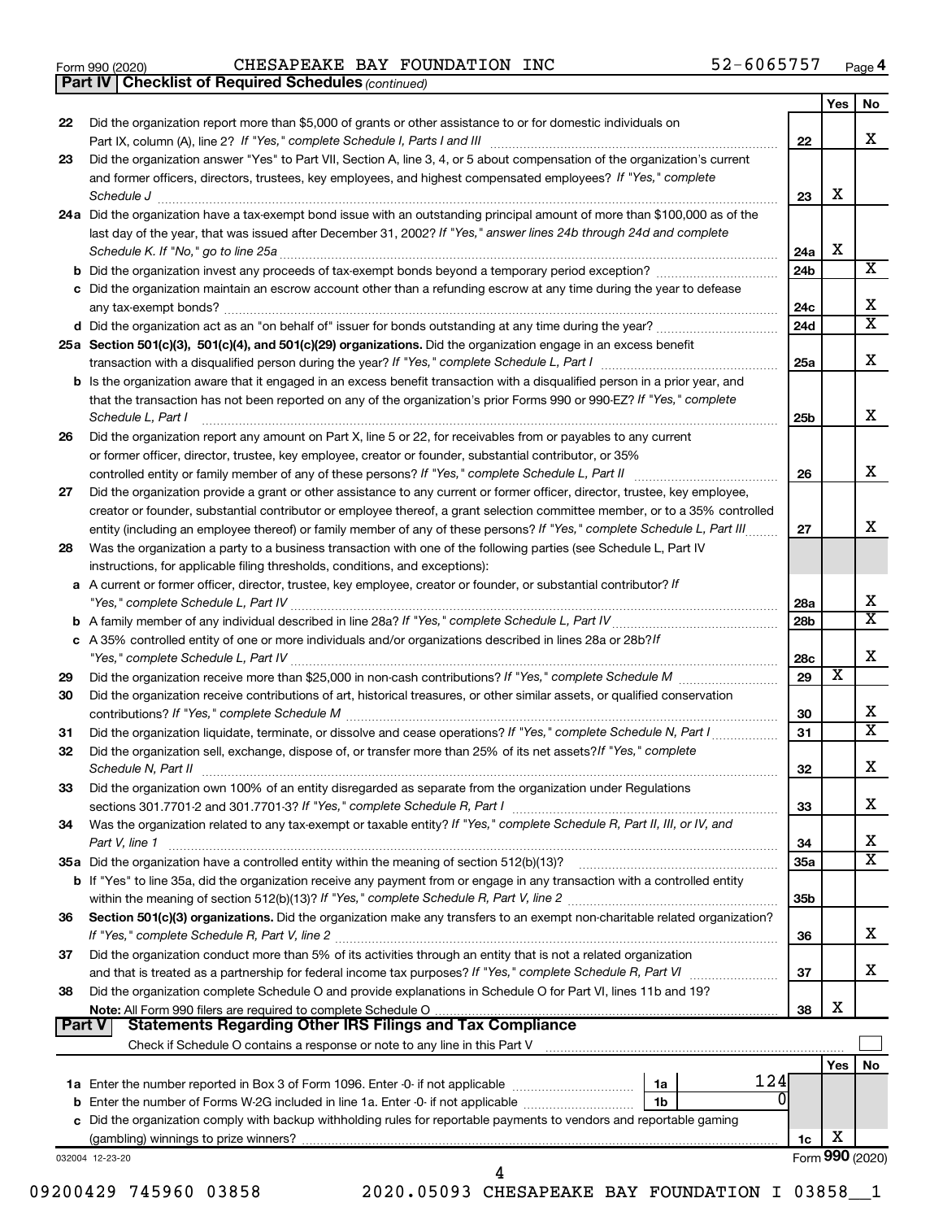Form 990 (2020) CHESAPEAKE BAY FOUNDATION INC 52-6065757 Page 4

**Part IV | Checklist of Required Schedules** *(continued)*

| | | | Yes | No |
|---|---|---|---|---|
| 22 | Did the organization report more than $5,000 of grants or other assistance to or for domestic individuals on Part IX, column (A), line 2? *If "Yes," complete Schedule I, Parts I and III* | 22 | | X |
| 23 | Did the organization answer "Yes" to Part VII, Section A, line 3, 4, or 5 about compensation of the organization's current and former officers, directors, trustees, key employees, and highest compensated employees? *If "Yes," complete Schedule J* | 23 | X | |
| 24a | Did the organization have a tax-exempt bond issue with an outstanding principal amount of more than $100,000 as of the last day of the year, that was issued after December 31, 2002? *If "Yes," answer lines 24b through 24d and complete Schedule K. If "No," go to line 25a* | 24a | X | |
| b | Did the organization invest any proceeds of tax-exempt bonds beyond a temporary period exception? | 24b | | X |
| c | Did the organization maintain an escrow account other than a refunding escrow at any time during the year to defease any tax-exempt bonds? | 24c | | X |
| d | Did the organization act as an "on behalf of" issuer for bonds outstanding at any time during the year? | 24d | | X |
| 25a | **Section 501(c)(3), 501(c)(4), and 501(c)(29) organizations.** Did the organization engage in an excess benefit transaction with a disqualified person during the year? *If "Yes," complete Schedule L, Part I* | 25a | | X |
| b | Is the organization aware that it engaged in an excess benefit transaction with a disqualified person in a prior year, and that the transaction has not been reported on any of the organization's prior Forms 990 or 990-EZ? *If "Yes," complete Schedule L, Part I* | 25b | | X |
| 26 | Did the organization report any amount on Part X, line 5 or 22, for receivables from or payables to any current or former officer, director, trustee, key employee, creator or founder, substantial contributor, or 35% controlled entity or family member of any of these persons? *If "Yes," complete Schedule L, Part II* | 26 | | X |
| 27 | Did the organization provide a grant or other assistance to any current or former officer, director, trustee, key employee, creator or founder, substantial contributor or employee thereof, a grant selection committee member, or to a 35% controlled entity (including an employee thereof) or family member of any of these persons? *If "Yes," complete Schedule L, Part III* | 27 | | X |
| 28 | Was the organization a party to a business transaction with one of the following parties (see Schedule L, Part IV instructions, for applicable filing thresholds, conditions, and exceptions): | | | |
| a | A current or former officer, director, trustee, key employee, creator or founder, or substantial contributor? *If "Yes," complete Schedule L, Part IV* | 28a | | X |
| b | A family member of any individual described in line 28a? *If "Yes," complete Schedule L, Part IV* | 28b | | X |
| c | A 35% controlled entity of one or more individuals and/or organizations described in lines 28a or 28b? *If "Yes," complete Schedule L, Part IV* | 28c | | X |
| 29 | Did the organization receive more than $25,000 in non-cash contributions? *If "Yes," complete Schedule M* | 29 | X | |
| 30 | Did the organization receive contributions of art, historical treasures, or other similar assets, or qualified conservation contributions? *If "Yes," complete Schedule M* | 30 | | X |
| 31 | Did the organization liquidate, terminate, or dissolve and cease operations? *If "Yes," complete Schedule N, Part I* | 31 | | X |
| 32 | Did the organization sell, exchange, dispose of, or transfer more than 25% of its net assets? *If "Yes," complete Schedule N, Part II* | 32 | | X |
| 33 | Did the organization own 100% of an entity disregarded as separate from the organization under Regulations sections 301.7701-2 and 301.7701-3? *If "Yes," complete Schedule R, Part I* | 33 | | X |
| 34 | Was the organization related to any tax-exempt or taxable entity? *If "Yes," complete Schedule R, Part II, III, or IV, and Part V, line 1* | 34 | | X |
| 35a | Did the organization have a controlled entity within the meaning of section 512(b)(13)? | 35a | | X |
| b | If "Yes" to line 35a, did the organization receive any payment from or engage in any transaction with a controlled entity within the meaning of section 512(b)(13)? *If "Yes," complete Schedule R, Part V, line 2* | 35b | | |
| 36 | **Section 501(c)(3) organizations.** Did the organization make any transfers to an exempt non-charitable related organization? *If "Yes," complete Schedule R, Part V, line 2* | 36 | | X |
| 37 | Did the organization conduct more than 5% of its activities through an entity that is not a related organization and that is treated as a partnership for federal income tax purposes? *If "Yes," complete Schedule R, Part VI* | 37 | | X |
| 38 | Did the organization complete Schedule O and provide explanations in Schedule O for Part VI, lines 11b and 19? **Note:** All Form 990 filers are required to complete Schedule O | 38 | X | |

**Part V | Statements Regarding Other IRS Filings and Tax Compliance**

Check if Schedule O contains a response or note to any line in this Part V ☐

| | | | | Yes | No |
|---|---|---|---|---|---|
| 1a | Enter the number reported in Box 3 of Form 1096. Enter -0- if not applicable | 1a | 124 | | |
| b | Enter the number of Forms W-2G included in line 1a. Enter -0- if not applicable | 1b | 0 | | |
| c | Did the organization comply with backup withholding rules for reportable payments to vendors and reportable gaming (gambling) winnings to prize winners? | 1c | | X | |

032004 12-23-20 Form **990** (2020)

09200429 745960 03858 2020.05093 CHESAPEAKE BAY FOUNDATION I 03858__1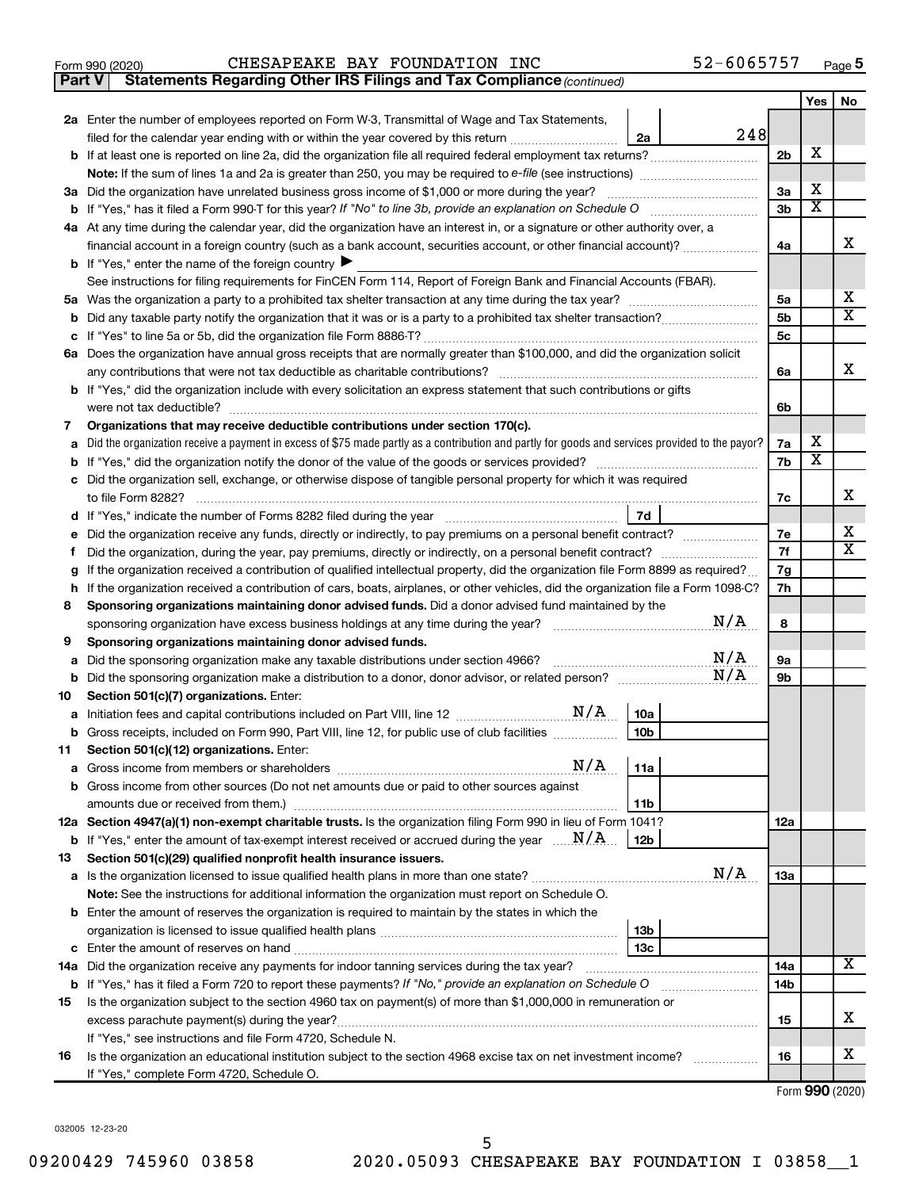Form 990 (2020) CHESAPEAKE BAY FOUNDATION INC 52-6065757 Page 5

**Part V Statements Regarding Other IRS Filings and Tax Compliance** *(continued)*

| | | | | Line | Yes | No |
|---|---|---|---|---|---|---|
| **2a** | Enter the number of employees reported on Form W-3, Transmittal of Wage and Tax Statements, filed for the calendar year ending with or within the year covered by this return | 2a | 248 | | | |
| **b** | If at least one is reported on line 2a, did the organization file all required federal employment tax returns? | | | 2b | X | |
| | **Note:** If the sum of lines 1a and 2a is greater than 250, you may be required to *e-file* (see instructions) | | | | | |
| **3a** | Did the organization have unrelated business gross income of $1,000 or more during the year? | | | 3a | X | |
| **b** | If "Yes," has it filed a Form 990-T for this year? *If "No" to line 3b, provide an explanation on Schedule O* | | | 3b | X | |
| **4a** | At any time during the calendar year, did the organization have an interest in, or a signature or other authority over, a financial account in a foreign country (such as a bank account, securities account, or other financial account)? | | | 4a | | X |
| **b** | If "Yes," enter the name of the foreign country ▶ | | | | | |
| | See instructions for filing requirements for FinCEN Form 114, Report of Foreign Bank and Financial Accounts (FBAR). | | | | | |
| **5a** | Was the organization a party to a prohibited tax shelter transaction at any time during the tax year? | | | 5a | | X |
| **b** | Did any taxable party notify the organization that it was or is a party to a prohibited tax shelter transaction? | | | 5b | | X |
| **c** | If "Yes" to line 5a or 5b, did the organization file Form 8886-T? | | | 5c | | |
| **6a** | Does the organization have annual gross receipts that are normally greater than $100,000, and did the organization solicit any contributions that were not tax deductible as charitable contributions? | | | 6a | | X |
| **b** | If "Yes," did the organization include with every solicitation an express statement that such contributions or gifts were not tax deductible? | | | 6b | | |
| **7** | **Organizations that may receive deductible contributions under section 170(c).** | | | | | |
| **a** | Did the organization receive a payment in excess of $75 made partly as a contribution and partly for goods and services provided to the payor? | | | 7a | X | |
| **b** | If "Yes," did the organization notify the donor of the value of the goods or services provided? | | | 7b | X | |
| **c** | Did the organization sell, exchange, or otherwise dispose of tangible personal property for which it was required to file Form 8282? | | | 7c | | X |
| **d** | If "Yes," indicate the number of Forms 8282 filed during the year | 7d | | | | |
| **e** | Did the organization receive any funds, directly or indirectly, to pay premiums on a personal benefit contract? | | | 7e | | X |
| **f** | Did the organization, during the year, pay premiums, directly or indirectly, on a personal benefit contract? | | | 7f | | X |
| **g** | If the organization received a contribution of qualified intellectual property, did the organization file Form 8899 as required? | | | 7g | | |
| **h** | If the organization received a contribution of cars, boats, airplanes, or other vehicles, did the organization file a Form 1098-C? | | | 7h | | |
| **8** | **Sponsoring organizations maintaining donor advised funds.** Did a donor advised fund maintained by the sponsoring organization have excess business holdings at any time during the year? N/A | | | 8 | | |
| **9** | **Sponsoring organizations maintaining donor advised funds.** | | | | | |
| **a** | Did the sponsoring organization make any taxable distributions under section 4966? N/A | | | 9a | | |
| **b** | Did the sponsoring organization make a distribution to a donor, donor advisor, or related person? N/A | | | 9b | | |
| **10** | **Section 501(c)(7) organizations.** Enter: | | | | | |
| **a** | Initiation fees and capital contributions included on Part VIII, line 12 N/A | 10a | | | | |
| **b** | Gross receipts, included on Form 990, Part VIII, line 12, for public use of club facilities | 10b | | | | |
| **11** | **Section 501(c)(12) organizations.** Enter: | | | | | |
| **a** | Gross income from members or shareholders N/A | 11a | | | | |
| **b** | Gross income from other sources (Do not net amounts due or paid to other sources against amounts due or received from them.) | 11b | | | | |
| **12a** | **Section 4947(a)(1) non-exempt charitable trusts.** Is the organization filing Form 990 in lieu of Form 1041? | | | 12a | | |
| **b** | If "Yes," enter the amount of tax-exempt interest received or accrued during the year N/A | 12b | | | | |
| **13** | **Section 501(c)(29) qualified nonprofit health insurance issuers.** | | | | | |
| **a** | Is the organization licensed to issue qualified health plans in more than one state? N/A | | | 13a | | |
| | **Note:** See the instructions for additional information the organization must report on Schedule O. | | | | | |
| **b** | Enter the amount of reserves the organization is required to maintain by the states in which the organization is licensed to issue qualified health plans | 13b | | | | |
| **c** | Enter the amount of reserves on hand | 13c | | | | |
| **14a** | Did the organization receive any payments for indoor tanning services during the tax year? | | | 14a | | X |
| **b** | If "Yes," has it filed a Form 720 to report these payments? *If "No," provide an explanation on Schedule O* | | | 14b | | |
| **15** | Is the organization subject to the section 4960 tax on payment(s) of more than $1,000,000 in remuneration or excess parachute payment(s) during the year? | | | 15 | | X |
| | If "Yes," see instructions and file Form 4720, Schedule N. | | | | | |
| **16** | Is the organization an educational institution subject to the section 4968 excise tax on net investment income? | | | 16 | | X |
| | If "Yes," complete Form 4720, Schedule O. | | | | | |

Form **990** (2020)

032005 12-23-20

09200429 745960 03858 2020.05093 CHESAPEAKE BAY FOUNDATION I 03858__1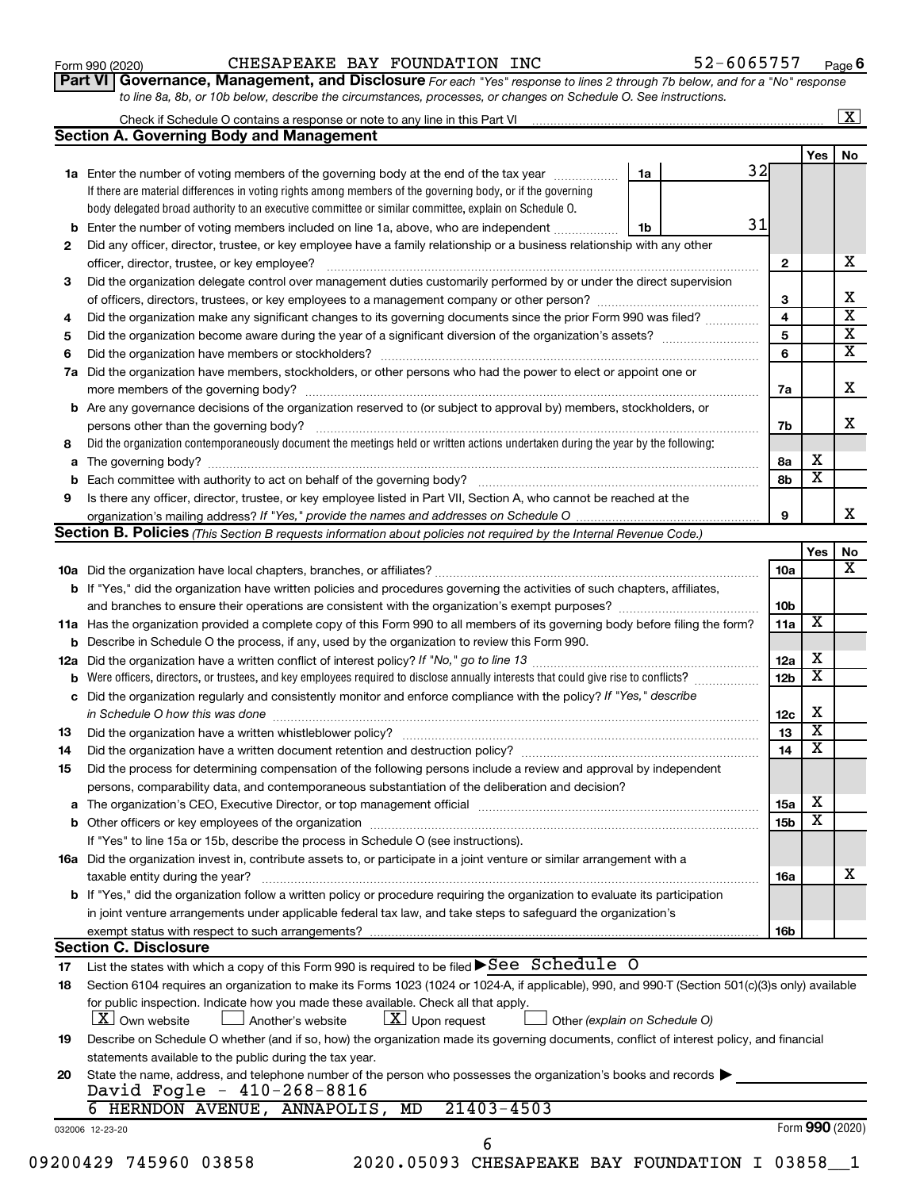Form 990 (2020) CHESAPEAKE BAY FOUNDATION INC 52-6065757 Page 6

**Part VI Governance, Management, and Disclosure** *For each "Yes" response to lines 2 through 7b below, and for a "No" response to line 8a, 8b, or 10b below, describe the circumstances, processes, or changes on Schedule O. See instructions.*

Check if Schedule O contains a response or note to any line in this Part VI ..... [X]

## Section A. Governing Body and Management

| | | | | Yes | No |
|---|---|---|---|---|---|
| **1a** | Enter the number of voting members of the governing body at the end of the tax year ..... **1a** 32. If there are material differences in voting rights among members of the governing body, or if the governing body delegated broad authority to an executive committee or similar committee, explain on Schedule O. | | | | |
| **b** | Enter the number of voting members included on line 1a, above, who are independent ..... **1b** 31 | | | | |
| **2** | Did any officer, director, trustee, or key employee have a family relationship or a business relationship with any other officer, director, trustee, or key employee? | **2** | | | X |
| **3** | Did the organization delegate control over management duties customarily performed by or under the direct supervision of officers, directors, trustees, or key employees to a management company or other person? | **3** | | | X |
| **4** | Did the organization make any significant changes to its governing documents since the prior Form 990 was filed? | **4** | | | X |
| **5** | Did the organization become aware during the year of a significant diversion of the organization's assets? | **5** | | | X |
| **6** | Did the organization have members or stockholders? | **6** | | | X |
| **7a** | Did the organization have members, stockholders, or other persons who had the power to elect or appoint one or more members of the governing body? | **7a** | | | X |
| **b** | Are any governance decisions of the organization reserved to (or subject to approval by) members, stockholders, or persons other than the governing body? | **7b** | | | X |
| **8** | Did the organization contemporaneously document the meetings held or written actions undertaken during the year by the following: | | | | |
| **a** | The governing body? | **8a** | | X | |
| **b** | Each committee with authority to act on behalf of the governing body? | **8b** | | X | |
| **9** | Is there any officer, director, trustee, or key employee listed in Part VII, Section A, who cannot be reached at the organization's mailing address? *If "Yes," provide the names and addresses on Schedule O* | **9** | | | X |

## Section B. Policies *(This Section B requests information about policies not required by the Internal Revenue Code.)*

| | | | Yes | No |
|---|---|---|---|---|
| **10a** | Did the organization have local chapters, branches, or affiliates? | **10a** | | X |
| **b** | If "Yes," did the organization have written policies and procedures governing the activities of such chapters, affiliates, and branches to ensure their operations are consistent with the organization's exempt purposes? | **10b** | | |
| **11a** | Has the organization provided a complete copy of this Form 990 to all members of its governing body before filing the form? | **11a** | X | |
| **b** | Describe in Schedule O the process, if any, used by the organization to review this Form 990. | | | |
| **12a** | Did the organization have a written conflict of interest policy? *If "No," go to line 13* | **12a** | X | |
| **b** | Were officers, directors, or trustees, and key employees required to disclose annually interests that could give rise to conflicts? | **12b** | X | |
| **c** | Did the organization regularly and consistently monitor and enforce compliance with the policy? *If "Yes," describe in Schedule O how this was done* | **12c** | X | |
| **13** | Did the organization have a written whistleblower policy? | **13** | X | |
| **14** | Did the organization have a written document retention and destruction policy? | **14** | X | |
| **15** | Did the process for determining compensation of the following persons include a review and approval by independent persons, comparability data, and contemporaneous substantiation of the deliberation and decision? | | | |
| **a** | The organization's CEO, Executive Director, or top management official | **15a** | X | |
| **b** | Other officers or key employees of the organization | **15b** | X | |
| | If "Yes" to line 15a or 15b, describe the process in Schedule O (see instructions). | | | |
| **16a** | Did the organization invest in, contribute assets to, or participate in a joint venture or similar arrangement with a taxable entity during the year? | **16a** | | X |
| **b** | If "Yes," did the organization follow a written policy or procedure requiring the organization to evaluate its participation in joint venture arrangements under applicable federal tax law, and take steps to safeguard the organization's exempt status with respect to such arrangements? | **16b** | | |

## Section C. Disclosure

**17** List the states with which a copy of this Form 990 is required to be filed ▶ See Schedule O

**18** Section 6104 requires an organization to make its Forms 1023 (1024 or 1024-A, if applicable), 990, and 990-T (Section 501(c)(3)s only) available for public inspection. Indicate how you made these available. Check all that apply.

[X] Own website [ ] Another's website [X] Upon request [ ] Other *(explain on Schedule O)*

**19** Describe on Schedule O whether (and if so, how) the organization made its governing documents, conflict of interest policy, and financial statements available to the public during the tax year.

**20** State the name, address, and telephone number of the person who possesses the organization's books and records ▶

David Fogle - 410-268-8816
6 HERNDON AVENUE, ANNAPOLIS, MD 21403-4503

032006 12-23-20 Form **990** (2020)

09200429 745960 03858 2020.05093 CHESAPEAKE BAY FOUNDATION I 03858__1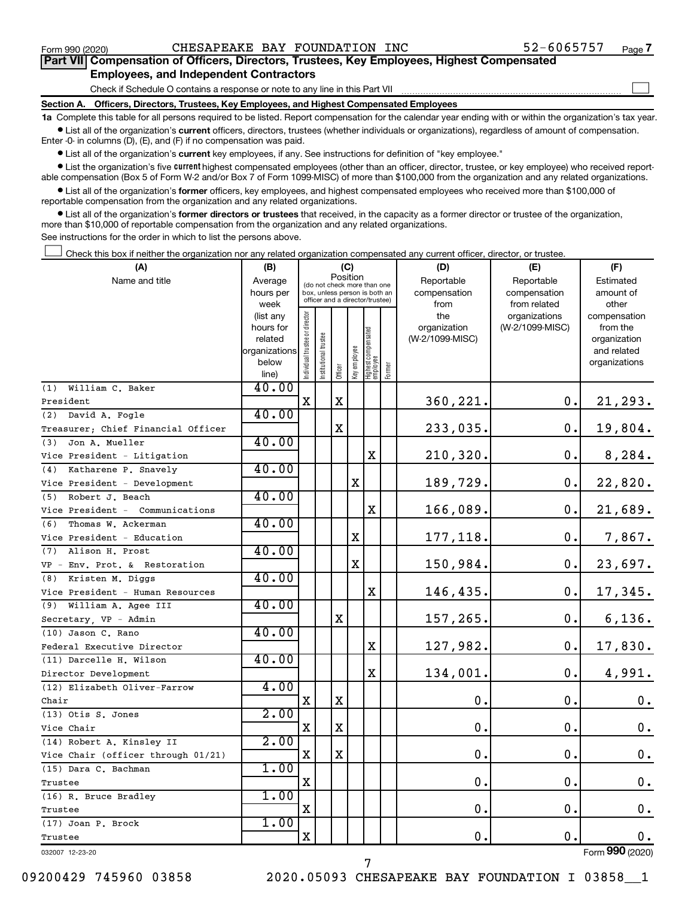Form 990 (2020) CHESAPEAKE BAY FOUNDATION INC 52-6065757 Page 7

**Part VII Compensation of Officers, Directors, Trustees, Key Employees, Highest Compensated Employees, and Independent Contractors**

Check if Schedule O contains a response or note to any line in this Part VII ☐

**Section A. Officers, Directors, Trustees, Key Employees, and Highest Compensated Employees**

**1a** Complete this table for all persons required to be listed. Report compensation for the calendar year ending with or within the organization's tax year.

- List all of the organization's **current** officers, directors, trustees (whether individuals or organizations), regardless of amount of compensation. Enter -0- in columns (D), (E), and (F) if no compensation was paid.
- List all of the organization's **current** key employees, if any. See instructions for definition of "key employee."
- List the organization's five **current** highest compensated employees (other than an officer, director, trustee, or key employee) who received reportable compensation (Box 5 of Form W-2 and/or Box 7 of Form 1099-MISC) of more than $100,000 from the organization and any related organizations.
- List all of the organization's **former** officers, key employees, and highest compensated employees who received more than $100,000 of reportable compensation from the organization and any related organizations.
- List all of the organization's **former directors or trustees** that received, in the capacity as a former director or trustee of the organization, more than $10,000 of reportable compensation from the organization and any related organizations.

See instructions for the order in which to list the persons above.

☐ Check this box if neither the organization nor any related organization compensated any current officer, director, or trustee.

| (A) Name and title | (B) Average hours per week (list any hours for related organizations below line) | (C) Position: Individual trustee or director | Institutional trustee | Officer | Key employee | Highest compensated employee | Former | (D) Reportable compensation from the organization (W-2/1099-MISC) | (E) Reportable compensation from related organizations (W-2/1099-MISC) | (F) Estimated amount of other compensation from the organization and related organizations |
|---|---|---|---|---|---|---|---|---|---|---|
| (1) William C. Baker<br>President | 40.00 | X | | X | | | | 360,221. | 0. | 21,293. |
| (2) David A. Fogle<br>Treasurer; Chief Financial Officer | 40.00 | | | X | | | | 233,035. | 0. | 19,804. |
| (3) Jon A. Mueller<br>Vice President - Litigation | 40.00 | | | | | X | | 210,320. | 0. | 8,284. |
| (4) Katharene P. Snavely<br>Vice President - Development | 40.00 | | | | X | | | 189,729. | 0. | 22,820. |
| (5) Robert J. Beach<br>Vice President - Communications | 40.00 | | | | | X | | 166,089. | 0. | 21,689. |
| (6) Thomas W. Ackerman<br>Vice President - Education | 40.00 | | | | X | | | 177,118. | 0. | 7,867. |
| (7) Alison H. Prost<br>VP - Env. Prot. & Restoration | 40.00 | | | | X | | | 150,984. | 0. | 23,697. |
| (8) Kristen M. Diggs<br>Vice President - Human Resources | 40.00 | | | | | X | | 146,435. | 0. | 17,345. |
| (9) William A. Agee III<br>Secretary, VP - Admin | 40.00 | | | X | | | | 157,265. | 0. | 6,136. |
| (10) Jason C. Rano<br>Federal Executive Director | 40.00 | | | | | X | | 127,982. | 0. | 17,830. |
| (11) Darcelle H. Wilson<br>Director Development | 40.00 | | | | | X | | 134,001. | 0. | 4,991. |
| (12) Elizabeth Oliver-Farrow<br>Chair | 4.00 | X | | X | | | | 0. | 0. | 0. |
| (13) Otis S. Jones<br>Vice Chair | 2.00 | X | | X | | | | 0. | 0. | 0. |
| (14) Robert A. Kinsley II<br>Vice Chair (officer through 01/21) | 2.00 | X | | X | | | | 0. | 0. | 0. |
| (15) Dara C. Bachman<br>Trustee | 1.00 | X | | | | | | 0. | 0. | 0. |
| (16) R. Bruce Bradley<br>Trustee | 1.00 | X | | | | | | 0. | 0. | 0. |
| (17) Joan P. Brock<br>Trustee | 1.00 | X | | | | | | 0. | 0. | 0. |

032007 12-23-20 Form **990** (2020)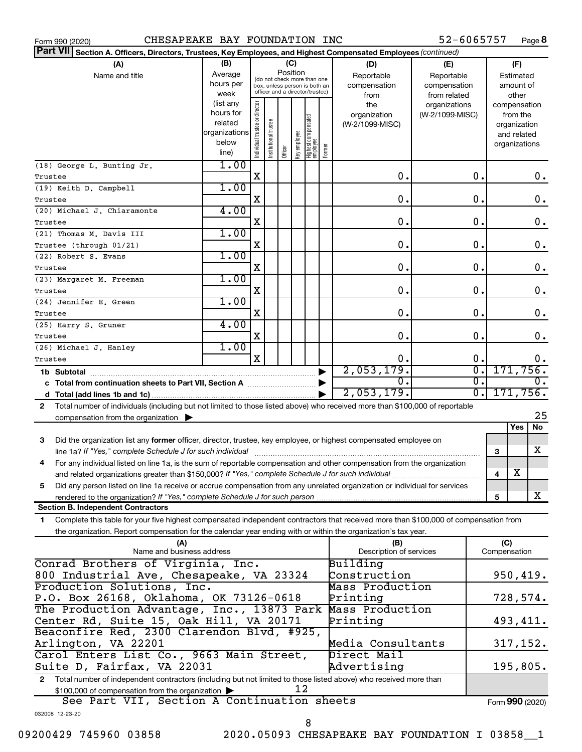Form 990 (2020) CHESAPEAKE BAY FOUNDATION INC 52-6065757 Page **8**

**Part VII** Section A. Officers, Directors, Trustees, Key Employees, and Highest Compensated Employees *(continued)*

| (A) Name and title | (B) Average hours per week (list any hours for related organizations below line) | (C) Position: Individual trustee or director | Institutional trustee | Officer | Key employee | Highest compensated employee | Former | (D) Reportable compensation from the organization (W-2/1099-MISC) | (E) Reportable compensation from related organizations (W-2/1099-MISC) | (F) Estimated amount of other compensation from the organization and related organizations |
|---|---|---|---|---|---|---|---|---|---|---|
| (18) George L. Bunting Jr. Trustee | 1.00 | X | | | | | | 0. | 0. | 0. |
| (19) Keith D. Campbell Trustee | 1.00 | X | | | | | | 0. | 0. | 0. |
| (20) Michael J. Chiaramonte Trustee | 4.00 | X | | | | | | 0. | 0. | 0. |
| (21) Thomas M. Davis III Trustee (through 01/21) | 1.00 | X | | | | | | 0. | 0. | 0. |
| (22) Robert S. Evans Trustee | 1.00 | X | | | | | | 0. | 0. | 0. |
| (23) Margaret M. Freeman Trustee | 1.00 | X | | | | | | 0. | 0. | 0. |
| (24) Jennifer E. Green Trustee | 1.00 | X | | | | | | 0. | 0. | 0. |
| (25) Harry S. Gruner Trustee | 4.00 | X | | | | | | 0. | 0. | 0. |
| (26) Michael J. Hanley Trustee | 1.00 | X | | | | | | 0. | 0. | 0. |
| **1b Subtotal** | | | | | | | | 2,053,179. | 0. | 171,756. |
| **c Total from continuation sheets to Part VII, Section A** | | | | | | | | 0. | 0. | 0. |
| **d Total (add lines 1b and 1c)** | | | | | | | | 2,053,179. | 0. | 171,756. |

**2** Total number of individuals (including but not limited to those listed above) who received more than $100,000 of reportable compensation from the organization ▶ 25

| | | | Yes | No |
|---|---|---|---|---|
| **3** | Did the organization list any **former** officer, director, trustee, key employee, or highest compensated employee on line 1a? *If "Yes," complete Schedule J for such individual* | 3 | | X |
| **4** | For any individual listed on line 1a, is the sum of reportable compensation and other compensation from the organization and related organizations greater than $150,000? *If "Yes," complete Schedule J for such individual* | 4 | X | |
| **5** | Did any person listed on line 1a receive or accrue compensation from any unrelated organization or individual for services rendered to the organization? *If "Yes," complete Schedule J for such person* | 5 | | X |

**Section B. Independent Contractors**

**1** Complete this table for your five highest compensated independent contractors that received more than $100,000 of compensation from the organization. Report compensation for the calendar year ending with or within the organization's tax year.

| (A) Name and business address | (B) Description of services | (C) Compensation |
|---|---|---|
| Conrad Brothers of Virginia, Inc. 800 Industrial Ave, Chesapeake, VA 23324 | Building Construction | 950,419. |
| Production Solutions, Inc. P.O. Box 26168, Oklahoma, OK 73126-0618 | Mass Production Printing | 728,574. |
| The Production Advantage, Inc., 13873 Park Center Rd, Suite 15, Oak Hill, VA 20171 | Mass Production Printing | 493,411. |
| Beaconfire Red, 2300 Clarendon Blvd, #925, Arlington, VA 22201 | Media Consultants | 317,152. |
| Carol Enters List Co., 9663 Main Street, Suite D, Fairfax, VA 22031 | Direct Mail Advertising | 195,805. |

**2** Total number of independent contractors (including but not limited to those listed above) who received more than $100,000 of compensation from the organization ▶ 12

See Part VII, Section A Continuation sheets

Form **990** (2020)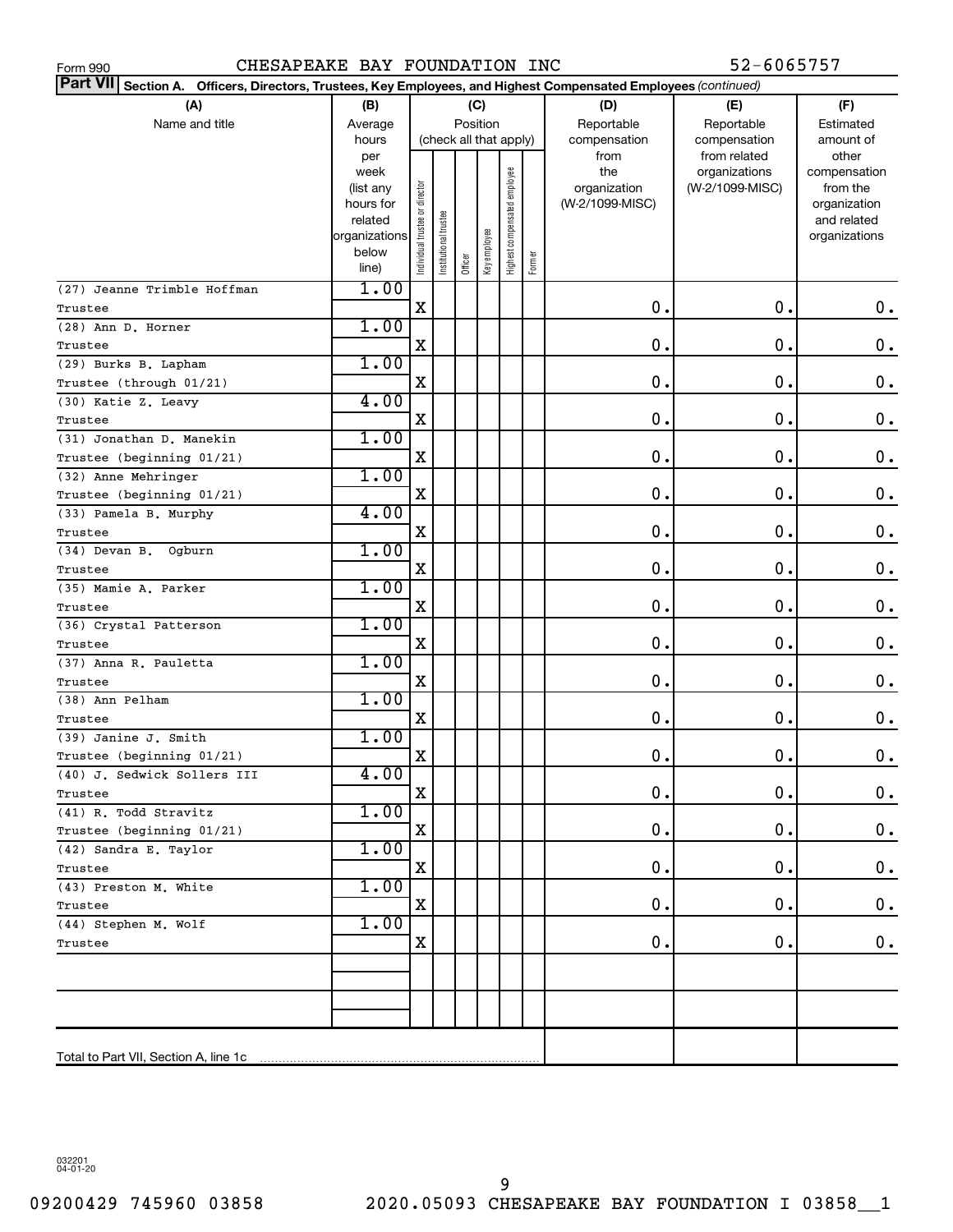Form 990 CHESAPEAKE BAY FOUNDATION INC 52-6065757

**Part VII** Section A. Officers, Directors, Trustees, Key Employees, and Highest Compensated Employees *(continued)*

| (A) Name and title | (B) Average hours per week (list any hours for related organizations below line) | (C) Position (check all that apply): Individual trustee or director | Institutional trustee | Officer | Key employee | Highest compensated employee | Former | (D) Reportable compensation from the organization (W-2/1099-MISC) | (E) Reportable compensation from related organizations (W-2/1099-MISC) | (F) Estimated amount of other compensation from the organization and related organizations |
|---|---|---|---|---|---|---|---|---|---|---|
| (27) Jeanne Trimble Hoffman<br>Trustee | 1.00 | X | | | | | | 0. | 0. | 0. |
| (28) Ann D. Horner<br>Trustee | 1.00 | X | | | | | | 0. | 0. | 0. |
| (29) Burks B. Lapham<br>Trustee (through 01/21) | 1.00 | X | | | | | | 0. | 0. | 0. |
| (30) Katie Z. Leavy<br>Trustee | 4.00 | X | | | | | | 0. | 0. | 0. |
| (31) Jonathan D. Manekin<br>Trustee (beginning 01/21) | 1.00 | X | | | | | | 0. | 0. | 0. |
| (32) Anne Mehringer<br>Trustee (beginning 01/21) | 1.00 | X | | | | | | 0. | 0. | 0. |
| (33) Pamela B. Murphy<br>Trustee | 4.00 | X | | | | | | 0. | 0. | 0. |
| (34) Devan B. Ogburn<br>Trustee | 1.00 | X | | | | | | 0. | 0. | 0. |
| (35) Mamie A. Parker<br>Trustee | 1.00 | X | | | | | | 0. | 0. | 0. |
| (36) Crystal Patterson<br>Trustee | 1.00 | X | | | | | | 0. | 0. | 0. |
| (37) Anna R. Pauletta<br>Trustee | 1.00 | X | | | | | | 0. | 0. | 0. |
| (38) Ann Pelham<br>Trustee | 1.00 | X | | | | | | 0. | 0. | 0. |
| (39) Janine J. Smith<br>Trustee (beginning 01/21) | 1.00 | X | | | | | | 0. | 0. | 0. |
| (40) J. Sedwick Sollers III<br>Trustee | 4.00 | X | | | | | | 0. | 0. | 0. |
| (41) R. Todd Stravitz<br>Trustee (beginning 01/21) | 1.00 | X | | | | | | 0. | 0. | 0. |
| (42) Sandra E. Taylor<br>Trustee | 1.00 | X | | | | | | 0. | 0. | 0. |
| (43) Preston M. White<br>Trustee | 1.00 | X | | | | | | 0. | 0. | 0. |
| (44) Stephen M. Wolf<br>Trustee | 1.00 | X | | | | | | 0. | 0. | 0. |
| | | | | | | | | | | |
| | | | | | | | | | | |
| Total to Part VII, Section A, line 1c | | | | | | | | | | |

032201 04-01-20

09200429 745960 03858 2020.05093 CHESAPEAKE BAY FOUNDATION I 03858__1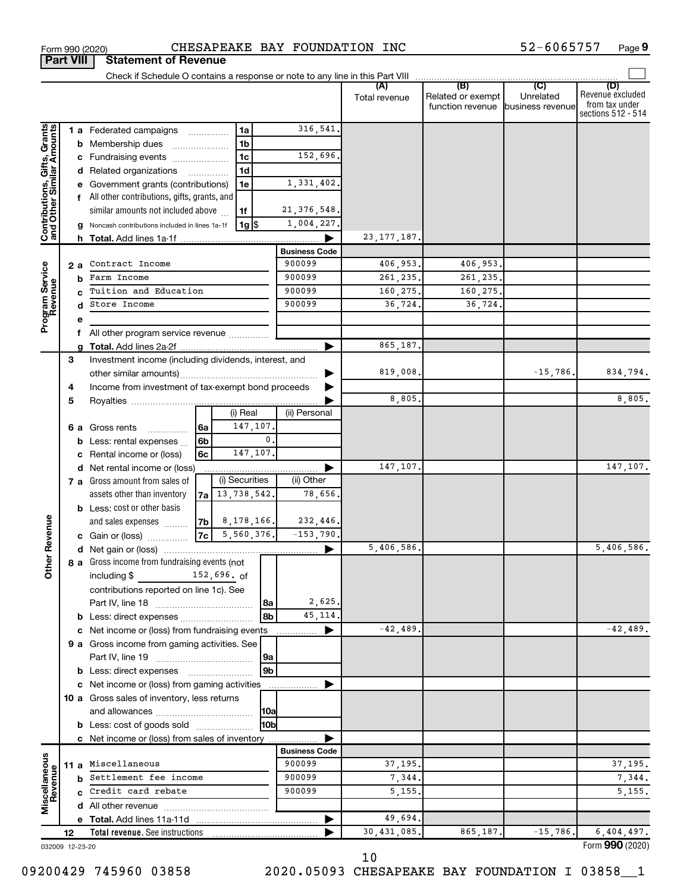Form 990 (2020) CHESAPEAKE BAY FOUNDATION INC 52-6065757 Page 9

## Part VIII Statement of Revenue

Check if Schedule O contains a response or note to any line in this Part VIII

| | | | | (A) Total revenue | (B) Related or exempt function revenue | (C) Unrelated business revenue | (D) Revenue excluded from tax under sections 512 - 514 |
|---|---|---|---|---|---|---|---|
| **Contributions, Gifts, Grants and Other Similar Amounts** | 1a | Federated campaigns | 1a 316,541. | | | | |
| | b | Membership dues | 1b | | | | |
| | c | Fundraising events | 1c 152,696. | | | | |
| | d | Related organizations | 1d | | | | |
| | e | Government grants (contributions) | 1e 1,331,402. | | | | |
| | f | All other contributions, gifts, grants, and similar amounts not included above | 1f 21,376,548. | | | | |
| | g | Noncash contributions included in lines 1a-1f | 1g $ 1,004,227. | | | | |
| | h | **Total.** Add lines 1a-1f | | 23,177,187. | | | |
| **Program Service Revenue** | | | **Business Code** | | | | |
| | 2a | Contract Income | 900099 | 406,953. | 406,953. | | |
| | b | Farm Income | 900099 | 261,235. | 261,235. | | |
| | c | Tuition and Education | 900099 | 160,275. | 160,275. | | |
| | d | Store Income | 900099 | 36,724. | 36,724. | | |
| | e | | | | | | |
| | f | All other program service revenue | | | | | |
| | g | **Total.** Add lines 2a-2f | | 865,187. | | | |
| **Other Revenue** | 3 | Investment income (including dividends, interest, and other similar amounts) | | 819,008. | | -15,786. | 834,794. |
| | 4 | Income from investment of tax-exempt bond proceeds | | | | | |
| | 5 | Royalties | | 8,805. | | | 8,805. |
| | | | (i) Real / (ii) Personal | | | | |
| | 6a | Gross rents | 6a (i) 147,107. | | | | |
| | b | Less: rental expenses | 6b (i) 0. | | | | |
| | c | Rental income or (loss) | 6c (i) 147,107. | | | | |
| | d | Net rental income or (loss) | | 147,107. | | | 147,107. |
| | | | (i) Securities / (ii) Other | | | | |
| | 7a | Gross amount from sales of assets other than inventory | 7a (i) 13,738,542. (ii) 78,656. | | | | |
| | b | Less: cost or other basis and sales expenses | 7b (i) 8,178,166. (ii) 232,446. | | | | |
| | c | Gain or (loss) | 7c (i) 5,560,376. (ii) -153,790. | | | | |
| | d | Net gain or (loss) | | 5,406,586. | | | 5,406,586. |
| | 8a | Gross income from fundraising events (not including $ 152,696. of contributions reported on line 1c). See Part IV, line 18 | 8a 2,625. | | | | |
| | b | Less: direct expenses | 8b 45,114. | | | | |
| | c | Net income or (loss) from fundraising events | | -42,489. | | | -42,489. |
| | 9a | Gross income from gaming activities. See Part IV, line 19 | 9a | | | | |
| | b | Less: direct expenses | 9b | | | | |
| | c | Net income or (loss) from gaming activities | | | | | |
| | 10a | Gross sales of inventory, less returns and allowances | 10a | | | | |
| | b | Less: cost of goods sold | 10b | | | | |
| | c | Net income or (loss) from sales of inventory | | | | | |
| **Miscellaneous Revenue** | | | **Business Code** | | | | |
| | 11a | Miscellaneous | 900099 | 37,195. | | | 37,195. |
| | b | Settlement fee income | 900099 | 7,344. | | | 7,344. |
| | c | Credit card rebate | 900099 | 5,155. | | | 5,155. |
| | d | All other revenue | | | | | |
| | e | **Total.** Add lines 11a-11d | | 49,694. | | | |
| | 12 | **Total revenue.** See instructions | | 30,431,085. | 865,187. | -15,786. | 6,404,497. |

032009 12-23-20 Form 990 (2020)

09200429 745960 03858 2020.05093 CHESAPEAKE BAY FOUNDATION I 03858__1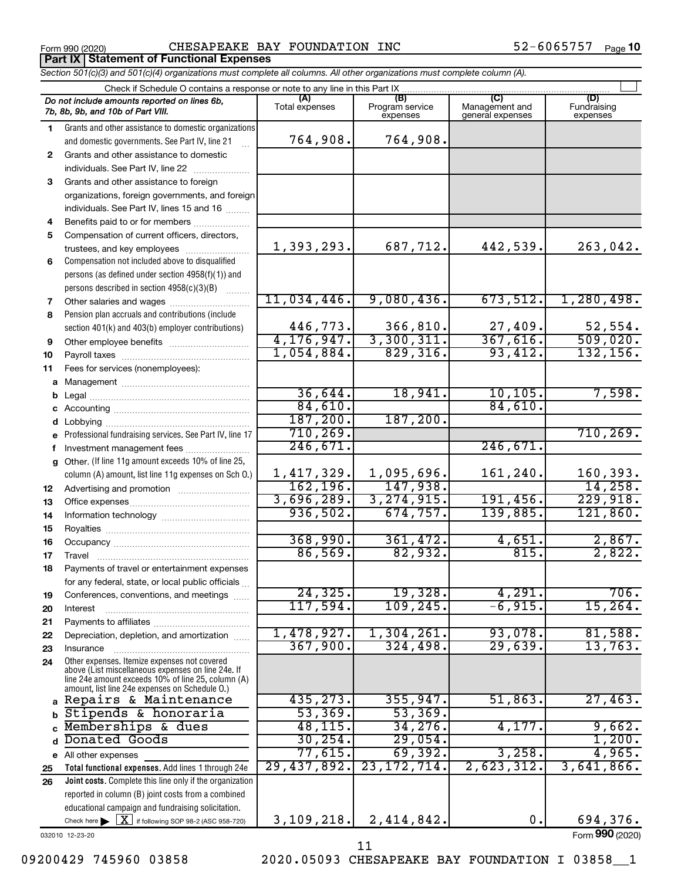Form 990 (2020) CHESAPEAKE BAY FOUNDATION INC 52-6065757 Page **10**

**Part IX | Statement of Functional Expenses**

*Section 501(c)(3) and 501(c)(4) organizations must complete all columns. All other organizations must complete column (A).*

Check if Schedule O contains a response or note to any line in this Part IX ☐

| | *Do not include amounts reported on lines 6b, 7b, 8b, 9b, and 10b of Part VIII.* | (A) Total expenses | (B) Program service expenses | (C) Management and general expenses | (D) Fundraising expenses |
|---|---|---|---|---|---|
| 1 | Grants and other assistance to domestic organizations and domestic governments. See Part IV, line 21 | 764,908. | 764,908. | | |
| 2 | Grants and other assistance to domestic individuals. See Part IV, line 22 | | | | |
| 3 | Grants and other assistance to foreign organizations, foreign governments, and foreign individuals. See Part IV, lines 15 and 16 | | | | |
| 4 | Benefits paid to or for members | | | | |
| 5 | Compensation of current officers, directors, trustees, and key employees | 1,393,293. | 687,712. | 442,539. | 263,042. |
| 6 | Compensation not included above to disqualified persons (as defined under section 4958(f)(1)) and persons described in section 4958(c)(3)(B) | | | | |
| 7 | Other salaries and wages | 11,034,446. | 9,080,436. | 673,512. | 1,280,498. |
| 8 | Pension plan accruals and contributions (include section 401(k) and 403(b) employer contributions) | 446,773. | 366,810. | 27,409. | 52,554. |
| 9 | Other employee benefits | 4,176,947. | 3,300,311. | 367,616. | 509,020. |
| 10 | Payroll taxes | 1,054,884. | 829,316. | 93,412. | 132,156. |
| 11 | Fees for services (nonemployees): | | | | |
| a | Management | | | | |
| b | Legal | 36,644. | 18,941. | 10,105. | 7,598. |
| c | Accounting | 84,610. | | 84,610. | |
| d | Lobbying | 187,200. | 187,200. | | |
| e | Professional fundraising services. See Part IV, line 17 | 710,269. | | | 710,269. |
| f | Investment management fees | 246,671. | | 246,671. | |
| g | Other. (If line 11g amount exceeds 10% of line 25, column (A) amount, list line 11g expenses on Sch O.) | 1,417,329. | 1,095,696. | 161,240. | 160,393. |
| 12 | Advertising and promotion | 162,196. | 147,938. | | 14,258. |
| 13 | Office expenses | 3,696,289. | 3,274,915. | 191,456. | 229,918. |
| 14 | Information technology | 936,502. | 674,757. | 139,885. | 121,860. |
| 15 | Royalties | | | | |
| 16 | Occupancy | 368,990. | 361,472. | 4,651. | 2,867. |
| 17 | Travel | 86,569. | 82,932. | 815. | 2,822. |
| 18 | Payments of travel or entertainment expenses for any federal, state, or local public officials | | | | |
| 19 | Conferences, conventions, and meetings | 24,325. | 19,328. | 4,291. | 706. |
| 20 | Interest | 117,594. | 109,245. | -6,915. | 15,264. |
| 21 | Payments to affiliates | | | | |
| 22 | Depreciation, depletion, and amortization | 1,478,927. | 1,304,261. | 93,078. | 81,588. |
| 23 | Insurance | 367,900. | 324,498. | 29,639. | 13,763. |
| 24 | Other expenses. Itemize expenses not covered above (List miscellaneous expenses on line 24e. If line 24e amount exceeds 10% of line 25, column (A) amount, list line 24e expenses on Schedule O.) | | | | |
| a | Repairs & Maintenance | 435,273. | 355,947. | 51,863. | 27,463. |
| b | Stipends & honoraria | 53,369. | 53,369. | | |
| c | Memberships & dues | 48,115. | 34,276. | 4,177. | 9,662. |
| d | Donated Goods | 30,254. | 29,054. | | 1,200. |
| e | All other expenses | 77,615. | 69,392. | 3,258. | 4,965. |
| 25 | **Total functional expenses.** Add lines 1 through 24e | 29,437,892. | 23,172,714. | 2,623,312. | 3,641,866. |
| 26 | **Joint costs.** Complete this line only if the organization reported in column (B) joint costs from a combined educational campaign and fundraising solicitation. Check here ▶ ☒ if following SOP 98-2 (ASC 958-720) | 3,109,218. | 2,414,842. | 0. | 694,376. |

032010 12-23-20 Form **990** (2020)

09200429 745960 03858 2020.05093 CHESAPEAKE BAY FOUNDATION I 03858__1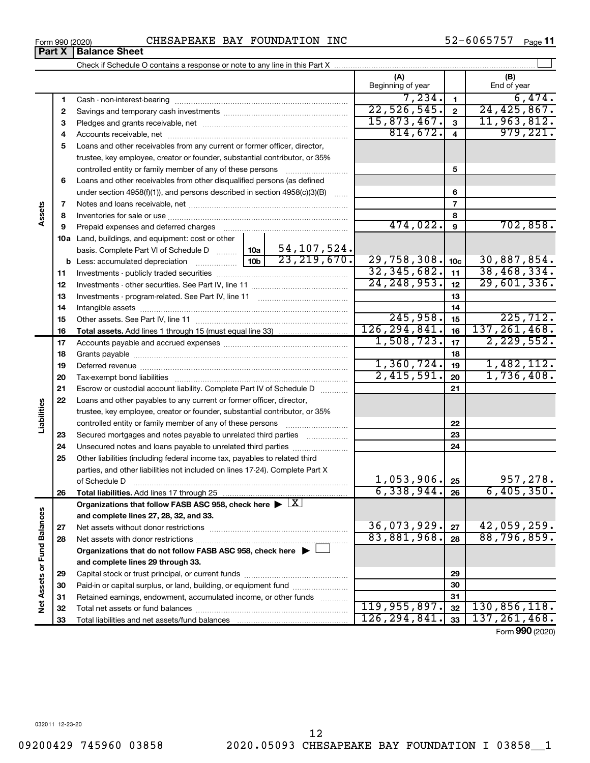Form 990 (2020) CHESAPEAKE BAY FOUNDATION INC 52-6065757

## Part X Balance Sheet

Check if Schedule O contains a response or note to any line in this Part X

| | | | (A) Beginning of year | | (B) End of year |
|---|---|---|---|---|---|
| **Assets** | 1 | Cash - non-interest-bearing | 7,234. | 1 | 6,474. |
| | 2 | Savings and temporary cash investments | 22,526,545. | 2 | 24,425,867. |
| | 3 | Pledges and grants receivable, net | 15,873,467. | 3 | 11,963,812. |
| | 4 | Accounts receivable, net | 814,672. | 4 | 979,221. |
| | 5 | Loans and other receivables from any current or former officer, director, trustee, key employee, creator or founder, substantial contributor, or 35% controlled entity or family member of any of these persons | | 5 | |
| | 6 | Loans and other receivables from other disqualified persons (as defined under section 4958(f)(1)), and persons described in section 4958(c)(3)(B) | | 6 | |
| | 7 | Notes and loans receivable, net | | 7 | |
| | 8 | Inventories for sale or use | | 8 | |
| | 9 | Prepaid expenses and deferred charges | 474,022. | 9 | 702,858. |
| | 10a | Land, buildings, and equipment: cost or other basis. Complete Part VI of Schedule D — 10a: 54,107,524. | | | |
| | b | Less: accumulated depreciation — 10b: 23,219,670. | 29,758,308. | 10c | 30,887,854. |
| | 11 | Investments - publicly traded securities | 32,345,682. | 11 | 38,468,334. |
| | 12 | Investments - other securities. See Part IV, line 11 | 24,248,953. | 12 | 29,601,336. |
| | 13 | Investments - program-related. See Part IV, line 11 | | 13 | |
| | 14 | Intangible assets | | 14 | |
| | 15 | Other assets. See Part IV, line 11 | 245,958. | 15 | 225,712. |
| | 16 | **Total assets.** Add lines 1 through 15 (must equal line 33) | 126,294,841. | 16 | 137,261,468. |
| **Liabilities** | 17 | Accounts payable and accrued expenses | 1,508,723. | 17 | 2,229,552. |
| | 18 | Grants payable | | 18 | |
| | 19 | Deferred revenue | 1,360,724. | 19 | 1,482,112. |
| | 20 | Tax-exempt bond liabilities | 2,415,591. | 20 | 1,736,408. |
| | 21 | Escrow or custodial account liability. Complete Part IV of Schedule D | | 21 | |
| | 22 | Loans and other payables to any current or former officer, director, trustee, key employee, creator or founder, substantial contributor, or 35% controlled entity or family member of any of these persons | | 22 | |
| | 23 | Secured mortgages and notes payable to unrelated third parties | | 23 | |
| | 24 | Unsecured notes and loans payable to unrelated third parties | | 24 | |
| | 25 | Other liabilities (including federal income tax, payables to related third parties, and other liabilities not included on lines 17-24). Complete Part X of Schedule D | 1,053,906. | 25 | 957,278. |
| | 26 | **Total liabilities.** Add lines 17 through 25 | 6,338,944. | 26 | 6,405,350. |
| **Net Assets or Fund Balances** | | **Organizations that follow FASB ASC 958, check here ▶ [X] and complete lines 27, 28, 32, and 33.** | | | |
| | 27 | Net assets without donor restrictions | 36,073,929. | 27 | 42,059,259. |
| | 28 | Net assets with donor restrictions | 83,881,968. | 28 | 88,796,859. |
| | | **Organizations that do not follow FASB ASC 958, check here ▶ [ ] and complete lines 29 through 33.** | | | |
| | 29 | Capital stock or trust principal, or current funds | | 29 | |
| | 30 | Paid-in or capital surplus, or land, building, or equipment fund | | 30 | |
| | 31 | Retained earnings, endowment, accumulated income, or other funds | | 31 | |
| | 32 | Total net assets or fund balances | 119,955,897. | 32 | 130,856,118. |
| | 33 | Total liabilities and net assets/fund balances | 126,294,841. | 33 | 137,261,468. |

Form **990** (2020)

032011 12-23-20

09200429 745960 03858 2020.05093 CHESAPEAKE BAY FOUNDATION I 03858__1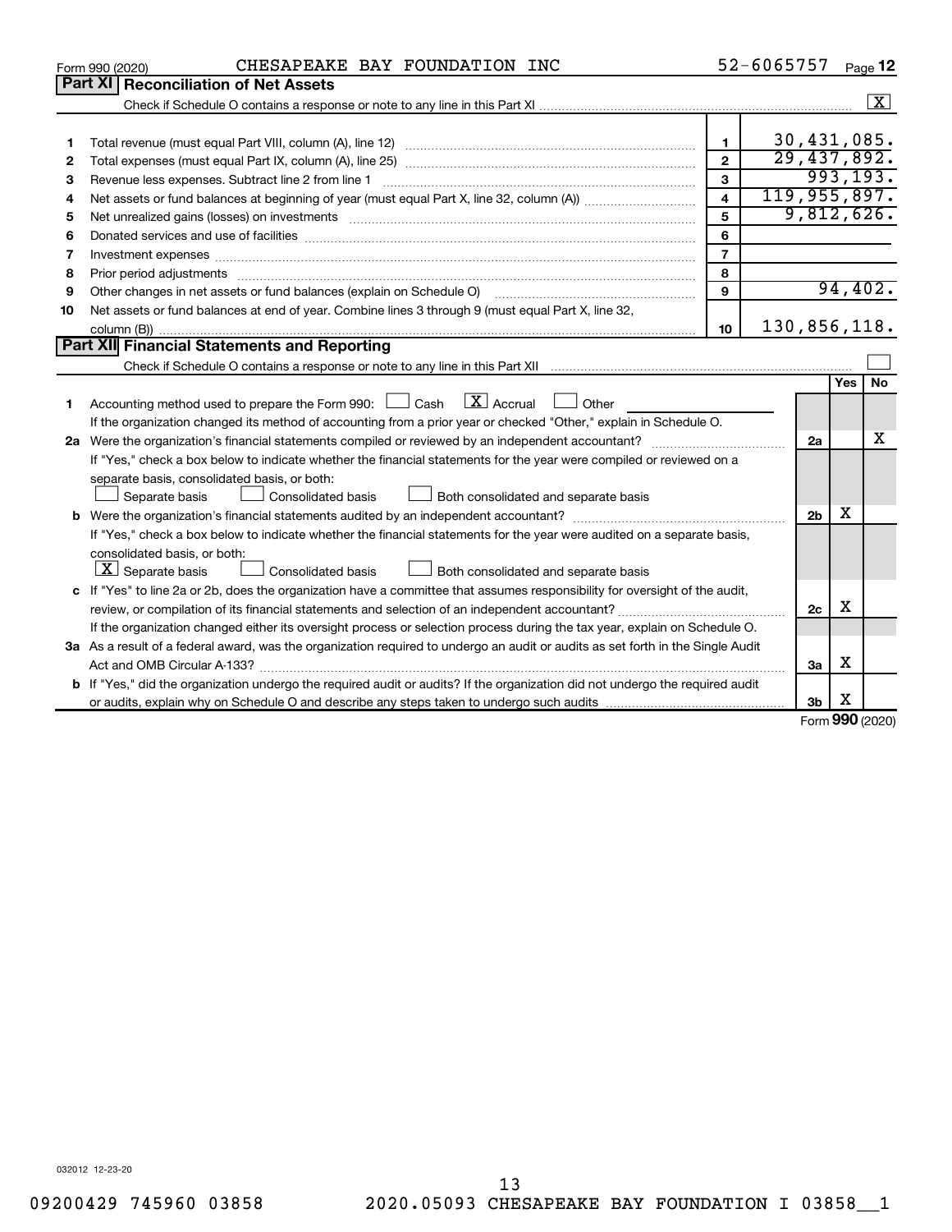Form 990 (2020) CHESAPEAKE BAY FOUNDATION INC 52-6065757 Page **12**

## Part XI Reconciliation of Net Assets

Check if Schedule O contains a response or note to any line in this Part XI ☒

| | | | |
|---|---|---|---|
| 1 | Total revenue (must equal Part VIII, column (A), line 12) | 1 | 30,431,085. |
| 2 | Total expenses (must equal Part IX, column (A), line 25) | 2 | 29,437,892. |
| 3 | Revenue less expenses. Subtract line 2 from line 1 | 3 | 993,193. |
| 4 | Net assets or fund balances at beginning of year (must equal Part X, line 32, column (A)) | 4 | 119,955,897. |
| 5 | Net unrealized gains (losses) on investments | 5 | 9,812,626. |
| 6 | Donated services and use of facilities | 6 | |
| 7 | Investment expenses | 7 | |
| 8 | Prior period adjustments | 8 | |
| 9 | Other changes in net assets or fund balances (explain on Schedule O) | 9 | 94,402. |
| 10 | Net assets or fund balances at end of year. Combine lines 3 through 9 (must equal Part X, line 32, column (B)) | 10 | 130,856,118. |

## Part XII Financial Statements and Reporting

Check if Schedule O contains a response or note to any line in this Part XII ☐

| | | | Yes | No |
|---|---|---|---|---|
| 1 | Accounting method used to prepare the Form 990: ☐ Cash ☒ Accrual ☐ Other | | | |
| | If the organization changed its method of accounting from a prior year or checked "Other," explain in Schedule O. | | | |
| 2a | Were the organization's financial statements compiled or reviewed by an independent accountant? | 2a | | X |
| | If "Yes," check a box below to indicate whether the financial statements for the year were compiled or reviewed on a separate basis, consolidated basis, or both: ☐ Separate basis ☐ Consolidated basis ☐ Both consolidated and separate basis | | | |
| b | Were the organization's financial statements audited by an independent accountant? | 2b | X | |
| | If "Yes," check a box below to indicate whether the financial statements for the year were audited on a separate basis, consolidated basis, or both: ☒ Separate basis ☐ Consolidated basis ☐ Both consolidated and separate basis | | | |
| c | If "Yes" to line 2a or 2b, does the organization have a committee that assumes responsibility for oversight of the audit, review, or compilation of its financial statements and selection of an independent accountant? | 2c | X | |
| | If the organization changed either its oversight process or selection process during the tax year, explain on Schedule O. | | | |
| 3a | As a result of a federal award, was the organization required to undergo an audit or audits as set forth in the Single Audit Act and OMB Circular A-133? | 3a | X | |
| b | If "Yes," did the organization undergo the required audit or audits? If the organization did not undergo the required audit or audits, explain why on Schedule O and describe any steps taken to undergo such audits | 3b | X | |

Form **990** (2020)

032012 12-23-20

09200429 745960 03858 2020.05093 CHESAPEAKE BAY FOUNDATION I 03858__1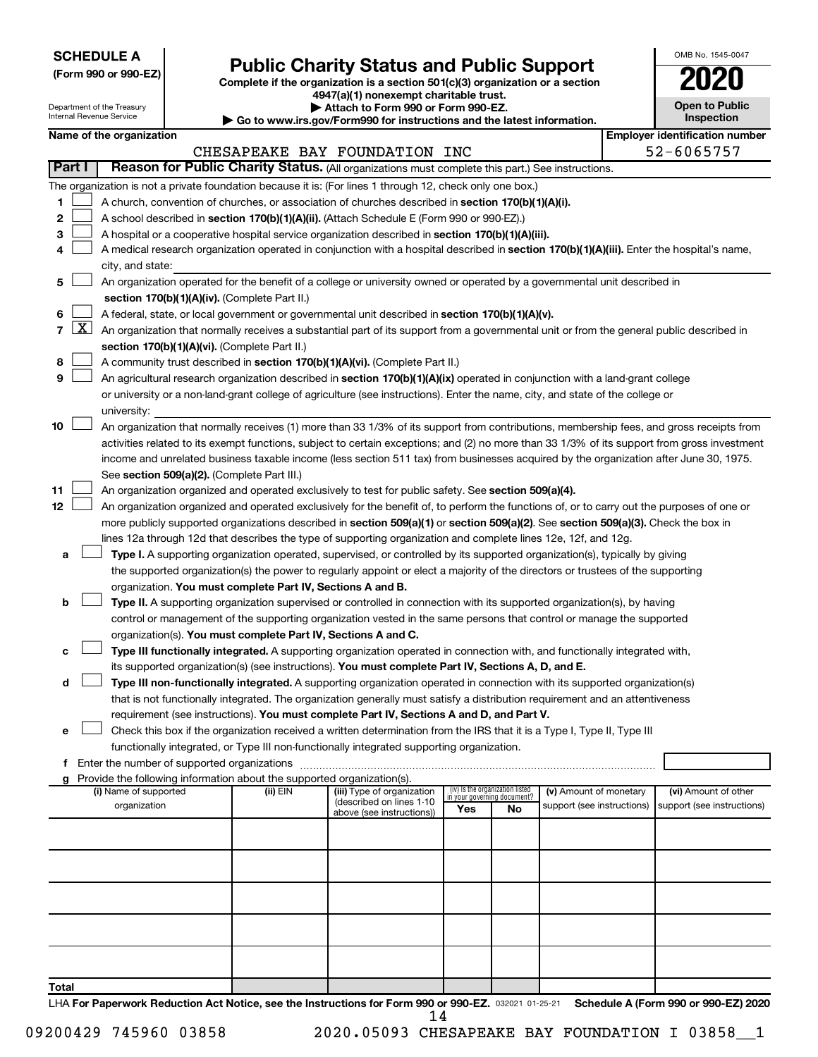**SCHEDULE A**
**(Form 990 or 990-EZ)**

Department of the Treasury
Internal Revenue Service

# Public Charity Status and Public Support

**Complete if the organization is a section 501(c)(3) organization or a section 4947(a)(1) nonexempt charitable trust.**
**▶ Attach to Form 990 or Form 990-EZ.**
**▶ Go to www.irs.gov/Form990 for instructions and the latest information.**

OMB No. 1545-0047

**2020**

**Open to Public Inspection**

**Name of the organization:** CHESAPEAKE BAY FOUNDATION INC

**Employer identification number:** 52-6065757

## Part I Reason for Public Charity Status. (All organizations must complete this part.) See instructions.

The organization is not a private foundation because it is: (For lines 1 through 12, check only one box.)

1 ☐ A church, convention of churches, or association of churches described in **section 170(b)(1)(A)(i).**

2 ☐ A school described in **section 170(b)(1)(A)(ii).** (Attach Schedule E (Form 990 or 990-EZ).)

3 ☐ A hospital or a cooperative hospital service organization described in **section 170(b)(1)(A)(iii).**

4 ☐ A medical research organization operated in conjunction with a hospital described in **section 170(b)(1)(A)(iii).** Enter the hospital's name, city, and state:

5 ☐ An organization operated for the benefit of a college or university owned or operated by a governmental unit described in **section 170(b)(1)(A)(iv).** (Complete Part II.)

6 ☐ A federal, state, or local government or governmental unit described in **section 170(b)(1)(A)(v).**

7 ☒ An organization that normally receives a substantial part of its support from a governmental unit or from the general public described in **section 170(b)(1)(A)(vi).** (Complete Part II.)

8 ☐ A community trust described in **section 170(b)(1)(A)(vi).** (Complete Part II.)

9 ☐ An agricultural research organization described in **section 170(b)(1)(A)(ix)** operated in conjunction with a land-grant college or university or a non-land-grant college of agriculture (see instructions). Enter the name, city, and state of the college or university:

10 ☐ An organization that normally receives (1) more than 33 1/3% of its support from contributions, membership fees, and gross receipts from activities related to its exempt functions, subject to certain exceptions; and (2) no more than 33 1/3% of its support from gross investment income and unrelated business taxable income (less section 511 tax) from businesses acquired by the organization after June 30, 1975. See **section 509(a)(2).** (Complete Part III.)

11 ☐ An organization organized and operated exclusively to test for public safety. See **section 509(a)(4).**

12 ☐ An organization organized and operated exclusively for the benefit of, to perform the functions of, or to carry out the purposes of one or more publicly supported organizations described in **section 509(a)(1)** or **section 509(a)(2)**. See **section 509(a)(3).** Check the box in lines 12a through 12d that describes the type of supporting organization and complete lines 12e, 12f, and 12g.

a ☐ **Type I.** A supporting organization operated, supervised, or controlled by its supported organization(s), typically by giving the supported organization(s) the power to regularly appoint or elect a majority of the directors or trustees of the supporting organization. **You must complete Part IV, Sections A and B.**

b ☐ **Type II.** A supporting organization supervised or controlled in connection with its supported organization(s), by having control or management of the supporting organization vested in the same persons that control or manage the supported organization(s). **You must complete Part IV, Sections A and C.**

c ☐ **Type III functionally integrated.** A supporting organization operated in connection with, and functionally integrated with, its supported organization(s) (see instructions). **You must complete Part IV, Sections A, D, and E.**

d ☐ **Type III non-functionally integrated.** A supporting organization operated in connection with its supported organization(s) that is not functionally integrated. The organization generally must satisfy a distribution requirement and an attentiveness requirement (see instructions). **You must complete Part IV, Sections A and D, and Part V.**

e ☐ Check this box if the organization received a written determination from the IRS that it is a Type I, Type II, Type III functionally integrated, or Type III non-functionally integrated supporting organization.

f Enter the number of supported organizations

g Provide the following information about the supported organization(s).

| (i) Name of supported organization | (ii) EIN | (iii) Type of organization (described on lines 1-10 above (see instructions)) | (iv) Is the organization listed in your governing document? Yes | No | (v) Amount of monetary support (see instructions) | (vi) Amount of other support (see instructions) |
|---|---|---|---|---|---|---|
| | | | | | | |
| | | | | | | |
| | | | | | | |
| | | | | | | |
| | | | | | | |
| **Total** | | | | | | |

LHA **For Paperwork Reduction Act Notice, see the Instructions for Form 990 or 990-EZ.** 032021 01-25-21 **Schedule A (Form 990 or 990-EZ) 2020**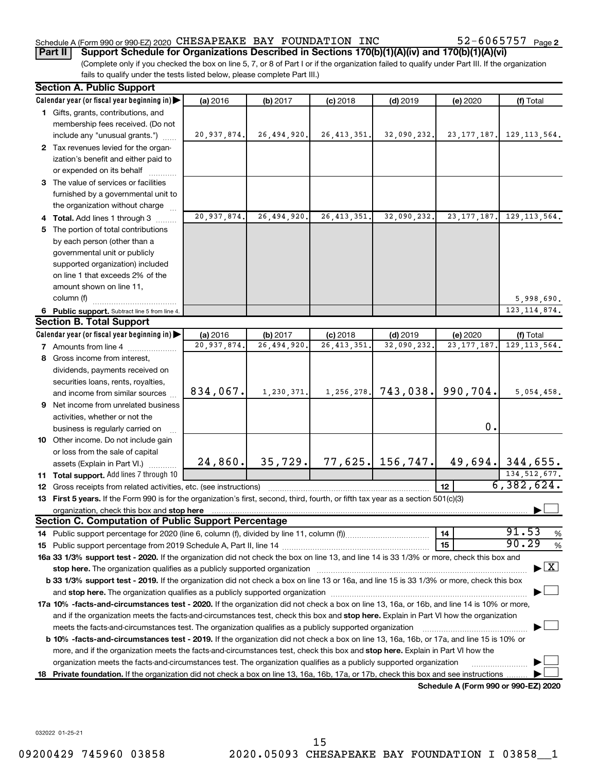Schedule A (Form 990 or 990-EZ) 2020 CHESAPEAKE BAY FOUNDATION INC 52-6065757 Page 2

**Part II** **Support Schedule for Organizations Described in Sections 170(b)(1)(A)(iv) and 170(b)(1)(A)(vi)**

(Complete only if you checked the box on line 5, 7, or 8 of Part I or if the organization failed to qualify under Part III. If the organization fails to qualify under the tests listed below, please complete Part III.)

**Section A. Public Support**

| Calendar year (or fiscal year beginning in) | (a) 2016 | (b) 2017 | (c) 2018 | (d) 2019 | (e) 2020 | (f) Total |
|---|---|---|---|---|---|---|
| 1 Gifts, grants, contributions, and membership fees received. (Do not include any "unusual grants.") | 20,937,874. | 26,494,920. | 26,413,351. | 32,090,232. | 23,177,187. | 129,113,564. |
| 2 Tax revenues levied for the organization's benefit and either paid to or expended on its behalf | | | | | | |
| 3 The value of services or facilities furnished by a governmental unit to the organization without charge | | | | | | |
| 4 **Total.** Add lines 1 through 3 | 20,937,874. | 26,494,920. | 26,413,351. | 32,090,232. | 23,177,187. | 129,113,564. |
| 5 The portion of total contributions by each person (other than a governmental unit or publicly supported organization) included on line 1 that exceeds 2% of the amount shown on line 11, column (f) | | | | | | 5,998,690. |
| 6 **Public support.** Subtract line 5 from line 4. | | | | | | 123,114,874. |

**Section B. Total Support**

| Calendar year (or fiscal year beginning in) | (a) 2016 | (b) 2017 | (c) 2018 | (d) 2019 | (e) 2020 | (f) Total |
|---|---|---|---|---|---|---|
| 7 Amounts from line 4 | 20,937,874. | 26,494,920. | 26,413,351. | 32,090,232. | 23,177,187. | 129,113,564. |
| 8 Gross income from interest, dividends, payments received on securities loans, rents, royalties, and income from similar sources | 834,067. | 1,230,371. | 1,256,278. | 743,038. | 990,704. | 5,054,458. |
| 9 Net income from unrelated business activities, whether or not the business is regularly carried on | | | | | 0. | |
| 10 Other income. Do not include gain or loss from the sale of capital assets (Explain in Part VI.) | 24,860. | 35,729. | 77,625. | 156,747. | 49,694. | 344,655. |
| 11 **Total support.** Add lines 7 through 10 | | | | | | 134,512,677. |

12 Gross receipts from related activities, etc. (see instructions) — **12** — 6,382,624.

13 **First 5 years.** If the Form 990 is for the organization's first, second, third, fourth, or fifth tax year as a section 501(c)(3) organization, check this box and **stop here** ☐

**Section C. Computation of Public Support Percentage**

14 Public support percentage for 2020 (line 6, column (f), divided by line 11, column (f)) — **14** — 91.53 %

15 Public support percentage from 2019 Schedule A, Part II, line 14 — **15** — 90.29 %

**16a 33 1/3% support test - 2020.** If the organization did not check the box on line 13, and line 14 is 33 1/3% or more, check this box and **stop here.** The organization qualifies as a publicly supported organization ☒

**b 33 1/3% support test - 2019.** If the organization did not check a box on line 13 or 16a, and line 15 is 33 1/3% or more, check this box and **stop here.** The organization qualifies as a publicly supported organization ☐

**17a 10% -facts-and-circumstances test - 2020.** If the organization did not check a box on line 13, 16a, or 16b, and line 14 is 10% or more, and if the organization meets the facts-and-circumstances test, check this box and **stop here.** Explain in Part VI how the organization meets the facts-and-circumstances test. The organization qualifies as a publicly supported organization ☐

**b 10% -facts-and-circumstances test - 2019.** If the organization did not check a box on line 13, 16a, 16b, or 17a, and line 15 is 10% or more, and if the organization meets the facts-and-circumstances test, check this box and **stop here.** Explain in Part VI how the organization meets the facts-and-circumstances test. The organization qualifies as a publicly supported organization ☐

**18 Private foundation.** If the organization did not check a box on line 13, 16a, 16b, 17a, or 17b, check this box and see instructions ☐

**Schedule A (Form 990 or 990-EZ) 2020**

032022 01-25-21

09200429 745960 03858 2020.05093 CHESAPEAKE BAY FOUNDATION I 03858__1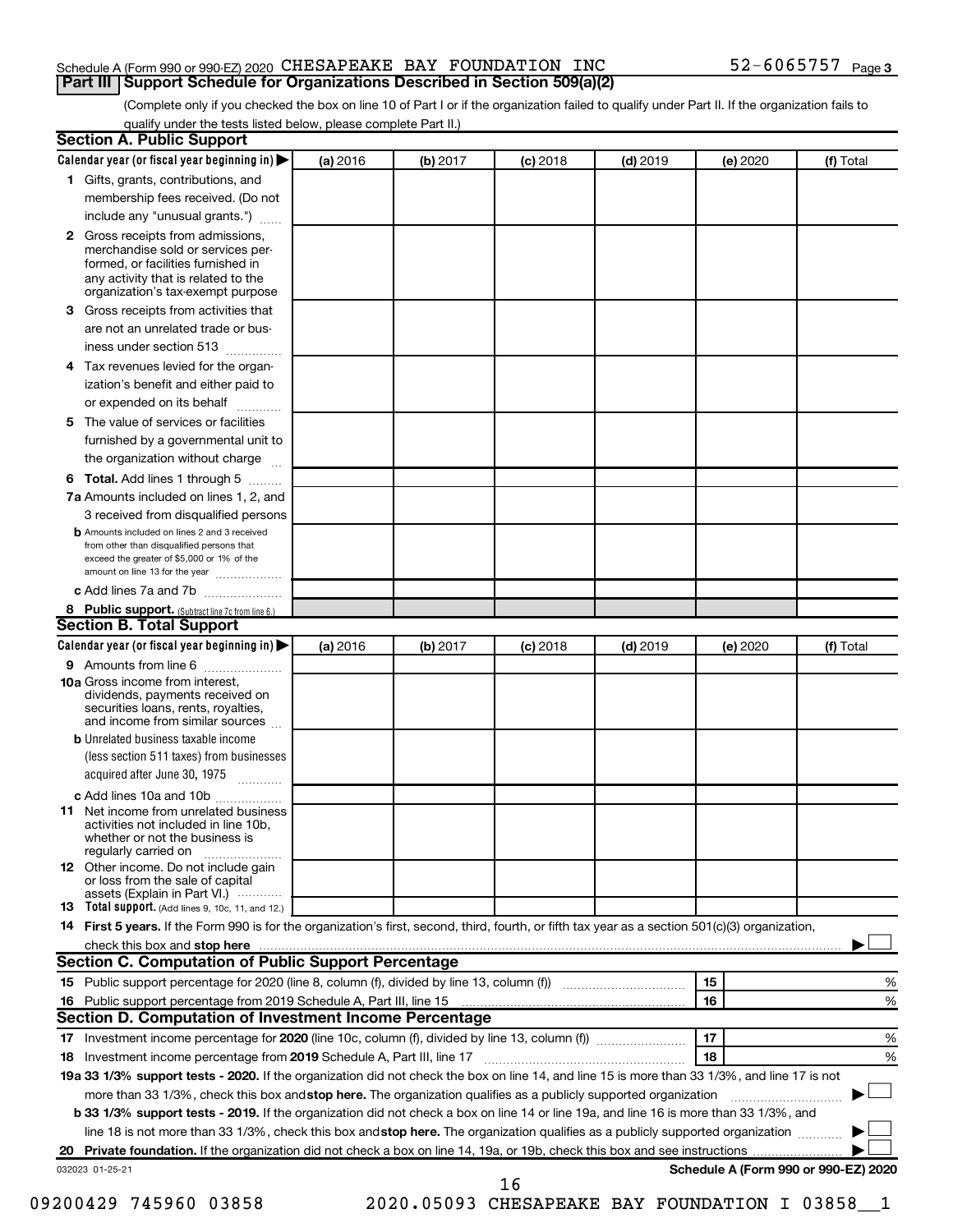Schedule A (Form 990 or 990-EZ) 2020 CHESAPEAKE BAY FOUNDATION INC 52-6065757 Page 3

## Part III | Support Schedule for Organizations Described in Section 509(a)(2)

(Complete only if you checked the box on line 10 of Part I or if the organization failed to qualify under Part II. If the organization fails to qualify under the tests listed below, please complete Part II.)

### Section A. Public Support

| Calendar year (or fiscal year beginning in) ▶ | (a) 2016 | (b) 2017 | (c) 2018 | (d) 2019 | (e) 2020 | (f) Total |
|---|---|---|---|---|---|---|
| 1 Gifts, grants, contributions, and membership fees received. (Do not include any "unusual grants.") | | | | | | |
| 2 Gross receipts from admissions, merchandise sold or services performed, or facilities furnished in any activity that is related to the organization's tax-exempt purpose | | | | | | |
| 3 Gross receipts from activities that are not an unrelated trade or business under section 513 | | | | | | |
| 4 Tax revenues levied for the organization's benefit and either paid to or expended on its behalf | | | | | | |
| 5 The value of services or facilities furnished by a governmental unit to the organization without charge | | | | | | |
| 6 Total. Add lines 1 through 5 | | | | | | |
| 7a Amounts included on lines 1, 2, and 3 received from disqualified persons | | | | | | |
| b Amounts included on lines 2 and 3 received from other than disqualified persons that exceed the greater of $5,000 or 1% of the amount on line 13 for the year | | | | | | |
| c Add lines 7a and 7b | | | | | | |
| 8 Public support. (Subtract line 7c from line 6.) | | | | | | |

### Section B. Total Support

| Calendar year (or fiscal year beginning in) ▶ | (a) 2016 | (b) 2017 | (c) 2018 | (d) 2019 | (e) 2020 | (f) Total |
|---|---|---|---|---|---|---|
| 9 Amounts from line 6 | | | | | | |
| 10a Gross income from interest, dividends, payments received on securities loans, rents, royalties, and income from similar sources | | | | | | |
| b Unrelated business taxable income (less section 511 taxes) from businesses acquired after June 30, 1975 | | | | | | |
| c Add lines 10a and 10b | | | | | | |
| 11 Net income from unrelated business activities not included in line 10b, whether or not the business is regularly carried on | | | | | | |
| 12 Other income. Do not include gain or loss from the sale of capital assets (Explain in Part VI.) | | | | | | |
| 13 Total support. (Add lines 9, 10c, 11, and 12.) | | | | | | |

14 **First 5 years.** If the Form 990 is for the organization's first, second, third, fourth, or fifth tax year as a section 501(c)(3) organization, check this box and **stop here** ▶ ☐

### Section C. Computation of Public Support Percentage

| | | | |
|---|---|---|---|
| 15 | Public support percentage for 2020 (line 8, column (f), divided by line 13, column (f)) | 15 | % |
| 16 | Public support percentage from 2019 Schedule A, Part III, line 15 | 16 | % |

### Section D. Computation of Investment Income Percentage

| | | | |
|---|---|---|---|
| 17 | Investment income percentage for **2020** (line 10c, column (f), divided by line 13, column (f)) | 17 | % |
| 18 | Investment income percentage from **2019** Schedule A, Part III, line 17 | 18 | % |

**19a 33 1/3% support tests - 2020.** If the organization did not check the box on line 14, and line 15 is more than 33 1/3%, and line 17 is not more than 33 1/3%, check this box and **stop here.** The organization qualifies as a publicly supported organization ▶ ☐

**b 33 1/3% support tests - 2019.** If the organization did not check a box on line 14 or line 19a, and line 16 is more than 33 1/3%, and line 18 is not more than 33 1/3%, check this box and **stop here.** The organization qualifies as a publicly supported organization ▶ ☐

**20 Private foundation.** If the organization did not check a box on line 14, 19a, or 19b, check this box and see instructions ▶ ☐

032023 01-25-21 **Schedule A (Form 990 or 990-EZ) 2020**

09200429 745960 03858 2020.05093 CHESAPEAKE BAY FOUNDATION I 03858__1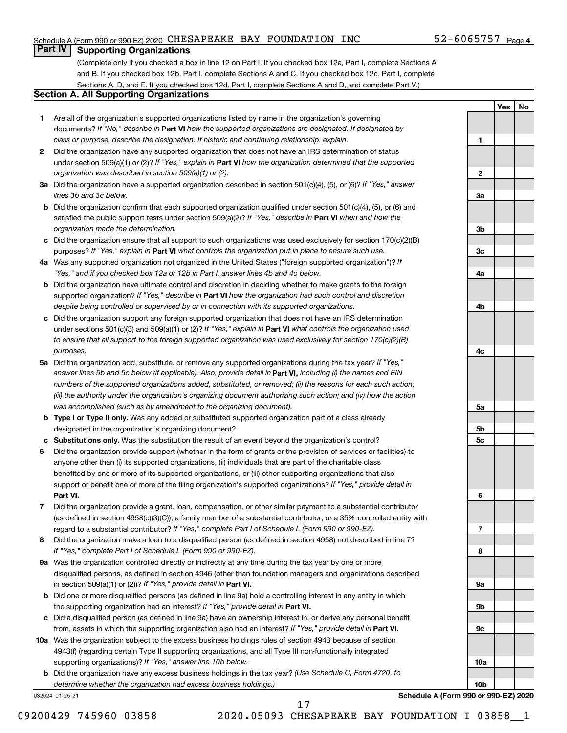Schedule A (Form 990 or 990-EZ) 2020 CHESAPEAKE BAY FOUNDATION INC 52-6065757 Page 4

## Part IV Supporting Organizations

(Complete only if you checked a box in line 12 on Part I. If you checked box 12a, Part I, complete Sections A and B. If you checked box 12b, Part I, complete Sections A and C. If you checked box 12c, Part I, complete Sections A, D, and E. If you checked box 12d, Part I, complete Sections A and D, and complete Part V.)

### Section A. All Supporting Organizations

| | | | Yes | No |
|---|---|---|---|---|
| **1** | Are all of the organization's supported organizations listed by name in the organization's governing documents? *If "No," describe in* **Part VI** *how the supported organizations are designated. If designated by class or purpose, describe the designation. If historic and continuing relationship, explain.* | 1 | | |
| **2** | Did the organization have any supported organization that does not have an IRS determination of status under section 509(a)(1) or (2)? *If "Yes," explain in* **Part VI** *how the organization determined that the supported organization was described in section 509(a)(1) or (2).* | 2 | | |
| **3a** | Did the organization have a supported organization described in section 501(c)(4), (5), or (6)? *If "Yes," answer lines 3b and 3c below.* | 3a | | |
| **b** | Did the organization confirm that each supported organization qualified under section 501(c)(4), (5), or (6) and satisfied the public support tests under section 509(a)(2)? *If "Yes," describe in* **Part VI** *when and how the organization made the determination.* | 3b | | |
| **c** | Did the organization ensure that all support to such organizations was used exclusively for section 170(c)(2)(B) purposes? *If "Yes," explain in* **Part VI** *what controls the organization put in place to ensure such use.* | 3c | | |
| **4a** | Was any supported organization not organized in the United States ("foreign supported organization")? *If "Yes," and if you checked box 12a or 12b in Part I, answer lines 4b and 4c below.* | 4a | | |
| **b** | Did the organization have ultimate control and discretion in deciding whether to make grants to the foreign supported organization? *If "Yes," describe in* **Part VI** *how the organization had such control and discretion despite being controlled or supervised by or in connection with its supported organizations.* | 4b | | |
| **c** | Did the organization support any foreign supported organization that does not have an IRS determination under sections 501(c)(3) and 509(a)(1) or (2)? *If "Yes," explain in* **Part VI** *what controls the organization used to ensure that all support to the foreign supported organization was used exclusively for section 170(c)(2)(B) purposes.* | 4c | | |
| **5a** | Did the organization add, substitute, or remove any supported organizations during the tax year? *If "Yes," answer lines 5b and 5c below (if applicable). Also, provide detail in* **Part VI,** *including (i) the names and EIN numbers of the supported organizations added, substituted, or removed; (ii) the reasons for each such action; (iii) the authority under the organization's organizing document authorizing such action; and (iv) how the action was accomplished (such as by amendment to the organizing document).* | 5a | | |
| **b** | **Type I or Type II only.** Was any added or substituted supported organization part of a class already designated in the organization's organizing document? | 5b | | |
| **c** | **Substitutions only.** Was the substitution the result of an event beyond the organization's control? | 5c | | |
| **6** | Did the organization provide support (whether in the form of grants or the provision of services or facilities) to anyone other than (i) its supported organizations, (ii) individuals that are part of the charitable class benefited by one or more of its supported organizations, or (iii) other supporting organizations that also support or benefit one or more of the filing organization's supported organizations? *If "Yes," provide detail in* **Part VI.** | 6 | | |
| **7** | Did the organization provide a grant, loan, compensation, or other similar payment to a substantial contributor (as defined in section 4958(c)(3)(C)), a family member of a substantial contributor, or a 35% controlled entity with regard to a substantial contributor? *If "Yes," complete Part I of Schedule L (Form 990 or 990-EZ).* | 7 | | |
| **8** | Did the organization make a loan to a disqualified person (as defined in section 4958) not described in line 7? *If "Yes," complete Part I of Schedule L (Form 990 or 990-EZ).* | 8 | | |
| **9a** | Was the organization controlled directly or indirectly at any time during the tax year by one or more disqualified persons, as defined in section 4946 (other than foundation managers and organizations described in section 509(a)(1) or (2))? *If "Yes," provide detail in* **Part VI.** | 9a | | |
| **b** | Did one or more disqualified persons (as defined in line 9a) hold a controlling interest in any entity in which the supporting organization had an interest? *If "Yes," provide detail in* **Part VI.** | 9b | | |
| **c** | Did a disqualified person (as defined in line 9a) have an ownership interest in, or derive any personal benefit from, assets in which the supporting organization also had an interest? *If "Yes," provide detail in* **Part VI.** | 9c | | |
| **10a** | Was the organization subject to the excess business holdings rules of section 4943 because of section 4943(f) (regarding certain Type II supporting organizations, and all Type III non-functionally integrated supporting organizations)? *If "Yes," answer line 10b below.* | 10a | | |
| **b** | Did the organization have any excess business holdings in the tax year? *(Use Schedule C, Form 4720, to determine whether the organization had excess business holdings.)* | 10b | | |

032024 01-25-21 **Schedule A (Form 990 or 990-EZ) 2020**

09200429 745960 03858 2020.05093 CHESAPEAKE BAY FOUNDATION I 03858__1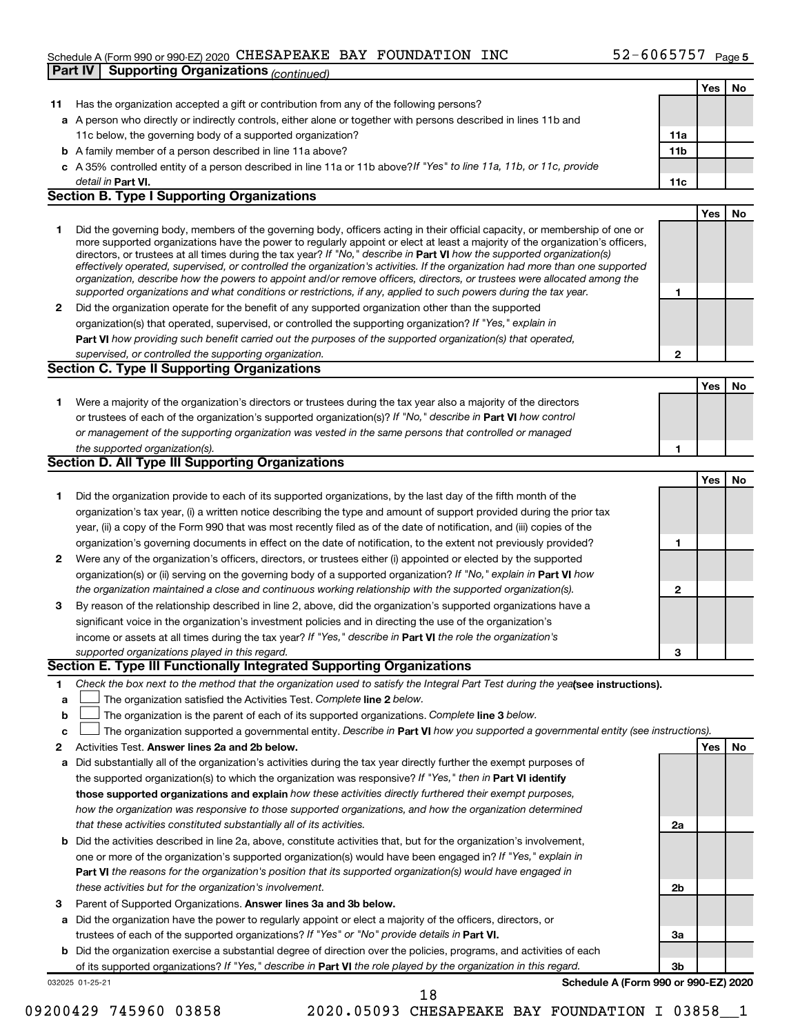Schedule A (Form 990 or 990-EZ) 2020 CHESAPEAKE BAY FOUNDATION INC 52-6065757 Page 5

**Part IV | Supporting Organizations** *(continued)*

| | | | Yes | No |
|---|---|---|---|---|
| **11** | Has the organization accepted a gift or contribution from any of the following persons? | | | |
| **a** | A person who directly or indirectly controls, either alone or together with persons described in lines 11b and 11c below, the governing body of a supported organization? | **11a** | | |
| **b** | A family member of a person described in line 11a above? | **11b** | | |
| **c** | A 35% controlled entity of a person described in line 11a or 11b above? *If "Yes" to line 11a, 11b, or 11c, provide detail in* **Part VI.** | **11c** | | |

## Section B. Type I Supporting Organizations

| | | | Yes | No |
|---|---|---|---|---|
| **1** | Did the governing body, members of the governing body, officers acting in their official capacity, or membership of one or more supported organizations have the power to regularly appoint or elect at least a majority of the organization's officers, directors, or trustees at all times during the tax year? *If "No," describe in* **Part VI** *how the supported organization(s) effectively operated, supervised, or controlled the organization's activities. If the organization had more than one supported organization, describe how the powers to appoint and/or remove officers, directors, or trustees were allocated among the supported organizations and what conditions or restrictions, if any, applied to such powers during the tax year.* | **1** | | |
| **2** | Did the organization operate for the benefit of any supported organization other than the supported organization(s) that operated, supervised, or controlled the supporting organization? *If "Yes," explain in* **Part VI** *how providing such benefit carried out the purposes of the supported organization(s) that operated, supervised, or controlled the supporting organization.* | **2** | | |

## Section C. Type II Supporting Organizations

| | | | Yes | No |
|---|---|---|---|---|
| **1** | Were a majority of the organization's directors or trustees during the tax year also a majority of the directors or trustees of each of the organization's supported organization(s)? *If "No," describe in* **Part VI** *how control or management of the supporting organization was vested in the same persons that controlled or managed the supported organization(s).* | **1** | | |

## Section D. All Type III Supporting Organizations

| | | | Yes | No |
|---|---|---|---|---|
| **1** | Did the organization provide to each of its supported organizations, by the last day of the fifth month of the organization's tax year, (i) a written notice describing the type and amount of support provided during the prior tax year, (ii) a copy of the Form 990 that was most recently filed as of the date of notification, and (iii) copies of the organization's governing documents in effect on the date of notification, to the extent not previously provided? | **1** | | |
| **2** | Were any of the organization's officers, directors, or trustees either (i) appointed or elected by the supported organization(s) or (ii) serving on the governing body of a supported organization? *If "No," explain in* **Part VI** *how the organization maintained a close and continuous working relationship with the supported organization(s).* | **2** | | |
| **3** | By reason of the relationship described in line 2, above, did the organization's supported organizations have a significant voice in the organization's investment policies and in directing the use of the organization's income or assets at all times during the tax year? *If "Yes," describe in* **Part VI** *the role the organization's supported organizations played in this regard.* | **3** | | |

## Section E. Type III Functionally Integrated Supporting Organizations

**1** *Check the box next to the method that the organization used to satisfy the Integral Part Test during the year* **(see instructions).**

**a** ☐ The organization satisfied the Activities Test. *Complete* **line 2** *below.*

**b** ☐ The organization is the parent of each of its supported organizations. *Complete* **line 3** *below.*

**c** ☐ The organization supported a governmental entity. *Describe in* **Part VI** *how you supported a governmental entity (see instructions).*

| | | | Yes | No |
|---|---|---|---|---|
| **2** | Activities Test. **Answer lines 2a and 2b below.** | | | |
| **a** | Did substantially all of the organization's activities during the tax year directly further the exempt purposes of the supported organization(s) to which the organization was responsive? *If "Yes," then in* **Part VI identify those supported organizations and explain** *how these activities directly furthered their exempt purposes, how the organization was responsive to those supported organizations, and how the organization determined that these activities constituted substantially all of its activities.* | **2a** | | |
| **b** | Did the activities described in line 2a, above, constitute activities that, but for the organization's involvement, one or more of the organization's supported organization(s) would have been engaged in? *If "Yes," explain in* **Part VI** *the reasons for the organization's position that its supported organization(s) would have engaged in these activities but for the organization's involvement.* | **2b** | | |
| **3** | Parent of Supported Organizations. **Answer lines 3a and 3b below.** | | | |
| **a** | Did the organization have the power to regularly appoint or elect a majority of the officers, directors, or trustees of each of the supported organizations? *If "Yes" or "No" provide details in* **Part VI.** | **3a** | | |
| **b** | Did the organization exercise a substantial degree of direction over the policies, programs, and activities of each of its supported organizations? *If "Yes," describe in* **Part VI** *the role played by the organization in this regard.* | **3b** | | |

032025 01-25-21 **Schedule A (Form 990 or 990-EZ) 2020**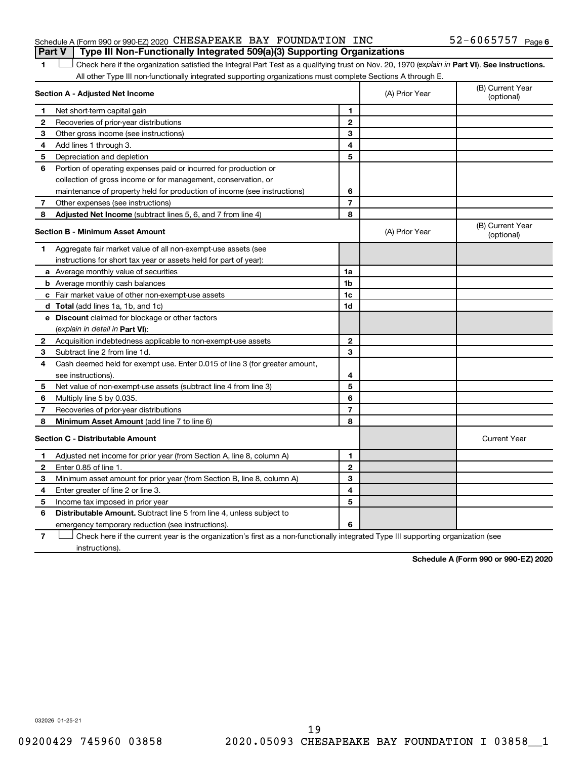Schedule A (Form 990 or 990-EZ) 2020 CHESAPEAKE BAY FOUNDATION INC 52-6065757 Page 6

**Part V | Type III Non-Functionally Integrated 509(a)(3) Supporting Organizations**

1 ☐ Check here if the organization satisfied the Integral Part Test as a qualifying trust on Nov. 20, 1970 (*explain in* **Part VI**). **See instructions.** All other Type III non-functionally integrated supporting organizations must complete Sections A through E.

| **Section A - Adjusted Net Income** | | | (A) Prior Year | (B) Current Year (optional) |
|---|---|---|---|---|
| 1 | Net short-term capital gain | 1 | | |
| 2 | Recoveries of prior-year distributions | 2 | | |
| 3 | Other gross income (see instructions) | 3 | | |
| 4 | Add lines 1 through 3. | 4 | | |
| 5 | Depreciation and depletion | 5 | | |
| 6 | Portion of operating expenses paid or incurred for production or collection of gross income or for management, conservation, or maintenance of property held for production of income (see instructions) | 6 | | |
| 7 | Other expenses (see instructions) | 7 | | |
| 8 | **Adjusted Net Income** (subtract lines 5, 6, and 7 from line 4) | 8 | | |

| **Section B - Minimum Asset Amount** | | | (A) Prior Year | (B) Current Year (optional) |
|---|---|---|---|---|
| 1 | Aggregate fair market value of all non-exempt-use assets (see instructions for short tax year or assets held for part of year): | | | |
| a | Average monthly value of securities | 1a | | |
| b | Average monthly cash balances | 1b | | |
| c | Fair market value of other non-exempt-use assets | 1c | | |
| d | **Total** (add lines 1a, 1b, and 1c) | 1d | | |
| e | **Discount** claimed for blockage or other factors (*explain in detail in* **Part VI**): | | | |
| 2 | Acquisition indebtedness applicable to non-exempt-use assets | 2 | | |
| 3 | Subtract line 2 from line 1d. | 3 | | |
| 4 | Cash deemed held for exempt use. Enter 0.015 of line 3 (for greater amount, see instructions). | 4 | | |
| 5 | Net value of non-exempt-use assets (subtract line 4 from line 3) | 5 | | |
| 6 | Multiply line 5 by 0.035. | 6 | | |
| 7 | Recoveries of prior-year distributions | 7 | | |
| 8 | **Minimum Asset Amount** (add line 7 to line 6) | 8 | | |

| **Section C - Distributable Amount** | | | | Current Year |
|---|---|---|---|---|
| 1 | Adjusted net income for prior year (from Section A, line 8, column A) | 1 | | |
| 2 | Enter 0.85 of line 1. | 2 | | |
| 3 | Minimum asset amount for prior year (from Section B, line 8, column A) | 3 | | |
| 4 | Enter greater of line 2 or line 3. | 4 | | |
| 5 | Income tax imposed in prior year | 5 | | |
| 6 | **Distributable Amount.** Subtract line 5 from line 4, unless subject to emergency temporary reduction (see instructions). | 6 | | |

7 ☐ Check here if the current year is the organization's first as a non-functionally integrated Type III supporting organization (see instructions).

**Schedule A (Form 990 or 990-EZ) 2020**

032026 01-25-21

09200429 745960 03858 2020.05093 CHESAPEAKE BAY FOUNDATION I 03858__1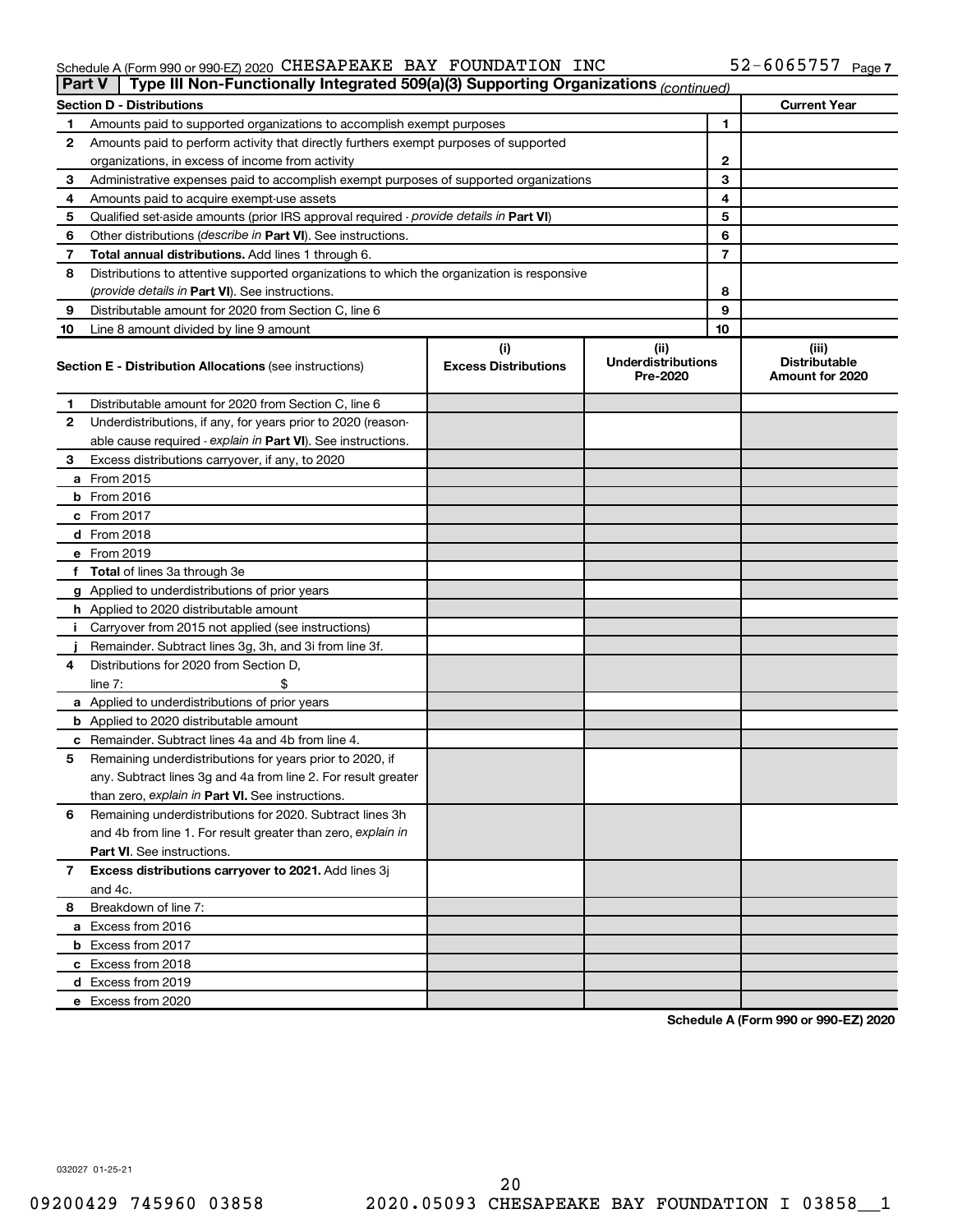Schedule A (Form 990 or 990-EZ) 2020 CHESAPEAKE BAY FOUNDATION INC 52-6065757 Page 7

**Part V | Type III Non-Functionally Integrated 509(a)(3) Supporting Organizations** *(continued)*

| Section D - Distributions | | | Current Year |
|---|---|---|---|
| 1 | Amounts paid to supported organizations to accomplish exempt purposes | 1 | |
| 2 | Amounts paid to perform activity that directly furthers exempt purposes of supported organizations, in excess of income from activity | 2 | |
| 3 | Administrative expenses paid to accomplish exempt purposes of supported organizations | 3 | |
| 4 | Amounts paid to acquire exempt-use assets | 4 | |
| 5 | Qualified set-aside amounts (prior IRS approval required - *provide details in* **Part VI**) | 5 | |
| 6 | Other distributions (*describe in* **Part VI**). See instructions. | 6 | |
| 7 | **Total annual distributions.** Add lines 1 through 6. | 7 | |
| 8 | Distributions to attentive supported organizations to which the organization is responsive (*provide details in* **Part VI**). See instructions. | 8 | |
| 9 | Distributable amount for 2020 from Section C, line 6 | 9 | |
| 10 | Line 8 amount divided by line 9 amount | 10 | |

| | **Section E - Distribution Allocations** (see instructions) | (i) Excess Distributions | (ii) Underdistributions Pre-2020 | (iii) Distributable Amount for 2020 |
|---|---|---|---|---|
| 1 | Distributable amount for 2020 from Section C, line 6 | | | |
| 2 | Underdistributions, if any, for years prior to 2020 (reasonable cause required - *explain in* **Part VI**). See instructions. | | | |
| 3 | Excess distributions carryover, if any, to 2020 | | | |
| a | From 2015 | | | |
| b | From 2016 | | | |
| c | From 2017 | | | |
| d | From 2018 | | | |
| e | From 2019 | | | |
| f | **Total** of lines 3a through 3e | | | |
| g | Applied to underdistributions of prior years | | | |
| h | Applied to 2020 distributable amount | | | |
| i | Carryover from 2015 not applied (see instructions) | | | |
| j | Remainder. Subtract lines 3g, 3h, and 3i from line 3f. | | | |
| 4 | Distributions for 2020 from Section D, line 7: $ | | | |
| a | Applied to underdistributions of prior years | | | |
| b | Applied to 2020 distributable amount | | | |
| c | Remainder. Subtract lines 4a and 4b from line 4. | | | |
| 5 | Remaining underdistributions for years prior to 2020, if any. Subtract lines 3g and 4a from line 2. For result greater than zero, *explain in* **Part VI.** See instructions. | | | |
| 6 | Remaining underdistributions for 2020. Subtract lines 3h and 4b from line 1. For result greater than zero, *explain in* **Part VI**. See instructions. | | | |
| 7 | **Excess distributions carryover to 2021.** Add lines 3j and 4c. | | | |
| 8 | Breakdown of line 7: | | | |
| a | Excess from 2016 | | | |
| b | Excess from 2017 | | | |
| c | Excess from 2018 | | | |
| d | Excess from 2019 | | | |
| e | Excess from 2020 | | | |

**Schedule A (Form 990 or 990-EZ) 2020**

032027 01-25-21

09200429 745960 03858 2020.05093 CHESAPEAKE BAY FOUNDATION I 03858__1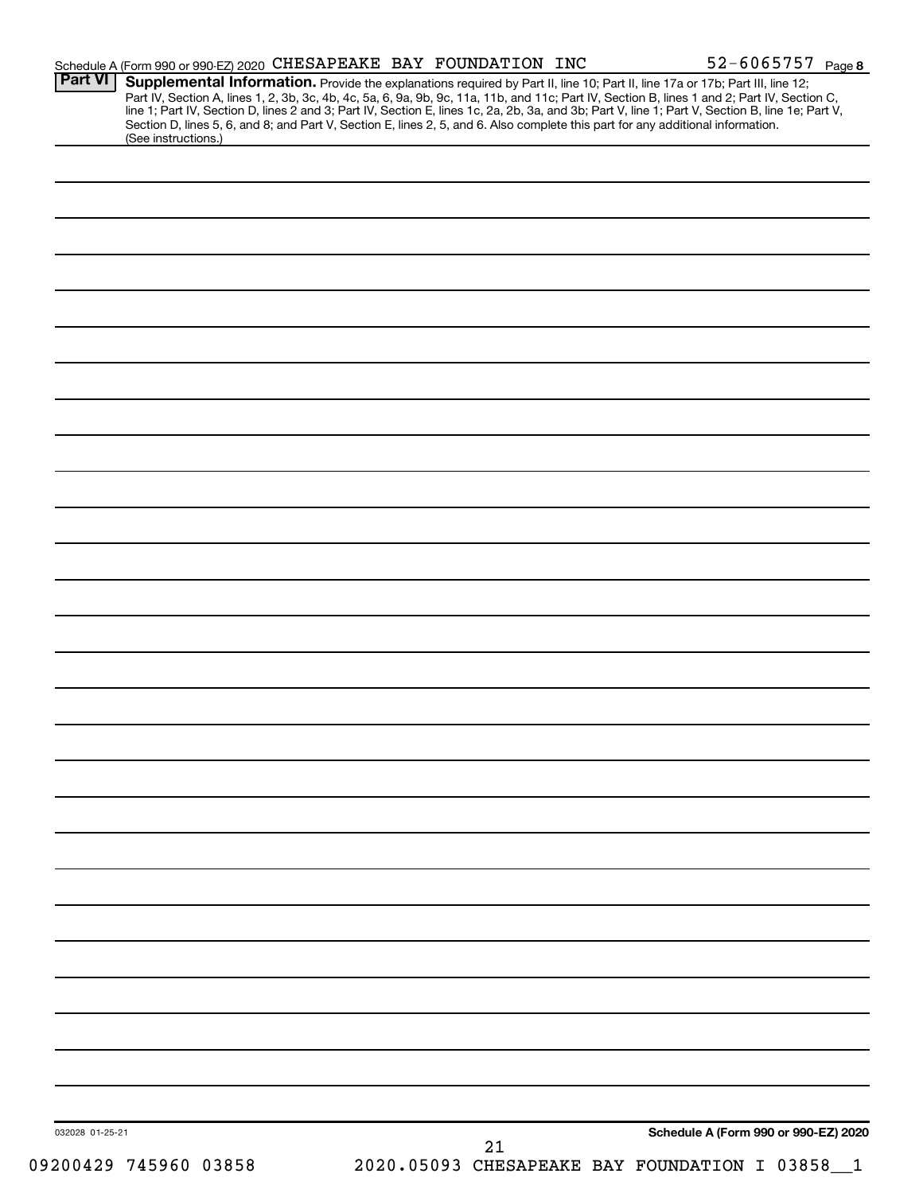Schedule A (Form 990 or 990-EZ) 2020 CHESAPEAKE BAY FOUNDATION INC 52-6065757 Page 8

**Part VI** **Supplemental Information.** Provide the explanations required by Part II, line 10; Part II, line 17a or 17b; Part III, line 12; Part IV, Section A, lines 1, 2, 3b, 3c, 4b, 4c, 5a, 6, 9a, 9b, 9c, 11a, 11b, and 11c; Part IV, Section B, lines 1 and 2; Part IV, Section C, line 1; Part IV, Section D, lines 2 and 3; Part IV, Section E, lines 1c, 2a, 2b, 3a, and 3b; Part V, line 1; Part V, Section B, line 1e; Part V, Section D, lines 5, 6, and 8; and Part V, Section E, lines 2, 5, and 6. Also complete this part for any additional information. (See instructions.)

032028 01-25-21

**Schedule A (Form 990 or 990-EZ) 2020**

09200429 745960 03858 2020.05093 CHESAPEAKE BAY FOUNDATION I 03858__1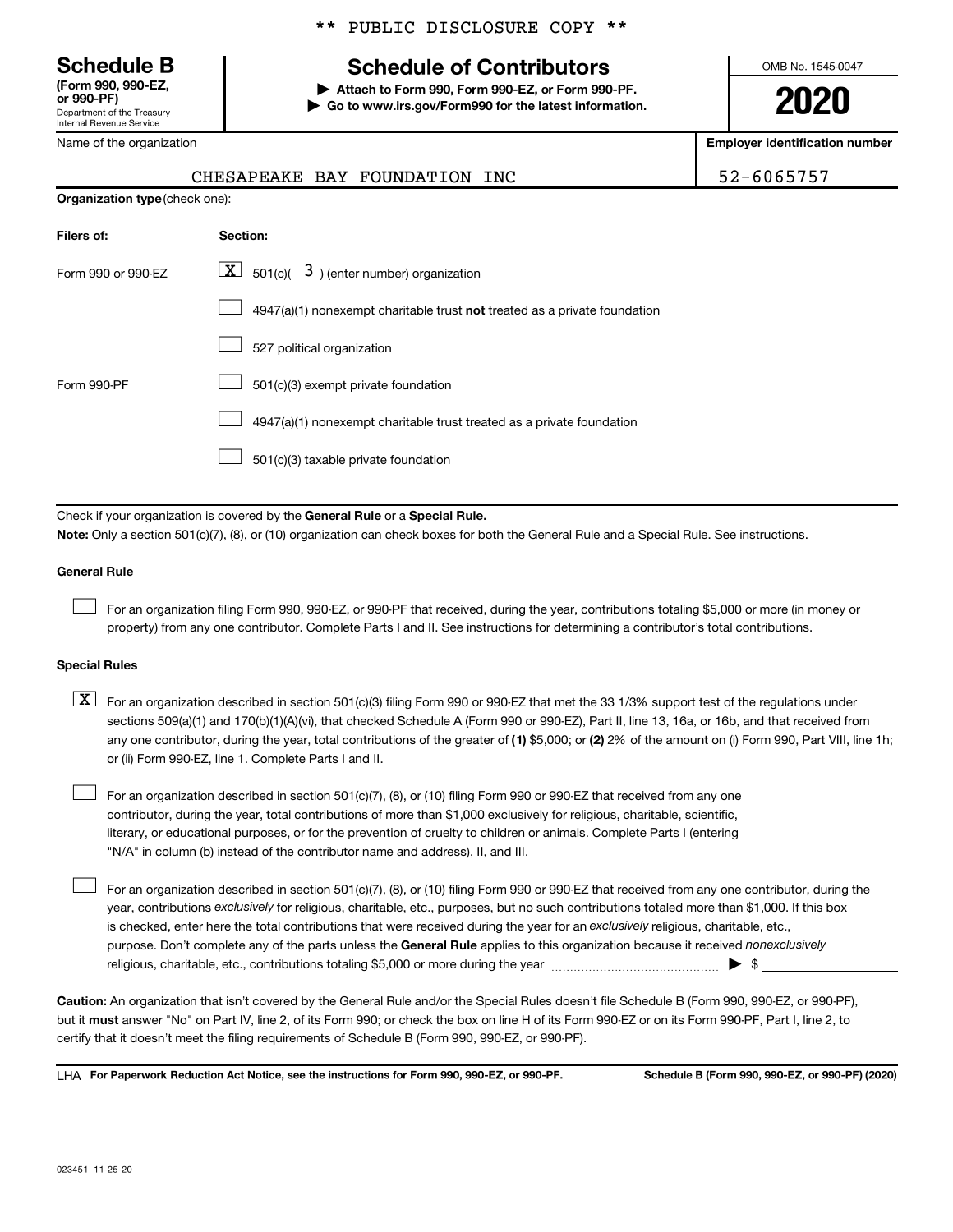** PUBLIC DISCLOSURE COPY **

# Schedule B

**(Form 990, 990-EZ, or 990-PF)**
Department of the Treasury
Internal Revenue Service

## Schedule of Contributors

▶ **Attach to Form 990, Form 990-EZ, or Form 990-PF.**
▶ **Go to www.irs.gov/Form990 for the latest information.**

OMB No. 1545-0047

**2020**

Name of the organization: CHESAPEAKE BAY FOUNDATION INC

**Employer identification number:** 52-6065757

**Organization type** (check one):

| Filers of: | Section: |
| --- | --- |
| Form 990 or 990-EZ | [X] 501(c)( 3 ) (enter number) organization |
| | [ ] 4947(a)(1) nonexempt charitable trust **not** treated as a private foundation |
| | [ ] 527 political organization |
| Form 990-PF | [ ] 501(c)(3) exempt private foundation |
| | [ ] 4947(a)(1) nonexempt charitable trust treated as a private foundation |
| | [ ] 501(c)(3) taxable private foundation |

Check if your organization is covered by the **General Rule** or a **Special Rule.**

**Note:** Only a section 501(c)(7), (8), or (10) organization can check boxes for both the General Rule and a Special Rule. See instructions.

### General Rule

[ ] For an organization filing Form 990, 990-EZ, or 990-PF that received, during the year, contributions totaling $5,000 or more (in money or property) from any one contributor. Complete Parts I and II. See instructions for determining a contributor's total contributions.

### Special Rules

[X] For an organization described in section 501(c)(3) filing Form 990 or 990-EZ that met the 33 1/3% support test of the regulations under sections 509(a)(1) and 170(b)(1)(A)(vi), that checked Schedule A (Form 990 or 990-EZ), Part II, line 13, 16a, or 16b, and that received from any one contributor, during the year, total contributions of the greater of **(1)** $5,000; or **(2)** 2% of the amount on (i) Form 990, Part VIII, line 1h; or (ii) Form 990-EZ, line 1. Complete Parts I and II.

[ ] For an organization described in section 501(c)(7), (8), or (10) filing Form 990 or 990-EZ that received from any one contributor, during the year, total contributions of more than $1,000 exclusively for religious, charitable, scientific, literary, or educational purposes, or for the prevention of cruelty to children or animals. Complete Parts I (entering "N/A" in column (b) instead of the contributor name and address), II, and III.

[ ] For an organization described in section 501(c)(7), (8), or (10) filing Form 990 or 990-EZ that received from any one contributor, during the year, contributions *exclusively* for religious, charitable, etc., purposes, but no such contributions totaled more than $1,000. If this box is checked, enter here the total contributions that were received during the year for an *exclusively* religious, charitable, etc., purpose. Don't complete any of the parts unless the **General Rule** applies to this organization because it received *nonexclusively* religious, charitable, etc., contributions totaling $5,000 or more during the year ▶ $ \_\_\_\_\_\_\_\_

**Caution:** An organization that isn't covered by the General Rule and/or the Special Rules doesn't file Schedule B (Form 990, 990-EZ, or 990-PF), but it **must** answer "No" on Part IV, line 2, of its Form 990; or check the box on line H of its Form 990-EZ or on its Form 990-PF, Part I, line 2, to certify that it doesn't meet the filing requirements of Schedule B (Form 990, 990-EZ, or 990-PF).

LHA **For Paperwork Reduction Act Notice, see the instructions for Form 990, 990-EZ, or 990-PF.** **Schedule B (Form 990, 990-EZ, or 990-PF) (2020)**

023451 11-25-20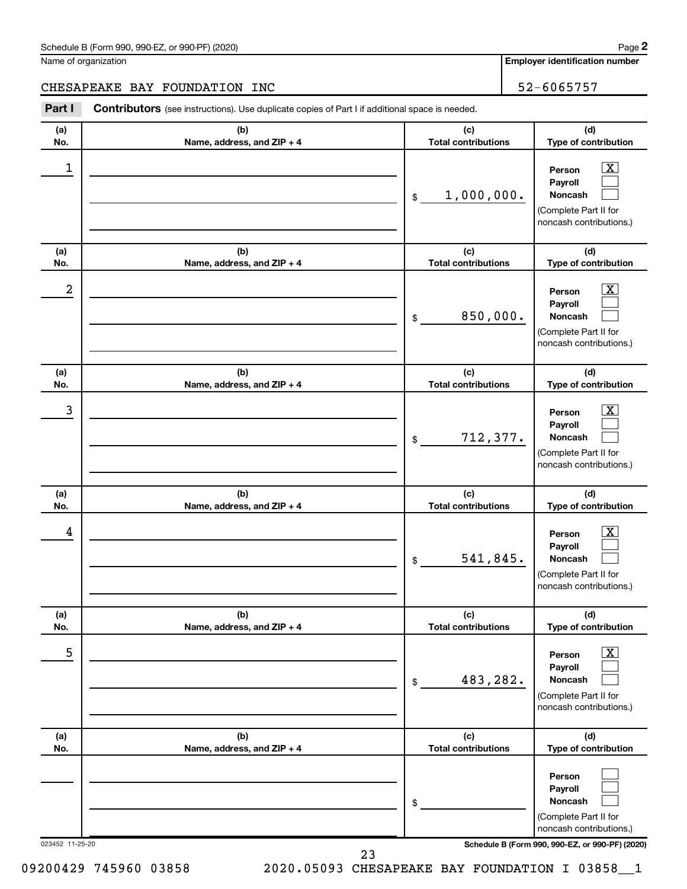Schedule B (Form 990, 990-EZ, or 990-PF) (2020) Page **2**

Name of organization: CHESAPEAKE BAY FOUNDATION INC

**Employer identification number**: 52-6065757

**Part I** **Contributors** (see instructions). Use duplicate copies of Part I if additional space is needed.

| (a) No. | (b) Name, address, and ZIP + 4 | (c) Total contributions | (d) Type of contribution |
|---|---|---|---|
| 1 | | $ 1,000,000. | Person [X] Payroll [ ] Noncash [ ] (Complete Part II for noncash contributions.) |
| 2 | | $ 850,000. | Person [X] Payroll [ ] Noncash [ ] (Complete Part II for noncash contributions.) |
| 3 | | $ 712,377. | Person [X] Payroll [ ] Noncash [ ] (Complete Part II for noncash contributions.) |
| 4 | | $ 541,845. | Person [X] Payroll [ ] Noncash [ ] (Complete Part II for noncash contributions.) |
| 5 | | $ 483,282. | Person [X] Payroll [ ] Noncash [ ] (Complete Part II for noncash contributions.) |
| | | $ | Person [ ] Payroll [ ] Noncash [ ] (Complete Part II for noncash contributions.) |

023452 11-25-20

**Schedule B (Form 990, 990-EZ, or 990-PF) (2020)**

09200429 745960 03858 2020.05093 CHESAPEAKE BAY FOUNDATION I 03858__1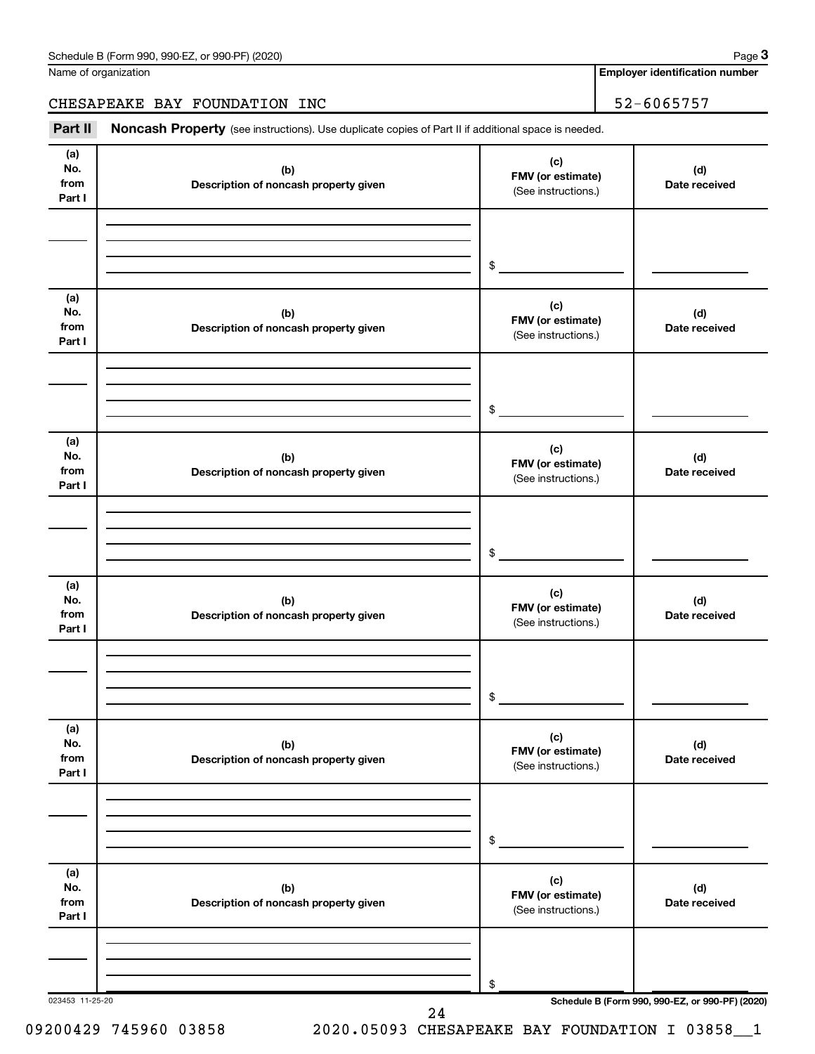Schedule B (Form 990, 990-EZ, or 990-PF) (2020) Page **3**

Name of organization | **Employer identification number**

CHESAPEAKE BAY FOUNDATION INC | 52-6065757

**Part II** **Noncash Property** (see instructions). Use duplicate copies of Part II if additional space is needed.

| (a) No. from Part I | (b) Description of noncash property given | (c) FMV (or estimate) (See instructions.) | (d) Date received |
|---|---|---|---|
| | | $ | |

| (a) No. from Part I | (b) Description of noncash property given | (c) FMV (or estimate) (See instructions.) | (d) Date received |
|---|---|---|---|
| | | $ | |

| (a) No. from Part I | (b) Description of noncash property given | (c) FMV (or estimate) (See instructions.) | (d) Date received |
|---|---|---|---|
| | | $ | |

| (a) No. from Part I | (b) Description of noncash property given | (c) FMV (or estimate) (See instructions.) | (d) Date received |
|---|---|---|---|
| | | $ | |

| (a) No. from Part I | (b) Description of noncash property given | (c) FMV (or estimate) (See instructions.) | (d) Date received |
|---|---|---|---|
| | | $ | |

| (a) No. from Part I | (b) Description of noncash property given | (c) FMV (or estimate) (See instructions.) | (d) Date received |
|---|---|---|---|
| | | $ | |

023453 11-25-20 **Schedule B (Form 990, 990-EZ, or 990-PF) (2020)**

09200429 745960 03858 2020.05093 CHESAPEAKE BAY FOUNDATION I 03858__1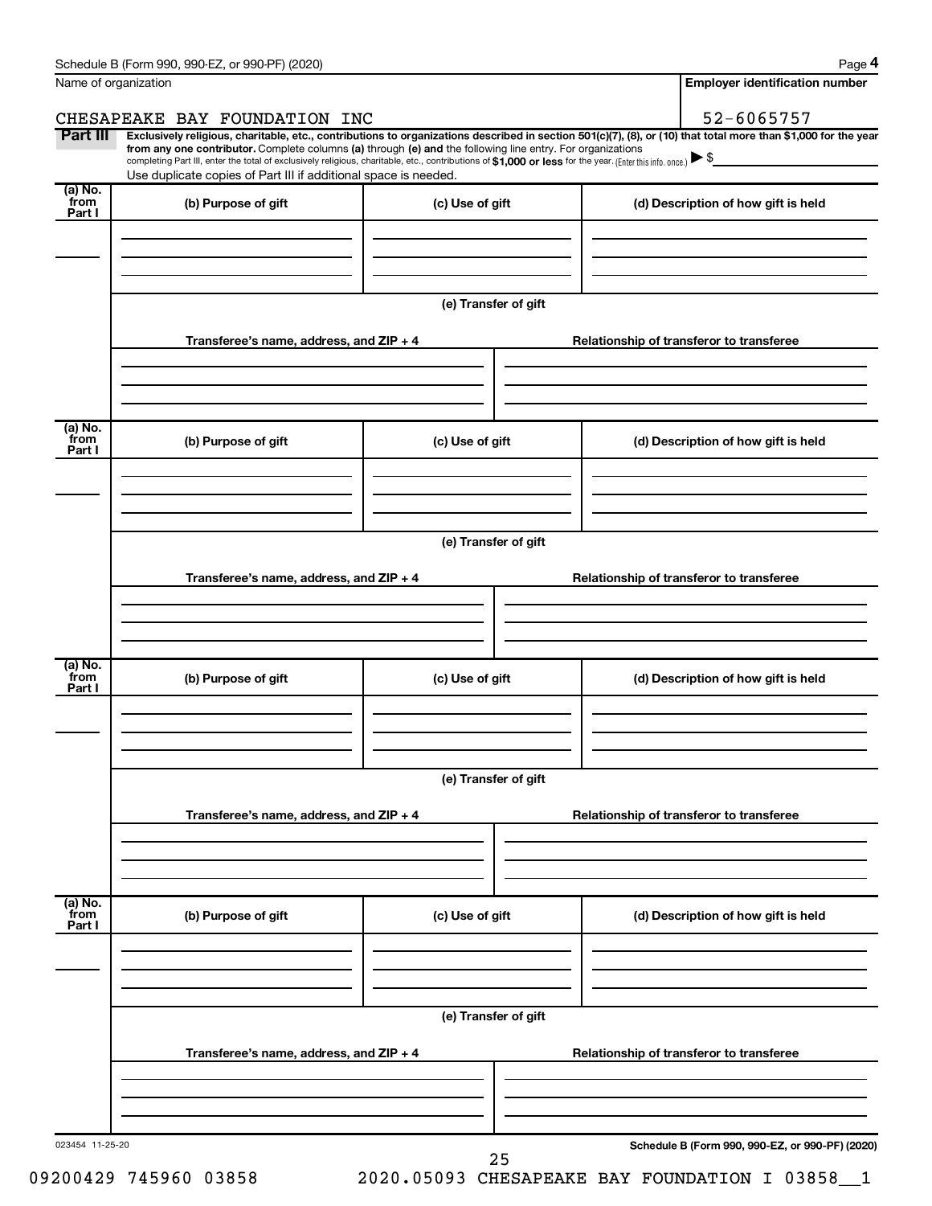Name of organization

**Employer identification number**

CHESAPEAKE BAY FOUNDATION INC

52-6065757

**Part III** **Exclusively religious, charitable, etc., contributions to organizations described in section 501(c)(7), (8), or (10) that total more than $1,000 for the year from any one contributor.** Complete columns **(a)** through **(e)** and the following line entry. For organizations completing Part III, enter the total of exclusively religious, charitable, etc., contributions of **$1,000 or less** for the year. (Enter this info. once.) ▶ $

Use duplicate copies of Part III if additional space is needed.

| (a) No. from Part I | (b) Purpose of gift | (c) Use of gift | (d) Description of how gift is held |
|---|---|---|---|
| | | | |

**(e) Transfer of gift**

| Transferee's name, address, and ZIP + 4 | Relationship of transferor to transferee |
|---|---|
| | |

| (a) No. from Part I | (b) Purpose of gift | (c) Use of gift | (d) Description of how gift is held |
|---|---|---|---|
| | | | |

**(e) Transfer of gift**

| Transferee's name, address, and ZIP + 4 | Relationship of transferor to transferee |
|---|---|
| | |

| (a) No. from Part I | (b) Purpose of gift | (c) Use of gift | (d) Description of how gift is held |
|---|---|---|---|
| | | | |

**(e) Transfer of gift**

| Transferee's name, address, and ZIP + 4 | Relationship of transferor to transferee |
|---|---|
| | |

| (a) No. from Part I | (b) Purpose of gift | (c) Use of gift | (d) Description of how gift is held |
|---|---|---|---|
| | | | |

**(e) Transfer of gift**

| Transferee's name, address, and ZIP + 4 | Relationship of transferor to transferee |
|---|---|
| | |

023454 11-25-20

**Schedule B (Form 990, 990-EZ, or 990-PF) (2020)**

09200429 745960 03858    2020.05093 CHESAPEAKE BAY FOUNDATION I 03858__1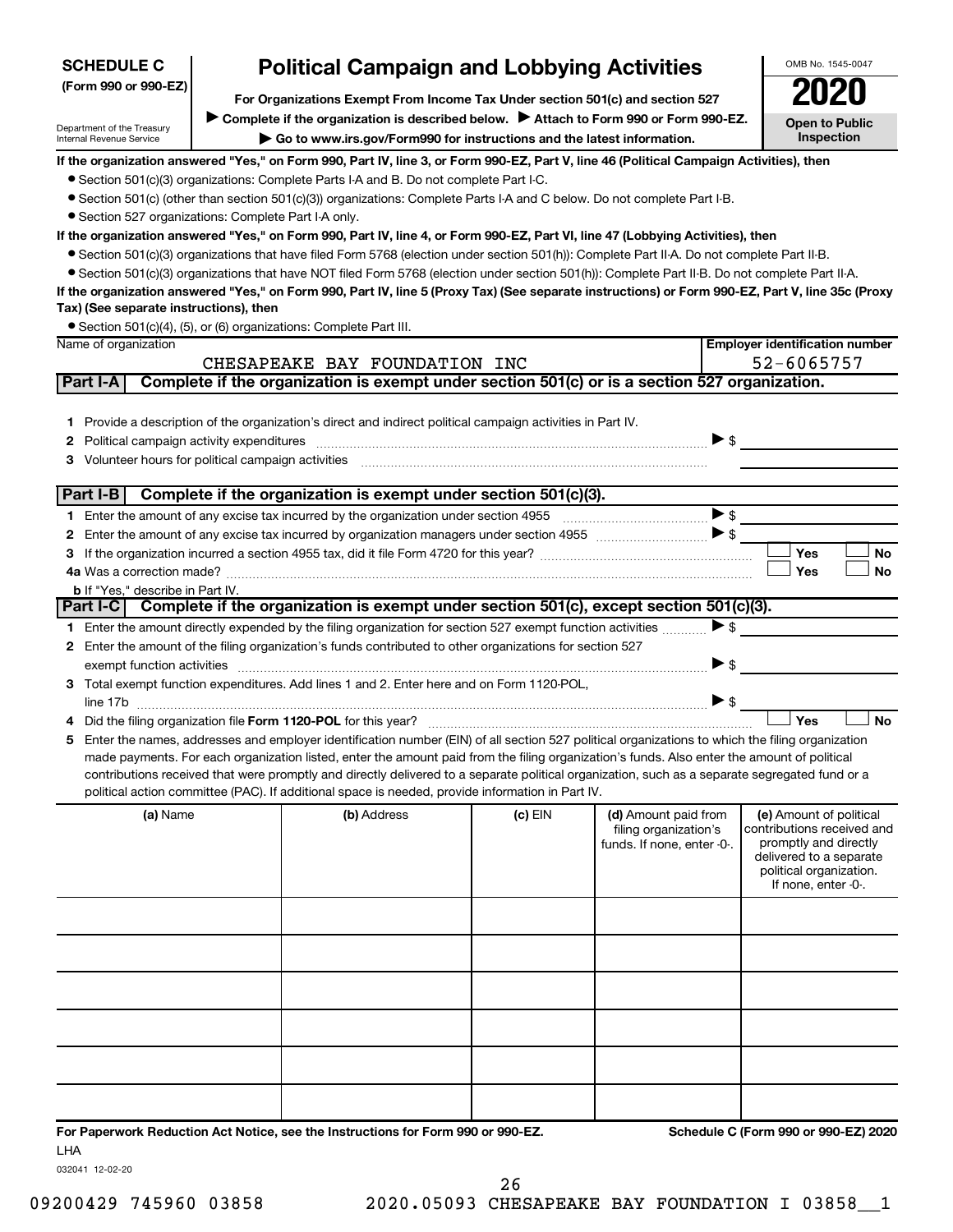**SCHEDULE C** (Form 990 or 990-EZ)

Department of the Treasury Internal Revenue Service

# Political Campaign and Lobbying Activities

**For Organizations Exempt From Income Tax Under section 501(c) and section 527**

▶ Complete if the organization is described below. ▶ Attach to Form 990 or Form 990-EZ.

▶ Go to www.irs.gov/Form990 for instructions and the latest information.

OMB No. 1545-0047

**2020**

**Open to Public Inspection**

**If the organization answered "Yes," on Form 990, Part IV, line 3, or Form 990-EZ, Part V, line 46 (Political Campaign Activities), then**

- Section 501(c)(3) organizations: Complete Parts I-A and B. Do not complete Part I-C.
- Section 501(c) (other than section 501(c)(3)) organizations: Complete Parts I-A and C below. Do not complete Part I-B.
- Section 527 organizations: Complete Part I-A only.

**If the organization answered "Yes," on Form 990, Part IV, line 4, or Form 990-EZ, Part VI, line 47 (Lobbying Activities), then**

- Section 501(c)(3) organizations that have filed Form 5768 (election under section 501(h)): Complete Part II-A. Do not complete Part II-B.
- Section 501(c)(3) organizations that have NOT filed Form 5768 (election under section 501(h)): Complete Part II-B. Do not complete Part II-A.

**If the organization answered "Yes," on Form 990, Part IV, line 5 (Proxy Tax) (See separate instructions) or Form 990-EZ, Part V, line 35c (Proxy Tax) (See separate instructions), then**

- Section 501(c)(4), (5), or (6) organizations: Complete Part III.

| Name of organization | Employer identification number |
|---|---|
| CHESAPEAKE BAY FOUNDATION INC | 52-6065757 |

## Part I-A Complete if the organization is exempt under section 501(c) or is a section 527 organization.

1 Provide a description of the organization's direct and indirect political campaign activities in Part IV.

2 Political campaign activity expenditures ▶ $

3 Volunteer hours for political campaign activities

## Part I-B Complete if the organization is exempt under section 501(c)(3).

1 Enter the amount of any excise tax incurred by the organization under section 4955 ▶ $

2 Enter the amount of any excise tax incurred by organization managers under section 4955 ▶ $

3 If the organization incurred a section 4955 tax, did it file Form 4720 for this year? ☐ Yes ☐ No

4a Was a correction made? ☐ Yes ☐ No

b If "Yes," describe in Part IV.

## Part I-C Complete if the organization is exempt under section 501(c), except section 501(c)(3).

1 Enter the amount directly expended by the filing organization for section 527 exempt function activities ▶ $

2 Enter the amount of the filing organization's funds contributed to other organizations for section 527 exempt function activities ▶ $

3 Total exempt function expenditures. Add lines 1 and 2. Enter here and on Form 1120-POL, line 17b ▶ $

4 Did the filing organization file **Form 1120-POL** for this year? ☐ Yes ☐ No

5 Enter the names, addresses and employer identification number (EIN) of all section 527 political organizations to which the filing organization made payments. For each organization listed, enter the amount paid from the filing organization's funds. Also enter the amount of political contributions received that were promptly and directly delivered to a separate political organization, such as a separate segregated fund or a political action committee (PAC). If additional space is needed, provide information in Part IV.

| (a) Name | (b) Address | (c) EIN | (d) Amount paid from filing organization's funds. If none, enter -0-. | (e) Amount of political contributions received and promptly and directly delivered to a separate political organization. If none, enter -0-. |
|---|---|---|---|---|
| | | | | |
| | | | | |
| | | | | |
| | | | | |
| | | | | |
| | | | | |

**For Paperwork Reduction Act Notice, see the Instructions for Form 990 or 990-EZ.** **Schedule C (Form 990 or 990-EZ) 2020**

LHA

032041 12-02-20

09200429 745960 03858 2020.05093 CHESAPEAKE BAY FOUNDATION I 03858__1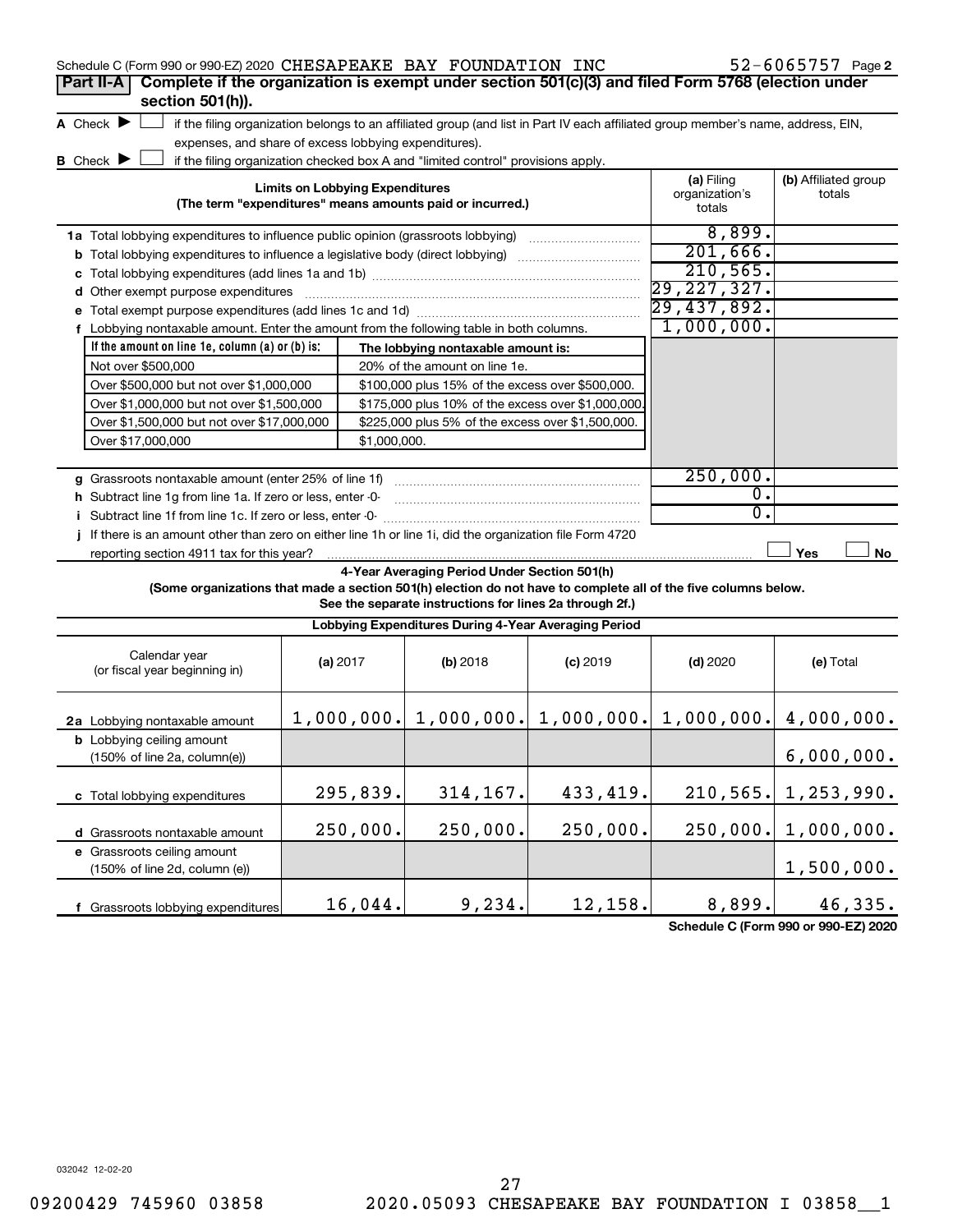Schedule C (Form 990 or 990-EZ) 2020 CHESAPEAKE BAY FOUNDATION INC 52-6065757 Page 2

## Part II-A Complete if the organization is exempt under section 501(c)(3) and filed Form 5768 (election under section 501(h)).

**A** Check ▶ ☐ if the filing organization belongs to an affiliated group (and list in Part IV each affiliated group member's name, address, EIN, expenses, and share of excess lobbying expenditures).

**B** Check ▶ ☐ if the filing organization checked box A and "limited control" provisions apply.

| Limits on Lobbying Expenditures (The term "expenditures" means amounts paid or incurred.) | (a) Filing organization's totals | (b) Affiliated group totals |
|---|---|---|
| **1a** Total lobbying expenditures to influence public opinion (grassroots lobbying) | 8,899. | |
| **b** Total lobbying expenditures to influence a legislative body (direct lobbying) | 201,666. | |
| **c** Total lobbying expenditures (add lines 1a and 1b) | 210,565. | |
| **d** Other exempt purpose expenditures | 29,227,327. | |
| **e** Total exempt purpose expenditures (add lines 1c and 1d) | 29,437,892. | |
| **f** Lobbying nontaxable amount. Enter the amount from the following table in both columns. | 1,000,000. | |

| If the amount on line 1e, column (a) or (b) is: | The lobbying nontaxable amount is: |
|---|---|
| Not over $500,000 | 20% of the amount on line 1e. |
| Over $500,000 but not over $1,000,000 | $100,000 plus 15% of the excess over $500,000. |
| Over $1,000,000 but not over $1,500,000 | $175,000 plus 10% of the excess over $1,000,000. |
| Over $1,500,000 but not over $17,000,000 | $225,000 plus 5% of the excess over $1,500,000. |
| Over $17,000,000 | $1,000,000. |

| | (a) Filing organization's totals | (b) Affiliated group totals |
|---|---|---|
| **g** Grassroots nontaxable amount (enter 25% of line 1f) | 250,000. | |
| **h** Subtract line 1g from line 1a. If zero or less, enter -0- | 0. | |
| **i** Subtract line 1f from line 1c. If zero or less, enter -0- | 0. | |
| **j** If there is an amount other than zero on either line 1h or line 1i, did the organization file Form 4720 reporting section 4911 tax for this year? | ☐ Yes | ☐ No |

### 4-Year Averaging Period Under Section 501(h)

**(Some organizations that made a section 501(h) election do not have to complete all of the five columns below. See the separate instructions for lines 2a through 2f.)**

**Lobbying Expenditures During 4-Year Averaging Period**

| Calendar year (or fiscal year beginning in) | (a) 2017 | (b) 2018 | (c) 2019 | (d) 2020 | (e) Total |
|---|---|---|---|---|---|
| **2a** Lobbying nontaxable amount | 1,000,000. | 1,000,000. | 1,000,000. | 1,000,000. | 4,000,000. |
| **b** Lobbying ceiling amount (150% of line 2a, column(e)) | | | | | 6,000,000. |
| **c** Total lobbying expenditures | 295,839. | 314,167. | 433,419. | 210,565. | 1,253,990. |
| **d** Grassroots nontaxable amount | 250,000. | 250,000. | 250,000. | 250,000. | 1,000,000. |
| **e** Grassroots ceiling amount (150% of line 2d, column (e)) | | | | | 1,500,000. |
| **f** Grassroots lobbying expenditures | 16,044. | 9,234. | 12,158. | 8,899. | 46,335. |

Schedule C (Form 990 or 990-EZ) 2020

032042 12-02-20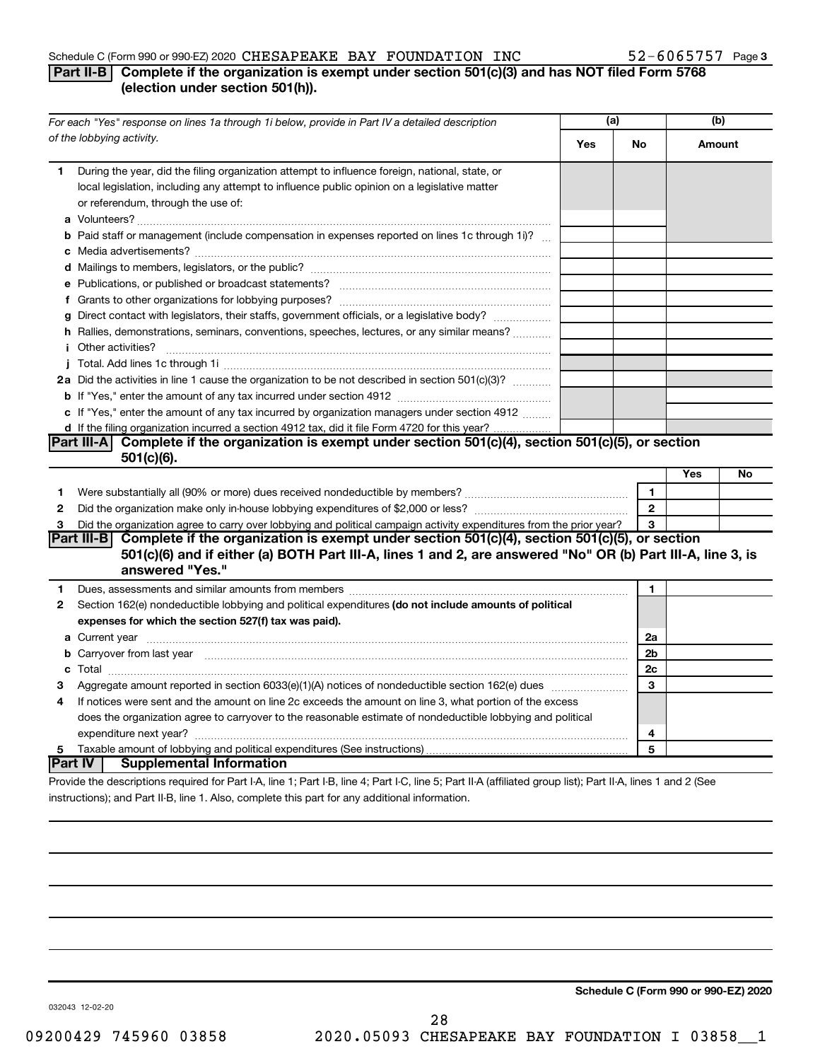Schedule C (Form 990 or 990-EZ) 2020 CHESAPEAKE BAY FOUNDATION INC 52-6065757 Page 3

## Part II-B Complete if the organization is exempt under section 501(c)(3) and has NOT filed Form 5768 (election under section 501(h)).

| For each "Yes" response on lines 1a through 1i below, provide in Part IV a detailed description of the lobbying activity. | (a) Yes | (a) No | (b) Amount |
|---|---|---|---|
| **1** During the year, did the filing organization attempt to influence foreign, national, state, or local legislation, including any attempt to influence public opinion on a legislative matter or referendum, through the use of: | | | |
| **a** Volunteers? | | | |
| **b** Paid staff or management (include compensation in expenses reported on lines 1c through 1i)? | | | |
| **c** Media advertisements? | | | |
| **d** Mailings to members, legislators, or the public? | | | |
| **e** Publications, or published or broadcast statements? | | | |
| **f** Grants to other organizations for lobbying purposes? | | | |
| **g** Direct contact with legislators, their staffs, government officials, or a legislative body? | | | |
| **h** Rallies, demonstrations, seminars, conventions, speeches, lectures, or any similar means? | | | |
| **i** Other activities? | | | |
| **j** Total. Add lines 1c through 1i | | | |
| **2a** Did the activities in line 1 cause the organization to be not described in section 501(c)(3)? | | | |
| **b** If "Yes," enter the amount of any tax incurred under section 4912 | | | |
| **c** If "Yes," enter the amount of any tax incurred by organization managers under section 4912 | | | |
| **d** If the filing organization incurred a section 4912 tax, did it file Form 4720 for this year? | | | |

## Part III-A Complete if the organization is exempt under section 501(c)(4), section 501(c)(5), or section 501(c)(6).

| | | | Yes | No |
|---|---|---|---|---|
| **1** | Were substantially all (90% or more) dues received nondeductible by members? | 1 | | |
| **2** | Did the organization make only in-house lobbying expenditures of $2,000 or less? | 2 | | |
| **3** | Did the organization agree to carry over lobbying and political campaign activity expenditures from the prior year? | 3 | | |

## Part III-B Complete if the organization is exempt under section 501(c)(4), section 501(c)(5), or section 501(c)(6) and if either (a) BOTH Part III-A, lines 1 and 2, are answered "No" OR (b) Part III-A, line 3, is answered "Yes."

| | | | |
|---|---|---|---|
| **1** | Dues, assessments and similar amounts from members | 1 | |
| **2** | Section 162(e) nondeductible lobbying and political expenditures **(do not include amounts of political expenses for which the section 527(f) tax was paid).** | | |
| **a** | Current year | 2a | |
| **b** | Carryover from last year | 2b | |
| **c** | Total | 2c | |
| **3** | Aggregate amount reported in section 6033(e)(1)(A) notices of nondeductible section 162(e) dues | 3 | |
| **4** | If notices were sent and the amount on line 2c exceeds the amount on line 3, what portion of the excess does the organization agree to carryover to the reasonable estimate of nondeductible lobbying and political expenditure next year? | 4 | |
| **5** | Taxable amount of lobbying and political expenditures (See instructions) | 5 | |

## Part IV Supplemental Information

Provide the descriptions required for Part I-A, line 1; Part I-B, line 4; Part I-C, line 5; Part II-A (affiliated group list); Part II-A, lines 1 and 2 (See instructions); and Part II-B, line 1. Also, complete this part for any additional information.

**Schedule C (Form 990 or 990-EZ) 2020**

032043 12-02-20

09200429 745960 03858 2020.05093 CHESAPEAKE BAY FOUNDATION I 03858__1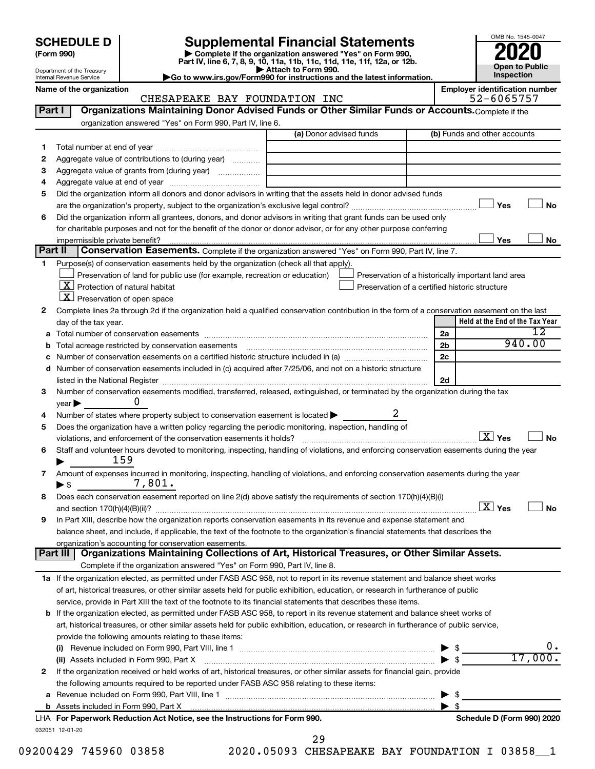**SCHEDULE D** (Form 990)

Department of the Treasury
Internal Revenue Service

# Supplemental Financial Statements

▶ Complete if the organization answered "Yes" on Form 990, Part IV, line 6, 7, 8, 9, 10, 11a, 11b, 11c, 11d, 11e, 11f, 12a, or 12b.
▶ Attach to Form 990.
▶Go to www.irs.gov/Form990 for instructions and the latest information.

OMB No. 1545-0047
**2020**
**Open to Public Inspection**

Name of the organization: CHESAPEAKE BAY FOUNDATION INC
Employer identification number: 52-6065757

## Part I — Organizations Maintaining Donor Advised Funds or Other Similar Funds or Accounts.

Complete if the organization answered "Yes" on Form 990, Part IV, line 6.

| | | (a) Donor advised funds | (b) Funds and other accounts |
|---|---|---|---|
| 1 | Total number at end of year | | |
| 2 | Aggregate value of contributions to (during year) | | |
| 3 | Aggregate value of grants from (during year) | | |
| 4 | Aggregate value at end of year | | |

5 Did the organization inform all donors and donor advisors in writing that the assets held in donor advised funds are the organization's property, subject to the organization's exclusive legal control? ☐ Yes ☐ No

6 Did the organization inform all grantees, donors, and donor advisors in writing that grant funds can be used only for charitable purposes and not for the benefit of the donor or donor advisor, or for any other purpose conferring impermissible private benefit? ☐ Yes ☐ No

## Part II — Conservation Easements.

Complete if the organization answered "Yes" on Form 990, Part IV, line 7.

1 Purpose(s) of conservation easements held by the organization (check all that apply).

- ☐ Preservation of land for public use (for example, recreation or education)
- ☐ Preservation of a historically important land area
- ☒ Protection of natural habitat
- ☐ Preservation of a certified historic structure
- ☒ Preservation of open space

2 Complete lines 2a through 2d if the organization held a qualified conservation contribution in the form of a conservation easement on the last day of the tax year.

| | | | Held at the End of the Tax Year |
|---|---|---|---|
| a | Total number of conservation easements | 2a | 12 |
| b | Total acreage restricted by conservation easements | 2b | 940.00 |
| c | Number of conservation easements on a certified historic structure included in (a) | 2c | |
| d | Number of conservation easements included in (c) acquired after 7/25/06, and not on a historic structure listed in the National Register | 2d | |

3 Number of conservation easements modified, transferred, released, extinguished, or terminated by the organization during the tax year ▶ 0

4 Number of states where property subject to conservation easement is located ▶ 2

5 Does the organization have a written policy regarding the periodic monitoring, inspection, handling of violations, and enforcement of the conservation easements it holds? ☒ Yes ☐ No

6 Staff and volunteer hours devoted to monitoring, inspecting, handling of violations, and enforcing conservation easements during the year ▶ 159

7 Amount of expenses incurred in monitoring, inspecting, handling of violations, and enforcing conservation easements during the year ▶ $ 7,801.

8 Does each conservation easement reported on line 2(d) above satisfy the requirements of section 170(h)(4)(B)(i) and section 170(h)(4)(B)(ii)? ☒ Yes ☐ No

9 In Part XIII, describe how the organization reports conservation easements in its revenue and expense statement and balance sheet, and include, if applicable, the text of the footnote to the organization's financial statements that describes the organization's accounting for conservation easements.

## Part III — Organizations Maintaining Collections of Art, Historical Treasures, or Other Similar Assets.

Complete if the organization answered "Yes" on Form 990, Part IV, line 8.

1a If the organization elected, as permitted under FASB ASC 958, not to report in its revenue statement and balance sheet works of art, historical treasures, or other similar assets held for public exhibition, education, or research in furtherance of public service, provide in Part XIII the text of the footnote to its financial statements that describes these items.

b If the organization elected, as permitted under FASB ASC 958, to report in its revenue statement and balance sheet works of art, historical treasures, or other similar assets held for public exhibition, education, or research in furtherance of public service, provide the following amounts relating to these items:

(i) Revenue included on Form 990, Part VIII, line 1 ▶ $ 0.

(ii) Assets included in Form 990, Part X ▶ $ 17,000.

2 If the organization received or held works of art, historical treasures, or other similar assets for financial gain, provide the following amounts required to be reported under FASB ASC 958 relating to these items:

a Revenue included on Form 990, Part VIII, line 1 ▶ $

b Assets included in Form 990, Part X ▶ $

LHA For Paperwork Reduction Act Notice, see the Instructions for Form 990. Schedule D (Form 990) 2020

032051 12-01-20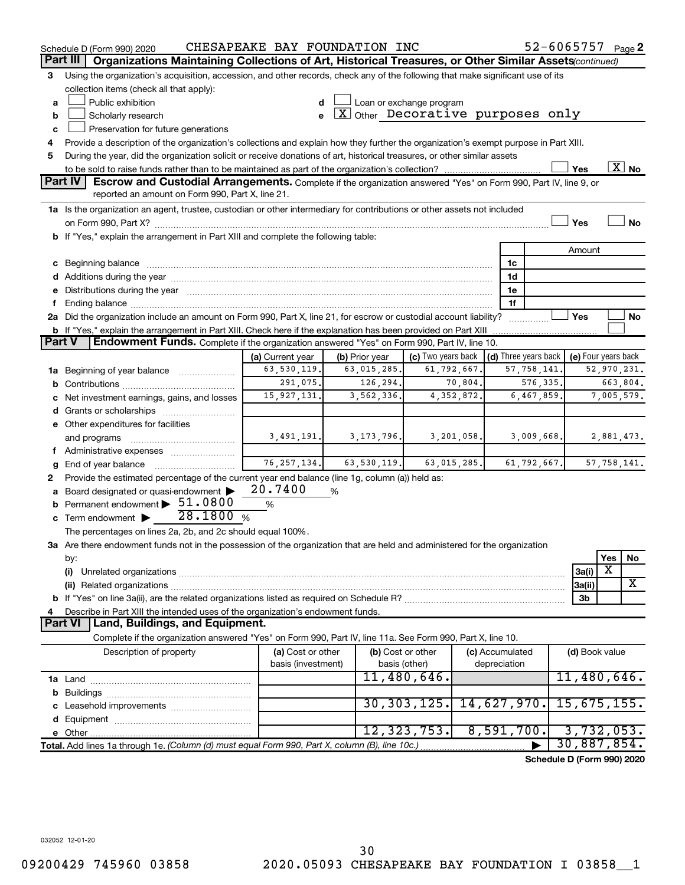Schedule D (Form 990) 2020 CHESAPEAKE BAY FOUNDATION INC 52-6065757 Page 2

## Part III | Organizations Maintaining Collections of Art, Historical Treasures, or Other Similar Assets *(continued)*

3 Using the organization's acquisition, accession, and other records, check any of the following that make significant use of its collection items (check all that apply):

- a ☐ Public exhibition
- b ☐ Scholarly research
- c ☐ Preservation for future generations
- d ☐ Loan or exchange program
- e ☒ Other Decorative purposes only

4 Provide a description of the organization's collections and explain how they further the organization's exempt purpose in Part XIII.

5 During the year, did the organization solicit or receive donations of art, historical treasures, or other similar assets to be sold to raise funds rather than to be maintained as part of the organization's collection? ☐ Yes ☒ No

## Part IV | Escrow and Custodial Arrangements.

Complete if the organization answered "Yes" on Form 990, Part IV, line 9, or reported an amount on Form 990, Part X, line 21.

1a Is the organization an agent, trustee, custodian or other intermediary for contributions or other assets not included on Form 990, Part X? ☐ Yes ☐ No

b If "Yes," explain the arrangement in Part XIII and complete the following table:

| | | Amount |
|---|---|---|
| c Beginning balance | 1c | |
| d Additions during the year | 1d | |
| e Distributions during the year | 1e | |
| f Ending balance | 1f | |

2a Did the organization include an amount on Form 990, Part X, line 21, for escrow or custodial account liability? ☐ Yes ☐ No

b If "Yes," explain the arrangement in Part XIII. Check here if the explanation has been provided on Part XIII ☐

## Part V | Endowment Funds.

Complete if the organization answered "Yes" on Form 990, Part IV, line 10.

| | (a) Current year | (b) Prior year | (c) Two years back | (d) Three years back | (e) Four years back |
|---|---|---|---|---|---|
| 1a Beginning of year balance | 63,530,119. | 63,015,285. | 61,792,667. | 57,758,141. | 52,970,231. |
| b Contributions | 291,075. | 126,294. | 70,804. | 576,335. | 663,804. |
| c Net investment earnings, gains, and losses | 15,927,131. | 3,562,336. | 4,352,872. | 6,467,859. | 7,005,579. |
| d Grants or scholarships | | | | | |
| e Other expenditures for facilities and programs | 3,491,191. | 3,173,796. | 3,201,058. | 3,009,668. | 2,881,473. |
| f Administrative expenses | | | | | |
| g End of year balance | 76,257,134. | 63,530,119. | 63,015,285. | 61,792,667. | 57,758,141. |

2 Provide the estimated percentage of the current year end balance (line 1g, column (a)) held as:

- a Board designated or quasi-endowment ▶ 20.7400 %
- b Permanent endowment ▶ 51.0800 %
- c Term endowment ▶ 28.1800 %

The percentages on lines 2a, 2b, and 2c should equal 100%.

3a Are there endowment funds not in the possession of the organization that are held and administered for the organization by:

| | | Yes | No |
|---|---|---|---|
| (i) Unrelated organizations | 3a(i) | X | |
| (ii) Related organizations | 3a(ii) | | X |
| b If "Yes" on line 3a(ii), are the related organizations listed as required on Schedule R? | 3b | | |

4 Describe in Part XIII the intended uses of the organization's endowment funds.

## Part VI | Land, Buildings, and Equipment.

Complete if the organization answered "Yes" on Form 990, Part IV, line 11a. See Form 990, Part X, line 10.

| Description of property | (a) Cost or other basis (investment) | (b) Cost or other basis (other) | (c) Accumulated depreciation | (d) Book value |
|---|---|---|---|---|
| 1a Land | | 11,480,646. | | 11,480,646. |
| b Buildings | | | | |
| c Leasehold improvements | | 30,303,125. | 14,627,970. | 15,675,155. |
| d Equipment | | | | |
| e Other | | 12,323,753. | 8,591,700. | 3,732,053. |
| **Total.** Add lines 1a through 1e. *(Column (d) must equal Form 990, Part X, column (B), line 10c.)* | | | ▶ | 30,887,854. |

**Schedule D (Form 990) 2020**

032052 12-01-20

09200429 745960 03858 2020.05093 CHESAPEAKE BAY FOUNDATION I 03858__1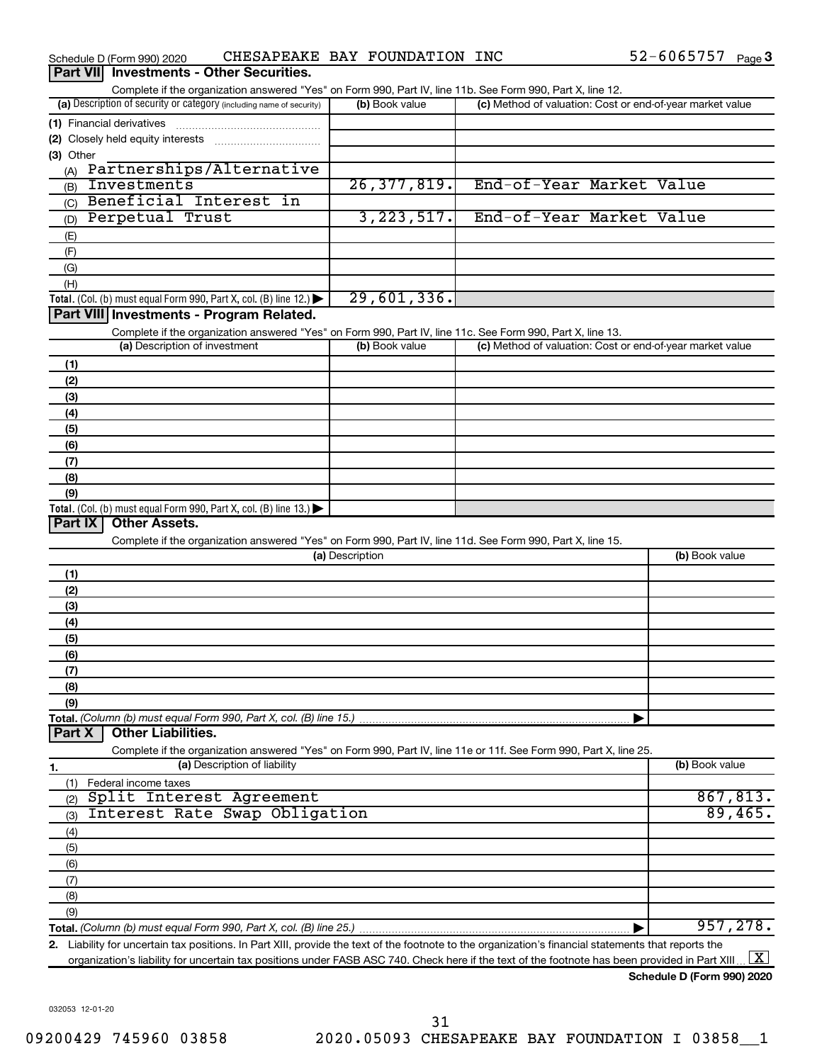Schedule D (Form 990) 2020 CHESAPEAKE BAY FOUNDATION INC 52-6065757 Page 3

## Part VII Investments - Other Securities.

Complete if the organization answered "Yes" on Form 990, Part IV, line 11b. See Form 990, Part X, line 12.

| (a) Description of security or category (including name of security) | (b) Book value | (c) Method of valuation: Cost or end-of-year market value |
|---|---|---|
| (1) Financial derivatives | | |
| (2) Closely held equity interests | | |
| (3) Other | | |
| (A) Partnerships/Alternative | | |
| (B) Investments | 26,377,819. | End-of-Year Market Value |
| (C) Beneficial Interest in | | |
| (D) Perpetual Trust | 3,223,517. | End-of-Year Market Value |
| (E) | | |
| (F) | | |
| (G) | | |
| (H) | | |
| **Total.** (Col. (b) must equal Form 990, Part X, col. (B) line 12.) | 29,601,336. | |

## Part VIII Investments - Program Related.

Complete if the organization answered "Yes" on Form 990, Part IV, line 11c. See Form 990, Part X, line 13.

| (a) Description of investment | (b) Book value | (c) Method of valuation: Cost or end-of-year market value |
|---|---|---|
| (1) | | |
| (2) | | |
| (3) | | |
| (4) | | |
| (5) | | |
| (6) | | |
| (7) | | |
| (8) | | |
| (9) | | |
| **Total.** (Col. (b) must equal Form 990, Part X, col. (B) line 13.) | | |

## Part IX Other Assets.

Complete if the organization answered "Yes" on Form 990, Part IV, line 11d. See Form 990, Part X, line 15.

| (a) Description | (b) Book value |
|---|---|
| (1) | |
| (2) | |
| (3) | |
| (4) | |
| (5) | |
| (6) | |
| (7) | |
| (8) | |
| (9) | |
| **Total.** *(Column (b) must equal Form 990, Part X, col. (B) line 15.)* | |

## Part X Other Liabilities.

Complete if the organization answered "Yes" on Form 990, Part IV, line 11e or 11f. See Form 990, Part X, line 25.

| 1. (a) Description of liability | (b) Book value |
|---|---|
| (1) Federal income taxes | |
| (2) Split Interest Agreement | 867,813. |
| (3) Interest Rate Swap Obligation | 89,465. |
| (4) | |
| (5) | |
| (6) | |
| (7) | |
| (8) | |
| (9) | |
| **Total.** *(Column (b) must equal Form 990, Part X, col. (B) line 25.)* | 957,278. |

**2.** Liability for uncertain tax positions. In Part XIII, provide the text of the footnote to the organization's financial statements that reports the organization's liability for uncertain tax positions under FASB ASC 740. Check here if the text of the footnote has been provided in Part XIII [X]

**Schedule D (Form 990) 2020**

032053 12-01-20

09200429 745960 03858 2020.05093 CHESAPEAKE BAY FOUNDATION I 03858__1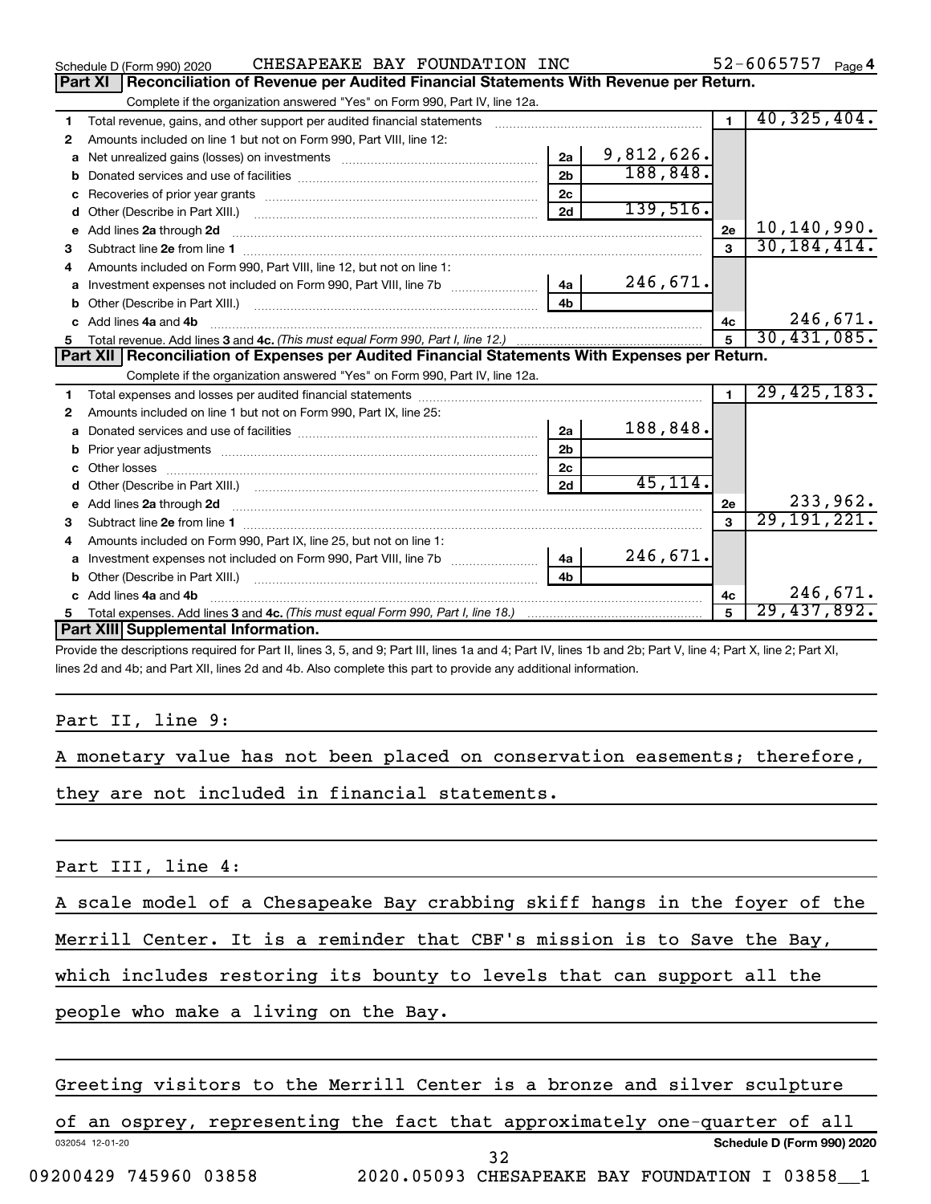Schedule D (Form 990) 2020 CHESAPEAKE BAY FOUNDATION INC 52-6065757 Page 4

## Part XI Reconciliation of Revenue per Audited Financial Statements With Revenue per Return.

Complete if the organization answered "Yes" on Form 990, Part IV, line 12a.

| | | | | | |
|---|---|---|---|---|---|
| 1 | Total revenue, gains, and other support per audited financial statements | | | 1 | 40,325,404. |
| 2 | Amounts included on line 1 but not on Form 990, Part VIII, line 12: | | | | |
| a | Net unrealized gains (losses) on investments | 2a | 9,812,626. | | |
| b | Donated services and use of facilities | 2b | 188,848. | | |
| c | Recoveries of prior year grants | 2c | | | |
| d | Other (Describe in Part XIII.) | 2d | 139,516. | | |
| e | Add lines **2a** through **2d** | | | 2e | 10,140,990. |
| 3 | Subtract line **2e** from line **1** | | | 3 | 30,184,414. |
| 4 | Amounts included on Form 990, Part VIII, line 12, but not on line 1: | | | | |
| a | Investment expenses not included on Form 990, Part VIII, line 7b | 4a | 246,671. | | |
| b | Other (Describe in Part XIII.) | 4b | | | |
| c | Add lines **4a** and **4b** | | | 4c | 246,671. |
| 5 | Total revenue. Add lines **3** and **4c.** *(This must equal Form 990, Part I, line 12.)* | | | 5 | 30,431,085. |

## Part XII Reconciliation of Expenses per Audited Financial Statements With Expenses per Return.

Complete if the organization answered "Yes" on Form 990, Part IV, line 12a.

| | | | | | |
|---|---|---|---|---|---|
| 1 | Total expenses and losses per audited financial statements | | | 1 | 29,425,183. |
| 2 | Amounts included on line 1 but not on Form 990, Part IX, line 25: | | | | |
| a | Donated services and use of facilities | 2a | 188,848. | | |
| b | Prior year adjustments | 2b | | | |
| c | Other losses | 2c | | | |
| d | Other (Describe in Part XIII.) | 2d | 45,114. | | |
| e | Add lines **2a** through **2d** | | | 2e | 233,962. |
| 3 | Subtract line **2e** from line **1** | | | 3 | 29,191,221. |
| 4 | Amounts included on Form 990, Part IX, line 25, but not on line 1: | | | | |
| a | Investment expenses not included on Form 990, Part VIII, line 7b | 4a | 246,671. | | |
| b | Other (Describe in Part XIII.) | 4b | | | |
| c | Add lines **4a** and **4b** | | | 4c | 246,671. |
| 5 | Total expenses. Add lines **3** and **4c.** *(This must equal Form 990, Part I, line 18.)* | | | 5 | 29,437,892. |

## Part XIII Supplemental Information.

Provide the descriptions required for Part II, lines 3, 5, and 9; Part III, lines 1a and 4; Part IV, lines 1b and 2b; Part V, line 4; Part X, line 2; Part XI, lines 2d and 4b; and Part XII, lines 2d and 4b. Also complete this part to provide any additional information.

Part II, line 9:

A monetary value has not been placed on conservation easements; therefore, they are not included in financial statements.

Part III, line 4:

A scale model of a Chesapeake Bay crabbing skiff hangs in the foyer of the Merrill Center. It is a reminder that CBF's mission is to Save the Bay, which includes restoring its bounty to levels that can support all the people who make a living on the Bay.

Greeting visitors to the Merrill Center is a bronze and silver sculpture of an osprey, representing the fact that approximately one-quarter of all

032054 12-01-20 Schedule D (Form 990) 2020

09200429 745960 03858 2020.05093 CHESAPEAKE BAY FOUNDATION I 03858__1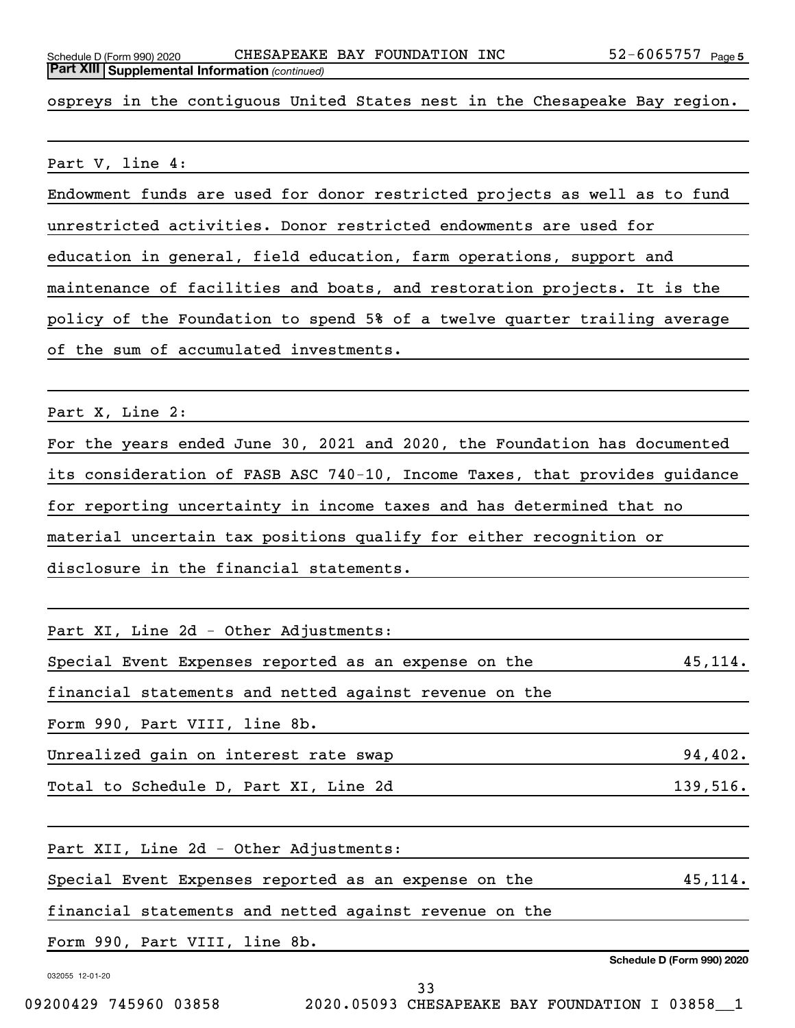**Part XIII Supplemental Information** *(continued)*

ospreys in the contiguous United States nest in the Chesapeake Bay region.

Part V, line 4:

Endowment funds are used for donor restricted projects as well as to fund unrestricted activities. Donor restricted endowments are used for education in general, field education, farm operations, support and maintenance of facilities and boats, and restoration projects. It is the policy of the Foundation to spend 5% of a twelve quarter trailing average of the sum of accumulated investments.

Part X, Line 2:

For the years ended June 30, 2021 and 2020, the Foundation has documented its consideration of FASB ASC 740-10, Income Taxes, that provides guidance for reporting uncertainty in income taxes and has determined that no material uncertain tax positions qualify for either recognition or disclosure in the financial statements.

Part XI, Line 2d - Other Adjustments:

| | |
|---|---|
| Special Event Expenses reported as an expense on the financial statements and netted against revenue on the Form 990, Part VIII, line 8b. | 45,114. |
| Unrealized gain on interest rate swap | 94,402. |
| Total to Schedule D, Part XI, Line 2d | 139,516. |

Part XII, Line 2d - Other Adjustments:

| | |
|---|---|
| Special Event Expenses reported as an expense on the financial statements and netted against revenue on the Form 990, Part VIII, line 8b. | 45,114. |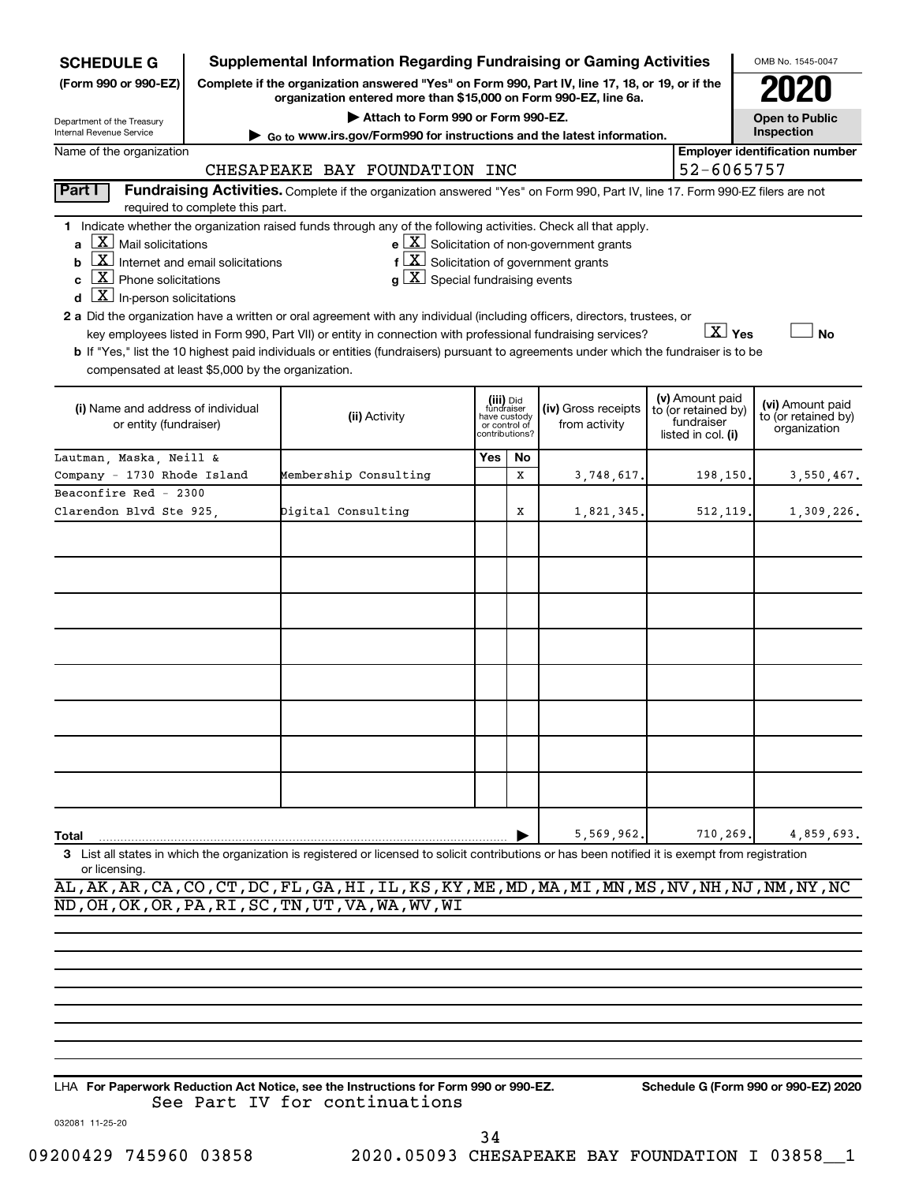**SCHEDULE G**
**(Form 990 or 990-EZ)**

Department of the Treasury
Internal Revenue Service

# Supplemental Information Regarding Fundraising or Gaming Activities

**Complete if the organization answered "Yes" on Form 990, Part IV, line 17, 18, or 19, or if the organization entered more than $15,000 on Form 990-EZ, line 6a.**

▶ Attach to Form 990 or Form 990-EZ.

▶ Go to www.irs.gov/Form990 for instructions and the latest information.

OMB No. 1545-0047

**2020**

**Open to Public Inspection**

Name of the organization: CHESAPEAKE BAY FOUNDATION INC

Employer identification number: 52-6065757

**Part I** **Fundraising Activities.** Complete if the organization answered "Yes" on Form 990, Part IV, line 17. Form 990-EZ filers are not required to complete this part.

1 Indicate whether the organization raised funds through any of the following activities. Check all that apply.

- a [X] Mail solicitations
- b [X] Internet and email solicitations
- c [X] Phone solicitations
- d [X] In-person solicitations
- e [X] Solicitation of non-government grants
- f [X] Solicitation of government grants
- g [X] Special fundraising events

2 a Did the organization have a written or oral agreement with any individual (including officers, directors, trustees, or key employees listed in Form 990, Part VII) or entity in connection with professional fundraising services? [X] Yes [ ] No

b If "Yes," list the 10 highest paid individuals or entities (fundraisers) pursuant to agreements under which the fundraiser is to be compensated at least $5,000 by the organization.

| (i) Name and address of individual or entity (fundraiser) | (ii) Activity | (iii) Did fundraiser have custody or control of contributions? Yes | No | (iv) Gross receipts from activity | (v) Amount paid to (or retained by) fundraiser listed in col. (i) | (vi) Amount paid to (or retained by) organization |
|---|---|---|---|---|---|---|
| Lautman, Maska, Neill & Company - 1730 Rhode Island | Membership Consulting | | X | 3,748,617. | 198,150. | 3,550,467. |
| Beaconfire Red - 2300 Clarendon Blvd Ste 925, | Digital Consulting | | X | 1,821,345. | 512,119. | 1,309,226. |
| | | | | | | |
| | | | | | | |
| | | | | | | |
| | | | | | | |
| | | | | | | |
| | | | | | | |
| | | | | | | |
| | | | | | | |
| **Total** | | | | 5,569,962. | 710,269. | 4,859,693. |

3 List all states in which the organization is registered or licensed to solicit contributions or has been notified it is exempt from registration or licensing.

AL,AK,AR,CA,CO,CT,DC,FL,GA,HI,IL,KS,KY,ME,MD,MA,MI,MN,MS,NV,NH,NJ,NM,NY,NC
ND,OH,OK,OR,PA,RI,SC,TN,UT,VA,WA,WV,WI

LHA **For Paperwork Reduction Act Notice, see the Instructions for Form 990 or 990-EZ.** **Schedule G (Form 990 or 990-EZ) 2020**

See Part IV for continuations

032081 11-25-20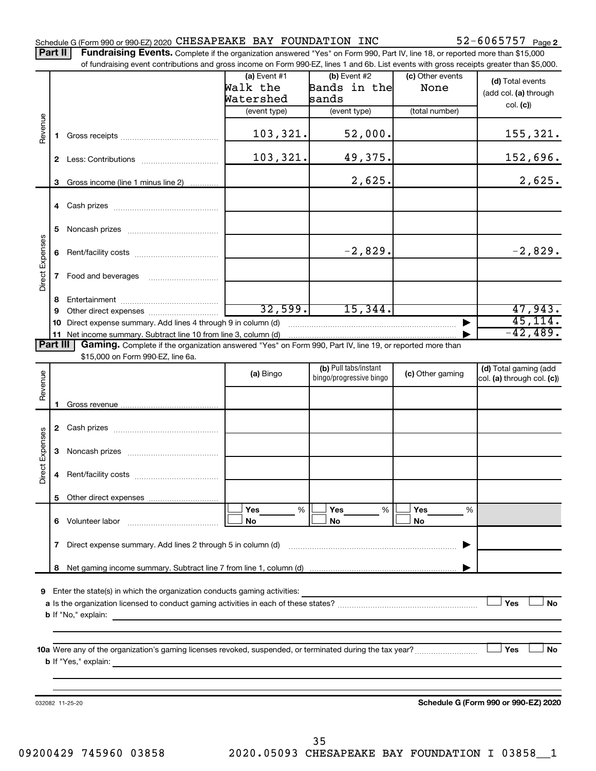Schedule G (Form 990 or 990-EZ) 2020 CHESAPEAKE BAY FOUNDATION INC 52-6065757 Page 2

**Part II** **Fundraising Events.** Complete if the organization answered "Yes" on Form 990, Part IV, line 18, or reported more than $15,000 of fundraising event contributions and gross income on Form 990-EZ, lines 1 and 6b. List events with gross receipts greater than $5,000.

| | | (a) Event #1 Walk the Watershed (event type) | (b) Event #2 Bands in the sands (event type) | (c) Other events None (total number) | (d) Total events (add col. (a) through col. (c)) |
|---|---|---|---|---|---|
| Revenue | 1 Gross receipts | 103,321. | 52,000. | | 155,321. |
| | 2 Less: Contributions | 103,321. | 49,375. | | 152,696. |
| | 3 Gross income (line 1 minus line 2) | | 2,625. | | 2,625. |
| Direct Expenses | 4 Cash prizes | | | | |
| | 5 Noncash prizes | | | | |
| | 6 Rent/facility costs | | -2,829. | | -2,829. |
| | 7 Food and beverages | | | | |
| | 8 Entertainment | | | | |
| | 9 Other direct expenses | 32,599. | 15,344. | | 47,943. |
| | 10 Direct expense summary. Add lines 4 through 9 in column (d) | | | | 45,114. |
| | 11 Net income summary. Subtract line 10 from line 3, column (d) | | | | -42,489. |

**Part III** **Gaming.** Complete if the organization answered "Yes" on Form 990, Part IV, line 19, or reported more than $15,000 on Form 990-EZ, line 6a.

| | | (a) Bingo | (b) Pull tabs/instant bingo/progressive bingo | (c) Other gaming | (d) Total gaming (add col. (a) through col. (c)) |
|---|---|---|---|---|---|
| Revenue | 1 Gross revenue | | | | |
| Direct Expenses | 2 Cash prizes | | | | |
| | 3 Noncash prizes | | | | |
| | 4 Rent/facility costs | | | | |
| | 5 Other direct expenses | | | | |
| | 6 Volunteer labor | Yes ___ % No | Yes ___ % No | Yes ___ % No | |
| | 7 Direct expense summary. Add lines 2 through 5 in column (d) | | | | |
| | 8 Net gaming income summary. Subtract line 7 from line 1, column (d) | | | | |

9 Enter the state(s) in which the organization conducts gaming activities:

a Is the organization licensed to conduct gaming activities in each of these states? ☐ Yes ☐ No

b If "No," explain:

10a Were any of the organization's gaming licenses revoked, suspended, or terminated during the tax year? ☐ Yes ☐ No

b If "Yes," explain:

032082 11-25-20 **Schedule G (Form 990 or 990-EZ) 2020**

09200429 745960 03858 2020.05093 CHESAPEAKE BAY FOUNDATION I 03858__1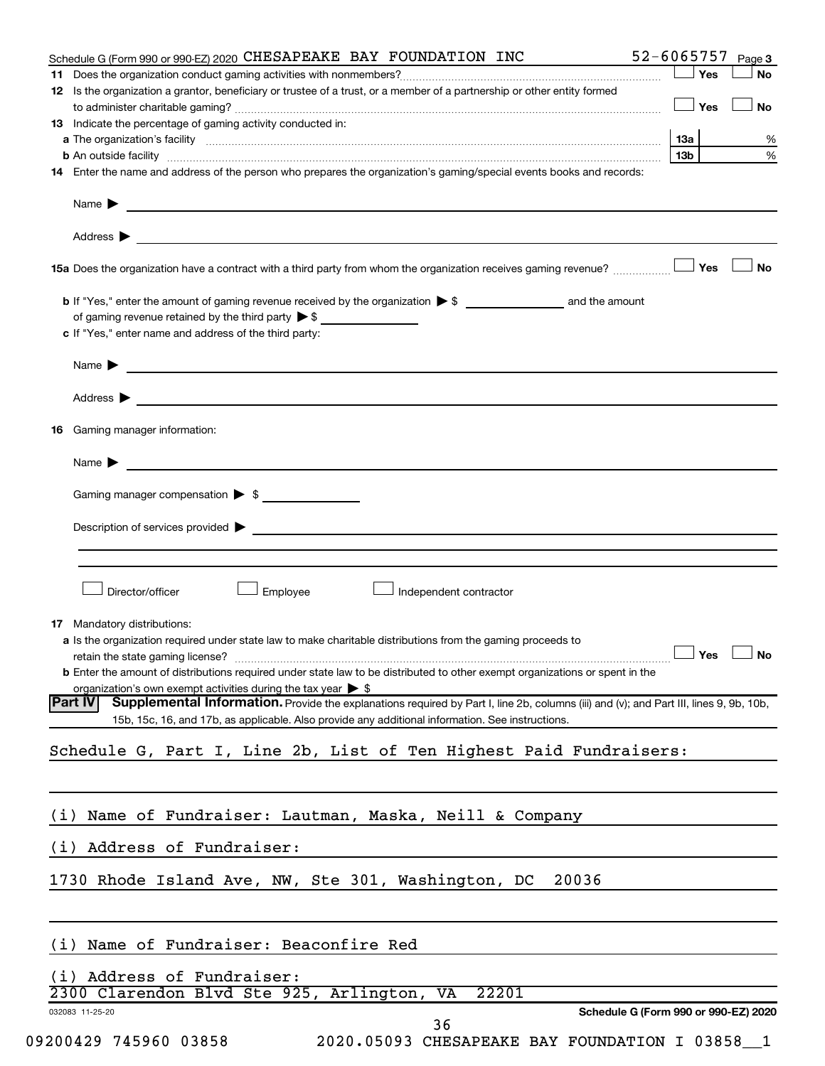Schedule G (Form 990 or 990-EZ) 2020 CHESAPEAKE BAY FOUNDATION INC 52-6065757 Page 3

**11** Does the organization conduct gaming activities with nonmembers? ☐ Yes ☐ No

**12** Is the organization a grantor, beneficiary or trustee of a trust, or a member of a partnership or other entity formed to administer charitable gaming? ☐ Yes ☐ No

**13** Indicate the percentage of gaming activity conducted in:

**a** The organization's facility **13a** %

**b** An outside facility **13b** %

**14** Enter the name and address of the person who prepares the organization's gaming/special events books and records:

Name ▶

Address ▶

**15a** Does the organization have a contract with a third party from whom the organization receives gaming revenue? ☐ Yes ☐ No

**b** If "Yes," enter the amount of gaming revenue received by the organization ▶ $ and the amount of gaming revenue retained by the third party ▶ $

**c** If "Yes," enter name and address of the third party:

Name ▶

Address ▶

**16** Gaming manager information:

Name ▶

Gaming manager compensation ▶ $

Description of services provided ▶

☐ Director/officer ☐ Employee ☐ Independent contractor

**17** Mandatory distributions:

**a** Is the organization required under state law to make charitable distributions from the gaming proceeds to retain the state gaming license? ☐ Yes ☐ No

**b** Enter the amount of distributions required under state law to be distributed to other exempt organizations or spent in the organization's own exempt activities during the tax year ▶ $

**Part IV** **Supplemental Information.** Provide the explanations required by Part I, line 2b, columns (iii) and (v); and Part III, lines 9, 9b, 10b, 15b, 15c, 16, and 17b, as applicable. Also provide any additional information. See instructions.

Schedule G, Part I, Line 2b, List of Ten Highest Paid Fundraisers:

(i) Name of Fundraiser: Lautman, Maska, Neill & Company

(i) Address of Fundraiser:

1730 Rhode Island Ave, NW, Ste 301, Washington, DC 20036

(i) Name of Fundraiser: Beaconfire Red

(i) Address of Fundraiser:

2300 Clarendon Blvd Ste 925, Arlington, VA 22201

032083 11-25-20 **Schedule G (Form 990 or 990-EZ) 2020**

09200429 745960 03858 2020.05093 CHESAPEAKE BAY FOUNDATION I 03858__1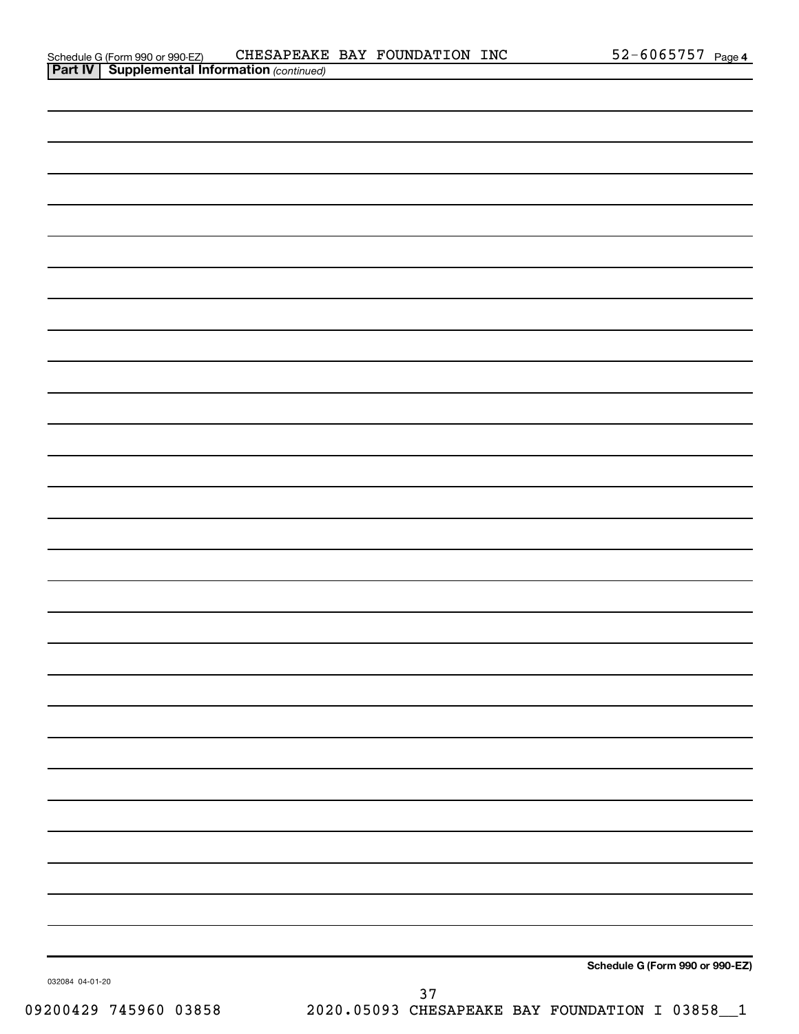Schedule G (Form 990 or 990-EZ) CHESAPEAKE BAY FOUNDATION INC 52-6065757 Page 4

**Part IV | Supplemental Information** *(continued)*

**Schedule G (Form 990 or 990-EZ)**

032084 04-01-20

09200429 745960 03858 2020.05093 CHESAPEAKE BAY FOUNDATION I 03858__1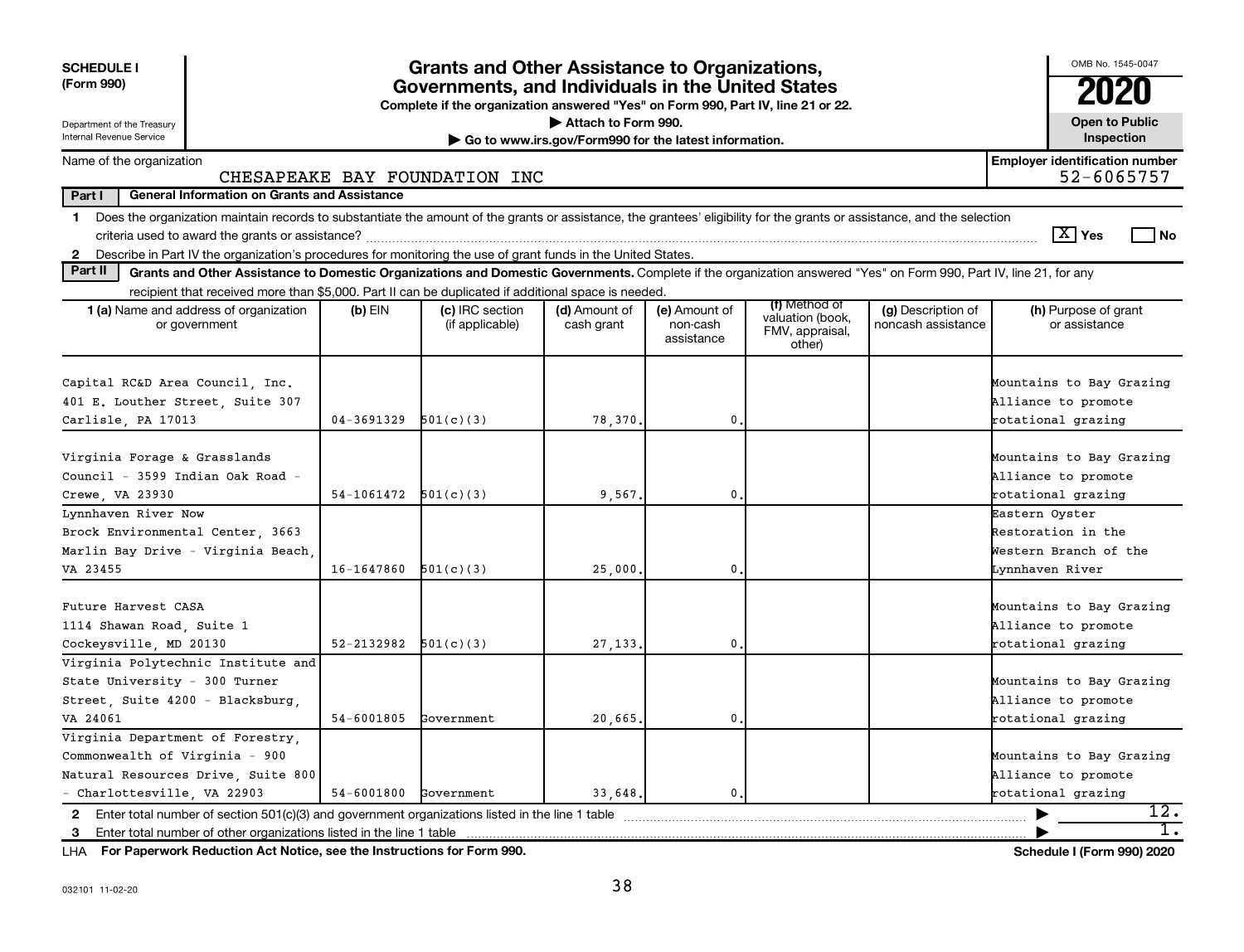**SCHEDULE I (Form 990)**

Department of the Treasury
Internal Revenue Service

# Grants and Other Assistance to Organizations, Governments, and Individuals in the United States

**Complete if the organization answered "Yes" on Form 990, Part IV, line 21 or 22.**

▶ Attach to Form 990.

▶ Go to www.irs.gov/Form990 for the latest information.

OMB No. 1545-0047

**2020**

**Open to Public Inspection**

Name of the organization: CHESAPEAKE BAY FOUNDATION INC

**Employer identification number** 52-6065757

**Part I — General Information on Grants and Assistance**

1 Does the organization maintain records to substantiate the amount of the grants or assistance, the grantees' eligibility for the grants or assistance, and the selection criteria used to award the grants or assistance? [X] Yes [ ] No

2 Describe in Part IV the organization's procedures for monitoring the use of grant funds in the United States.

**Part II — Grants and Other Assistance to Domestic Organizations and Domestic Governments.** Complete if the organization answered "Yes" on Form 990, Part IV, line 21, for any recipient that received more than $5,000. Part II can be duplicated if additional space is needed.

| 1 (a) Name and address of organization or government | (b) EIN | (c) IRC section (if applicable) | (d) Amount of cash grant | (e) Amount of non-cash assistance | (f) Method of valuation (book, FMV, appraisal, other) | (g) Description of noncash assistance | (h) Purpose of grant or assistance |
|---|---|---|---|---|---|---|---|
| Capital RC&D Area Council, Inc. 401 E. Louther Street, Suite 307 Carlisle, PA 17013 | 04-3691329 | 501(c)(3) | 78,370. | 0. | | | Mountains to Bay Grazing Alliance to promote rotational grazing |
| Virginia Forage & Grasslands Council - 3599 Indian Oak Road - Crewe, VA 23930 | 54-1061472 | 501(c)(3) | 9,567. | 0. | | | Mountains to Bay Grazing Alliance to promote rotational grazing |
| Lynnhaven River Now Brock Environmental Center, 3663 Marlin Bay Drive - Virginia Beach, VA 23455 | 16-1647860 | 501(c)(3) | 25,000. | 0. | | | Eastern Oyster Restoration in the Western Branch of the Lynnhaven River |
| Future Harvest CASA 1114 Shawan Road, Suite 1 Cockeysville, MD 20130 | 52-2132982 | 501(c)(3) | 27,133. | 0. | | | Mountains to Bay Grazing Alliance to promote rotational grazing |
| Virginia Polytechnic Institute and State University - 300 Turner Street, Suite 4200 - Blacksburg, VA 24061 | 54-6001805 | Government | 20,665. | 0. | | | Mountains to Bay Grazing Alliance to promote rotational grazing |
| Virginia Department of Forestry, Commonwealth of Virginia - 900 Natural Resources Drive, Suite 800 - Charlottesville, VA 22903 | 54-6001800 | Government | 33,648. | 0. | | | Mountains to Bay Grazing Alliance to promote rotational grazing |

2 Enter total number of section 501(c)(3) and government organizations listed in the line 1 table ▶ 12.

3 Enter total number of other organizations listed in the line 1 table ▶ 1.

LHA **For Paperwork Reduction Act Notice, see the Instructions for Form 990.** **Schedule I (Form 990) 2020**

032101 11-02-20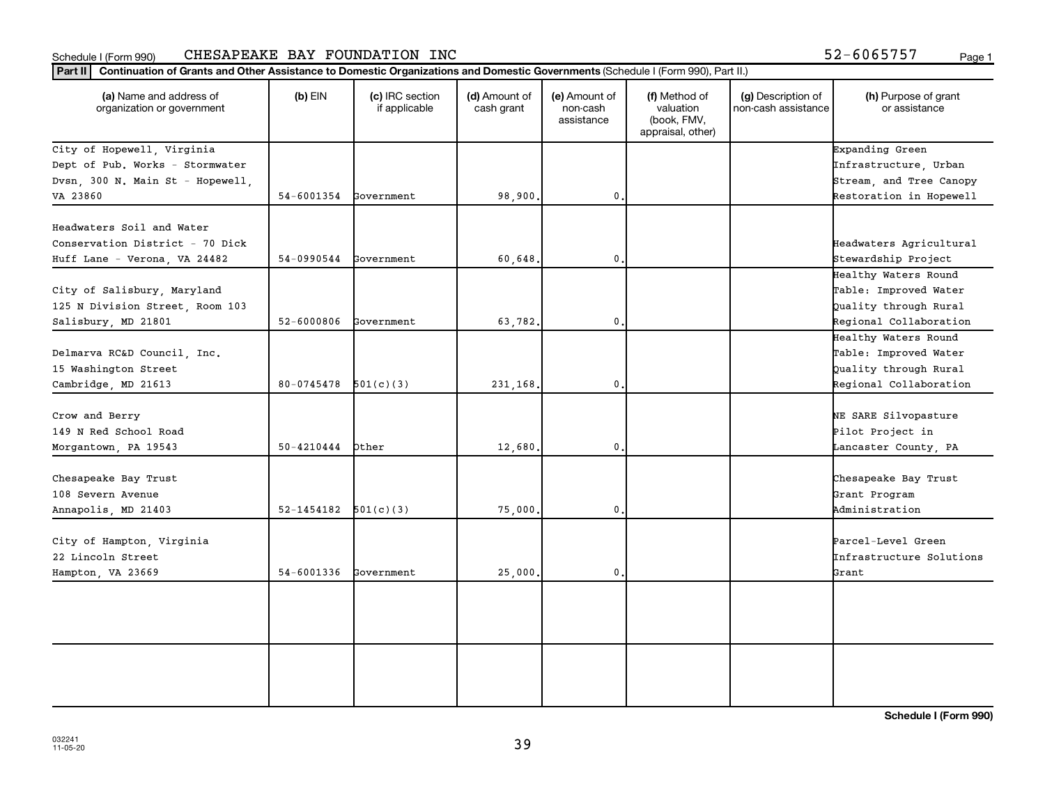Schedule I (Form 990) CHESAPEAKE BAY FOUNDATION INC 52-6065757

**Part II** **Continuation of Grants and Other Assistance to Domestic Organizations and Domestic Governments** (Schedule I (Form 990), Part II.)

| (a) Name and address of organization or government | (b) EIN | (c) IRC section if applicable | (d) Amount of cash grant | (e) Amount of non-cash assistance | (f) Method of valuation (book, FMV, appraisal, other) | (g) Description of non-cash assistance | (h) Purpose of grant or assistance |
|---|---|---|---|---|---|---|---|
| City of Hopewell, Virginia Dept of Pub. Works - Stormwater Dvsn, 300 N. Main St - Hopewell, VA 23860 | 54-6001354 | Government | 98,900. | 0. | | | Expanding Green Infrastructure, Urban Stream, and Tree Canopy Restoration in Hopewell |
| Headwaters Soil and Water Conservation District - 70 Dick Huff Lane - Verona, VA 24482 | 54-0990544 | Government | 60,648. | 0. | | | Headwaters Agricultural Stewardship Project |
| City of Salisbury, Maryland 125 N Division Street, Room 103 Salisbury, MD 21801 | 52-6000806 | Government | 63,782. | 0. | | | Healthy Waters Round Table: Improved Water Quality through Rural Regional Collaboration |
| Delmarva RC&D Council, Inc. 15 Washington Street Cambridge, MD 21613 | 80-0745478 | 501(c)(3) | 231,168. | 0. | | | Healthy Waters Round Table: Improved Water Quality through Rural Regional Collaboration |
| Crow and Berry 149 N Red School Road Morgantown, PA 19543 | 50-4210444 | Other | 12,680. | 0. | | | NE SARE Silvopasture Pilot Project in Lancaster County, PA |
| Chesapeake Bay Trust 108 Severn Avenue Annapolis, MD 21403 | 52-1454182 | 501(c)(3) | 75,000. | 0. | | | Chesapeake Bay Trust Grant Program Administration |
| City of Hampton, Virginia 22 Lincoln Street Hampton, VA 23669 | 54-6001336 | Government | 25,000. | 0. | | | Parcel-Level Green Infrastructure Solutions Grant |
| | | | | | | | |
| | | | | | | | |

**Schedule I (Form 990)**

032241 11-05-20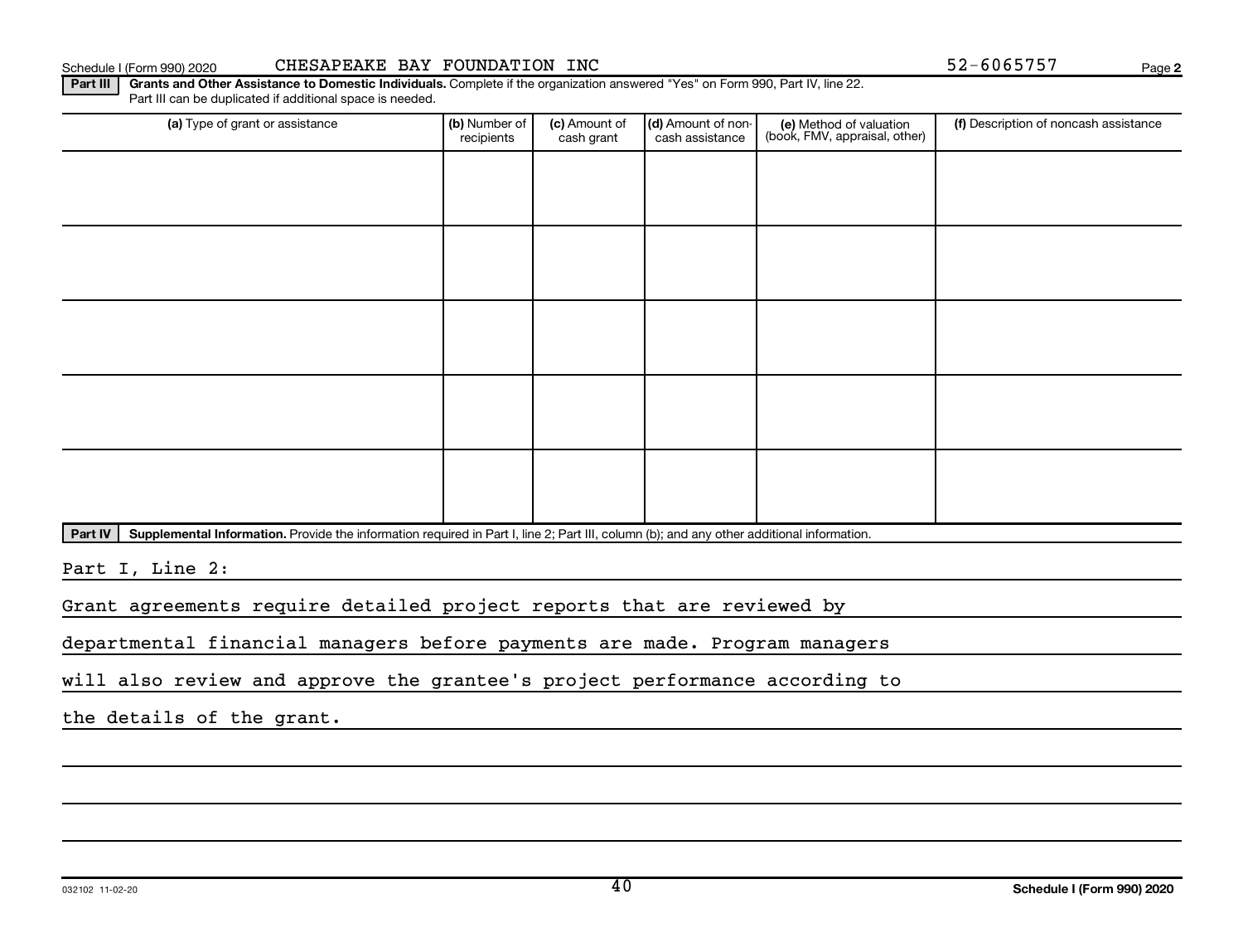Schedule I (Form 990) 2020 CHESAPEAKE BAY FOUNDATION INC 52-6065757 Page 2

**Part III** **Grants and Other Assistance to Domestic Individuals.** Complete if the organization answered "Yes" on Form 990, Part IV, line 22. Part III can be duplicated if additional space is needed.

| (a) Type of grant or assistance | (b) Number of recipients | (c) Amount of cash grant | (d) Amount of non-cash assistance | (e) Method of valuation (book, FMV, appraisal, other) | (f) Description of noncash assistance |
|---|---|---|---|---|---|
| | | | | | |
| | | | | | |
| | | | | | |
| | | | | | |
| | | | | | |

**Part IV** **Supplemental Information.** Provide the information required in Part I, line 2; Part III, column (b); and any other additional information.

Part I, Line 2:

Grant agreements require detailed project reports that are reviewed by departmental financial managers before payments are made. Program managers will also review and approve the grantee's project performance according to the details of the grant.

032102 11-02-20 Schedule I (Form 990) 2020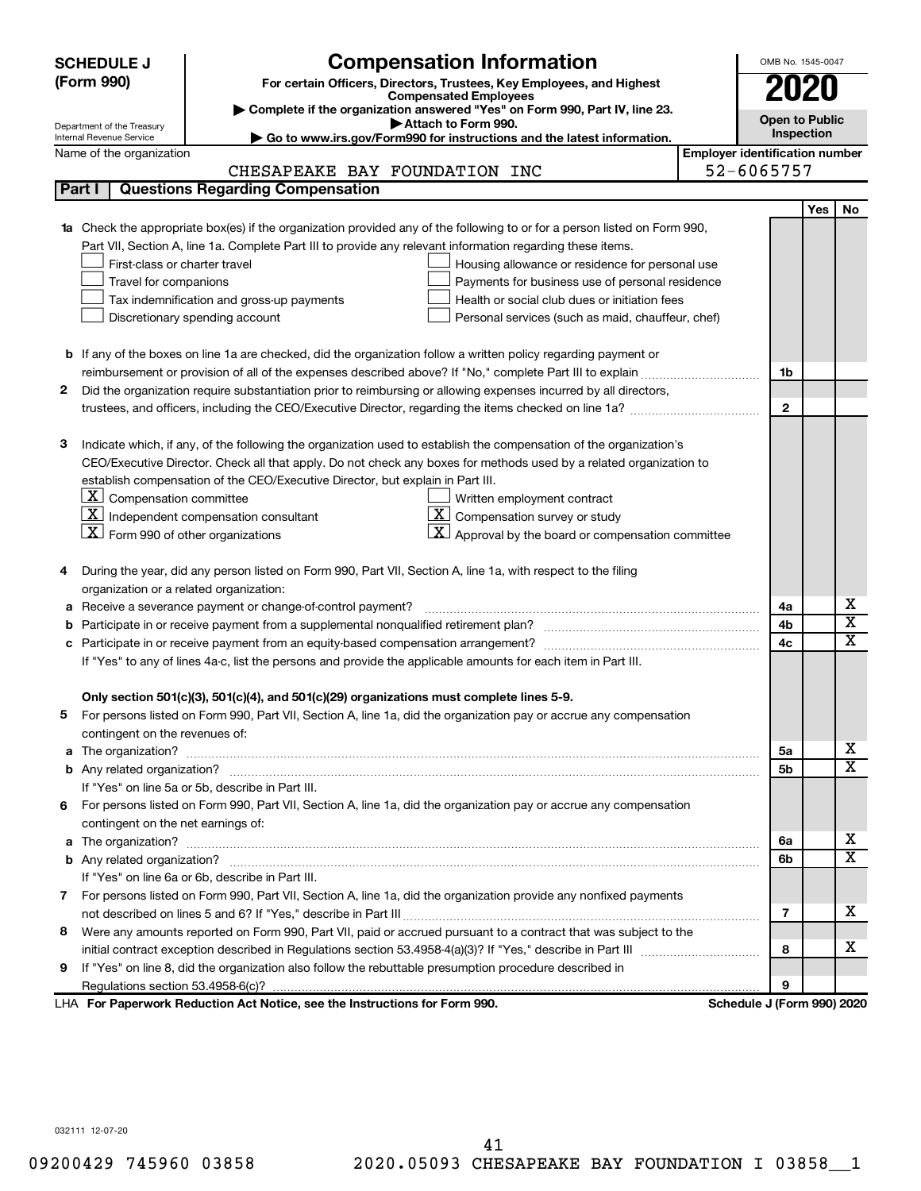**SCHEDULE J (Form 990)**

# Compensation Information

**For certain Officers, Directors, Trustees, Key Employees, and Highest Compensated Employees**

▶ Complete if the organization answered "Yes" on Form 990, Part IV, line 23.

▶ Attach to Form 990.

▶ Go to www.irs.gov/Form990 for instructions and the latest information.

Department of the Treasury
Internal Revenue Service

OMB No. 1545-0047

**2020**

**Open to Public Inspection**

Name of the organization: CHESAPEAKE BAY FOUNDATION INC

Employer identification number: 52-6065757

## Part I | Questions Regarding Compensation

| | | | Yes | No |
|---|---|---|---|---|
| **1a** | Check the appropriate box(es) if the organization provided any of the following to or for a person listed on Form 990, Part VII, Section A, line 1a. Complete Part III to provide any relevant information regarding these items.<br>☐ First-class or charter travel ☐ Housing allowance or residence for personal use<br>☐ Travel for companions ☐ Payments for business use of personal residence<br>☐ Tax indemnification and gross-up payments ☐ Health or social club dues or initiation fees<br>☐ Discretionary spending account ☐ Personal services (such as maid, chauffeur, chef) | | | |
| **b** | If any of the boxes on line 1a are checked, did the organization follow a written policy regarding payment or reimbursement or provision of all of the expenses described above? If "No," complete Part III to explain | 1b | | |
| **2** | Did the organization require substantiation prior to reimbursing or allowing expenses incurred by all directors, trustees, and officers, including the CEO/Executive Director, regarding the items checked on line 1a? | 2 | | |
| **3** | Indicate which, if any, of the following the organization used to establish the compensation of the organization's CEO/Executive Director. Check all that apply. Do not check any boxes for methods used by a related organization to establish compensation of the CEO/Executive Director, but explain in Part III.<br>☒ Compensation committee ☐ Written employment contract<br>☒ Independent compensation consultant ☒ Compensation survey or study<br>☒ Form 990 of other organizations ☒ Approval by the board or compensation committee | | | |
| **4** | During the year, did any person listed on Form 990, Part VII, Section A, line 1a, with respect to the filing organization or a related organization: | | | |
| **a** | Receive a severance payment or change-of-control payment? | 4a | | X |
| **b** | Participate in or receive payment from a supplemental nonqualified retirement plan? | 4b | | X |
| **c** | Participate in or receive payment from an equity-based compensation arrangement? | 4c | | X |
| | If "Yes" to any of lines 4a-c, list the persons and provide the applicable amounts for each item in Part III. | | | |
| | **Only section 501(c)(3), 501(c)(4), and 501(c)(29) organizations must complete lines 5-9.** | | | |
| **5** | For persons listed on Form 990, Part VII, Section A, line 1a, did the organization pay or accrue any compensation contingent on the revenues of: | | | |
| **a** | The organization? | 5a | | X |
| **b** | Any related organization? | 5b | | X |
| | If "Yes" on line 5a or 5b, describe in Part III. | | | |
| **6** | For persons listed on Form 990, Part VII, Section A, line 1a, did the organization pay or accrue any compensation contingent on the net earnings of: | | | |
| **a** | The organization? | 6a | | X |
| **b** | Any related organization? | 6b | | X |
| | If "Yes" on line 6a or 6b, describe in Part III. | | | |
| **7** | For persons listed on Form 990, Part VII, Section A, line 1a, did the organization provide any nonfixed payments not described on lines 5 and 6? If "Yes," describe in Part III | 7 | | X |
| **8** | Were any amounts reported on Form 990, Part VII, paid or accrued pursuant to a contract that was subject to the initial contract exception described in Regulations section 53.4958-4(a)(3)? If "Yes," describe in Part III | 8 | | X |
| **9** | If "Yes" on line 8, did the organization also follow the rebuttable presumption procedure described in Regulations section 53.4958-6(c)? | 9 | | |

LHA **For Paperwork Reduction Act Notice, see the Instructions for Form 990.** **Schedule J (Form 990) 2020**

032111 12-07-20

09200429 745960 03858 2020.05093 CHESAPEAKE BAY FOUNDATION I 03858__1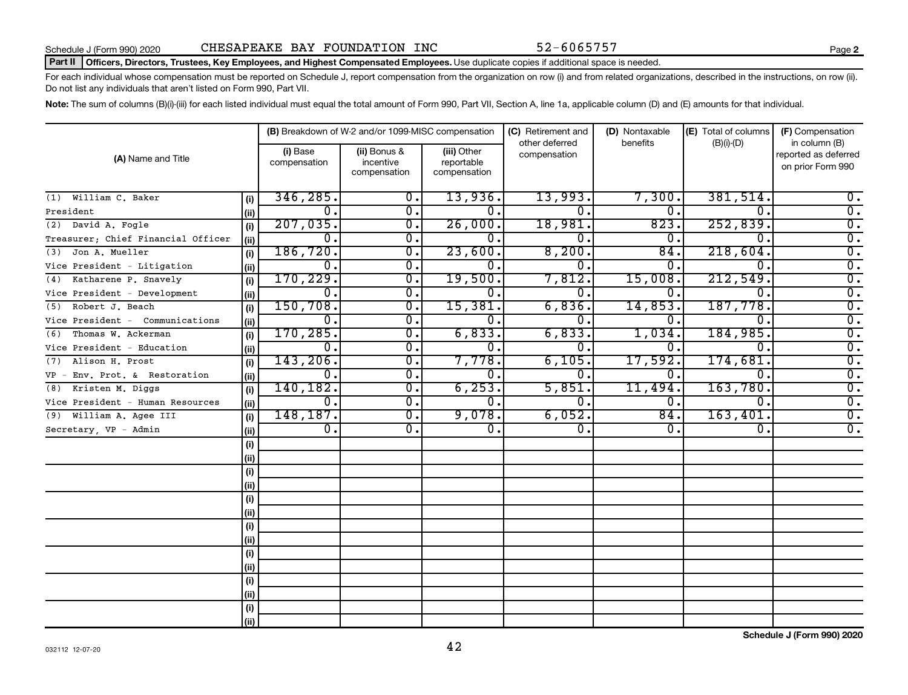Schedule J (Form 990) 2020 CHESAPEAKE BAY FOUNDATION INC 52-6065757 Page **2**

**Part II** **Officers, Directors, Trustees, Key Employees, and Highest Compensated Employees.** Use duplicate copies if additional space is needed.

For each individual whose compensation must be reported on Schedule J, report compensation from the organization on row (i) and from related organizations, described in the instructions, on row (ii). Do not list any individuals that aren't listed on Form 990, Part VII.

**Note:** The sum of columns (B)(i)-(iii) for each listed individual must equal the total amount of Form 990, Part VII, Section A, line 1a, applicable column (D) and (E) amounts for that individual.

| (A) Name and Title | | (B) Breakdown of W-2 and/or 1099-MISC compensation | | | (C) Retirement and other deferred compensation | (D) Nontaxable benefits | (E) Total of columns (B)(i)-(D) | (F) Compensation in column (B) reported as deferred on prior Form 990 |
|---|---|---|---|---|---|---|---|---|
| | | (i) Base compensation | (ii) Bonus & incentive compensation | (iii) Other reportable compensation | | | | |
| (1) William C. Baker | (i) | 346,285. | 0. | 13,936. | 13,993. | 7,300. | 381,514. | 0. |
| President | (ii) | 0. | 0. | 0. | 0. | 0. | 0. | 0. |
| (2) David A. Fogle | (i) | 207,035. | 0. | 26,000. | 18,981. | 823. | 252,839. | 0. |
| Treasurer; Chief Financial Officer | (ii) | 0. | 0. | 0. | 0. | 0. | 0. | 0. |
| (3) Jon A. Mueller | (i) | 186,720. | 0. | 23,600. | 8,200. | 84. | 218,604. | 0. |
| Vice President - Litigation | (ii) | 0. | 0. | 0. | 0. | 0. | 0. | 0. |
| (4) Katharene P. Snavely | (i) | 170,229. | 0. | 19,500. | 7,812. | 15,008. | 212,549. | 0. |
| Vice President - Development | (ii) | 0. | 0. | 0. | 0. | 0. | 0. | 0. |
| (5) Robert J. Beach | (i) | 150,708. | 0. | 15,381. | 6,836. | 14,853. | 187,778. | 0. |
| Vice President - Communications | (ii) | 0. | 0. | 0. | 0. | 0. | 0. | 0. |
| (6) Thomas W. Ackerman | (i) | 170,285. | 0. | 6,833. | 6,833. | 1,034. | 184,985. | 0. |
| Vice President - Education | (ii) | 0. | 0. | 0. | 0. | 0. | 0. | 0. |
| (7) Alison H. Prost | (i) | 143,206. | 0. | 7,778. | 6,105. | 17,592. | 174,681. | 0. |
| VP - Env. Prot. & Restoration | (ii) | 0. | 0. | 0. | 0. | 0. | 0. | 0. |
| (8) Kristen M. Diggs | (i) | 140,182. | 0. | 6,253. | 5,851. | 11,494. | 163,780. | 0. |
| Vice President - Human Resources | (ii) | 0. | 0. | 0. | 0. | 0. | 0. | 0. |
| (9) William A. Agee III | (i) | 148,187. | 0. | 9,078. | 6,052. | 84. | 163,401. | 0. |
| Secretary, VP - Admin | (ii) | 0. | 0. | 0. | 0. | 0. | 0. | 0. |
| | (i) | | | | | | | |
| | (ii) | | | | | | | |
| | (i) | | | | | | | |
| | (ii) | | | | | | | |
| | (i) | | | | | | | |
| | (ii) | | | | | | | |
| | (i) | | | | | | | |
| | (ii) | | | | | | | |
| | (i) | | | | | | | |
| | (ii) | | | | | | | |
| | (i) | | | | | | | |
| | (ii) | | | | | | | |
| | (i) | | | | | | | |
| | (ii) | | | | | | | |

032112 12-07-20

**Schedule J (Form 990) 2020**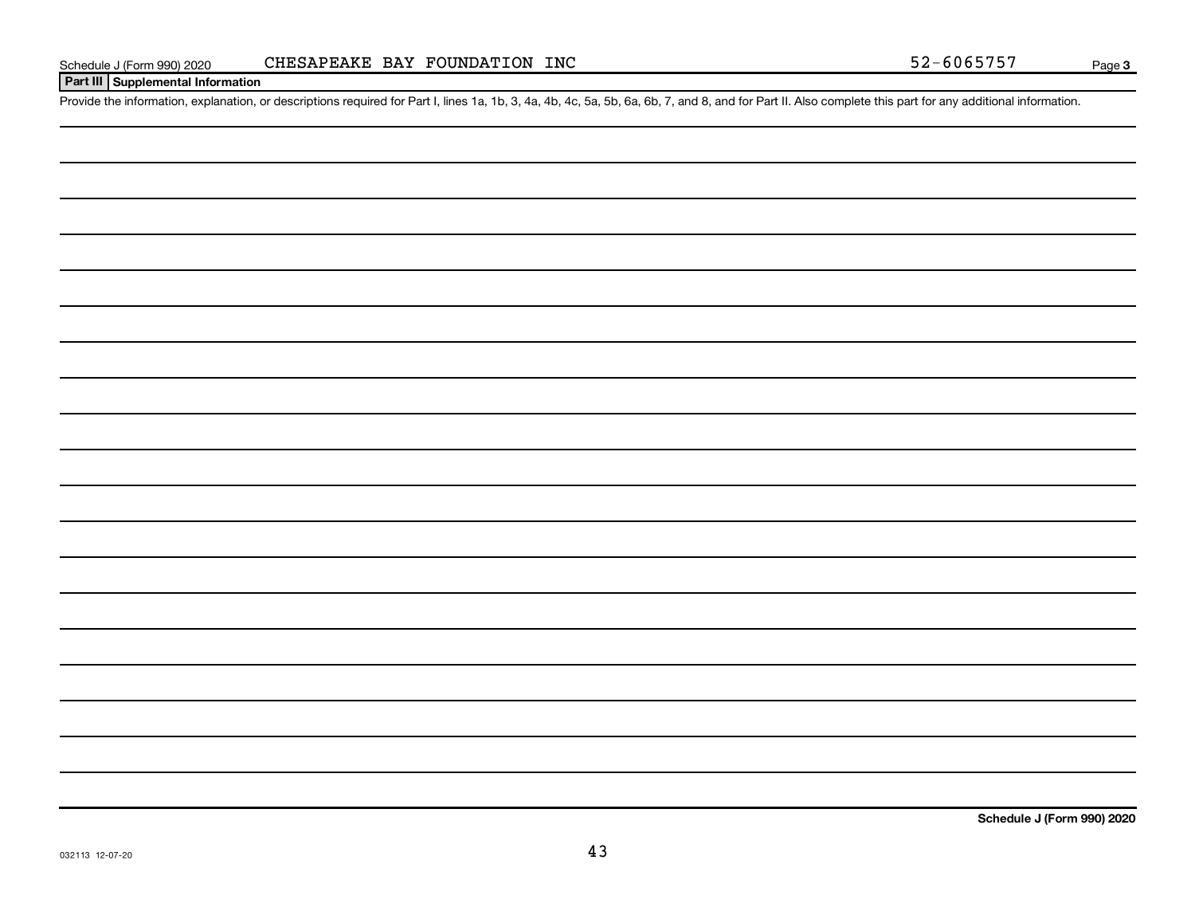## Part III Supplemental Information

Provide the information, explanation, or descriptions required for Part I, lines 1a, 1b, 3, 4a, 4b, 4c, 5a, 5b, 6a, 6b, 7, and 8, and for Part II. Also complete this part for any additional information.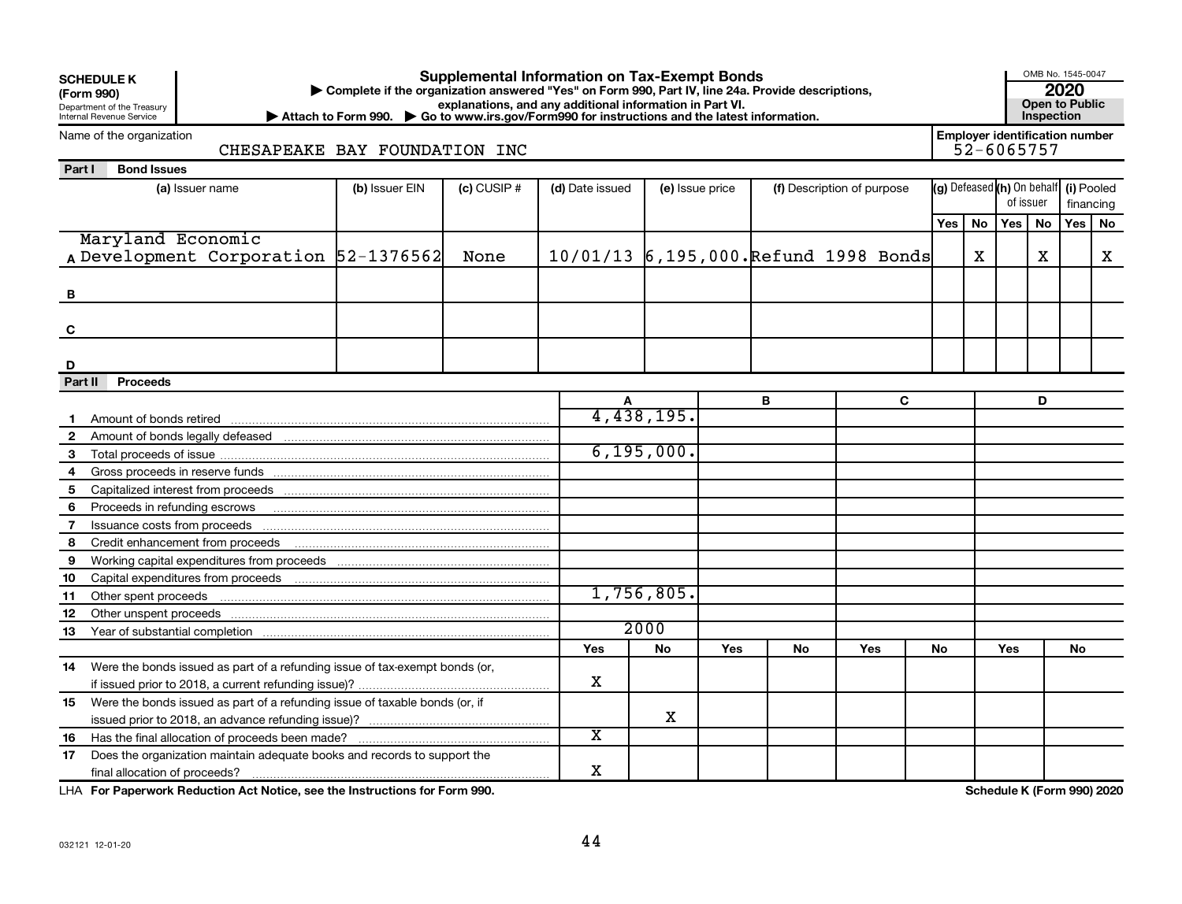**SCHEDULE K**
**(Form 990)**
Department of the Treasury
Internal Revenue Service

# Supplemental Information on Tax-Exempt Bonds

▶ Complete if the organization answered "Yes" on Form 990, Part IV, line 24a. Provide descriptions, explanations, and any additional information in Part VI.
▶ Attach to Form 990. ▶ Go to www.irs.gov/Form990 for instructions and the latest information.

OMB No. 1545-0047
**2020**
**Open to Public Inspection**

Name of the organization: CHESAPEAKE BAY FOUNDATION INC

Employer identification number: 52-6065757

## Part I Bond Issues

| | (a) Issuer name | (b) Issuer EIN | (c) CUSIP # | (d) Date issued | (e) Issue price | (f) Description of purpose | (g) Defeased Yes | (g) Defeased No | (h) On behalf of issuer Yes | (h) On behalf of issuer No | (i) Pooled financing Yes | (i) Pooled financing No |
|---|---|---|---|---|---|---|---|---|---|---|---|---|
| A | Maryland Economic Development Corporation | 52-1376562 | None | 10/01/13 | 6,195,000. | Refund 1998 Bonds | | X | | X | | X |
| B | | | | | | | | | | | | |
| C | | | | | | | | | | | | |
| D | | | | | | | | | | | | |

## Part II Proceeds

| | | A | | B | | C | | D | |
|---|---|---|---|---|---|---|---|---|---|
| 1 | Amount of bonds retired | 4,438,195. | | | | | | | |
| 2 | Amount of bonds legally defeased | | | | | | | | |
| 3 | Total proceeds of issue | 6,195,000. | | | | | | | |
| 4 | Gross proceeds in reserve funds | | | | | | | | |
| 5 | Capitalized interest from proceeds | | | | | | | | |
| 6 | Proceeds in refunding escrows | | | | | | | | |
| 7 | Issuance costs from proceeds | | | | | | | | |
| 8 | Credit enhancement from proceeds | | | | | | | | |
| 9 | Working capital expenditures from proceeds | | | | | | | | |
| 10 | Capital expenditures from proceeds | | | | | | | | |
| 11 | Other spent proceeds | 1,756,805. | | | | | | | |
| 12 | Other unspent proceeds | | | | | | | | |
| 13 | Year of substantial completion | 2000 | | | | | | | |
| | | Yes | No | Yes | No | Yes | No | Yes | No |
| 14 | Were the bonds issued as part of a refunding issue of tax-exempt bonds (or, if issued prior to 2018, a current refunding issue)? | X | | | | | | | |
| 15 | Were the bonds issued as part of a refunding issue of taxable bonds (or, if issued prior to 2018, an advance refunding issue)? | | X | | | | | | |
| 16 | Has the final allocation of proceeds been made? | X | | | | | | | |
| 17 | Does the organization maintain adequate books and records to support the final allocation of proceeds? | X | | | | | | | |

LHA **For Paperwork Reduction Act Notice, see the Instructions for Form 990.** **Schedule K (Form 990) 2020**

032121 12-01-20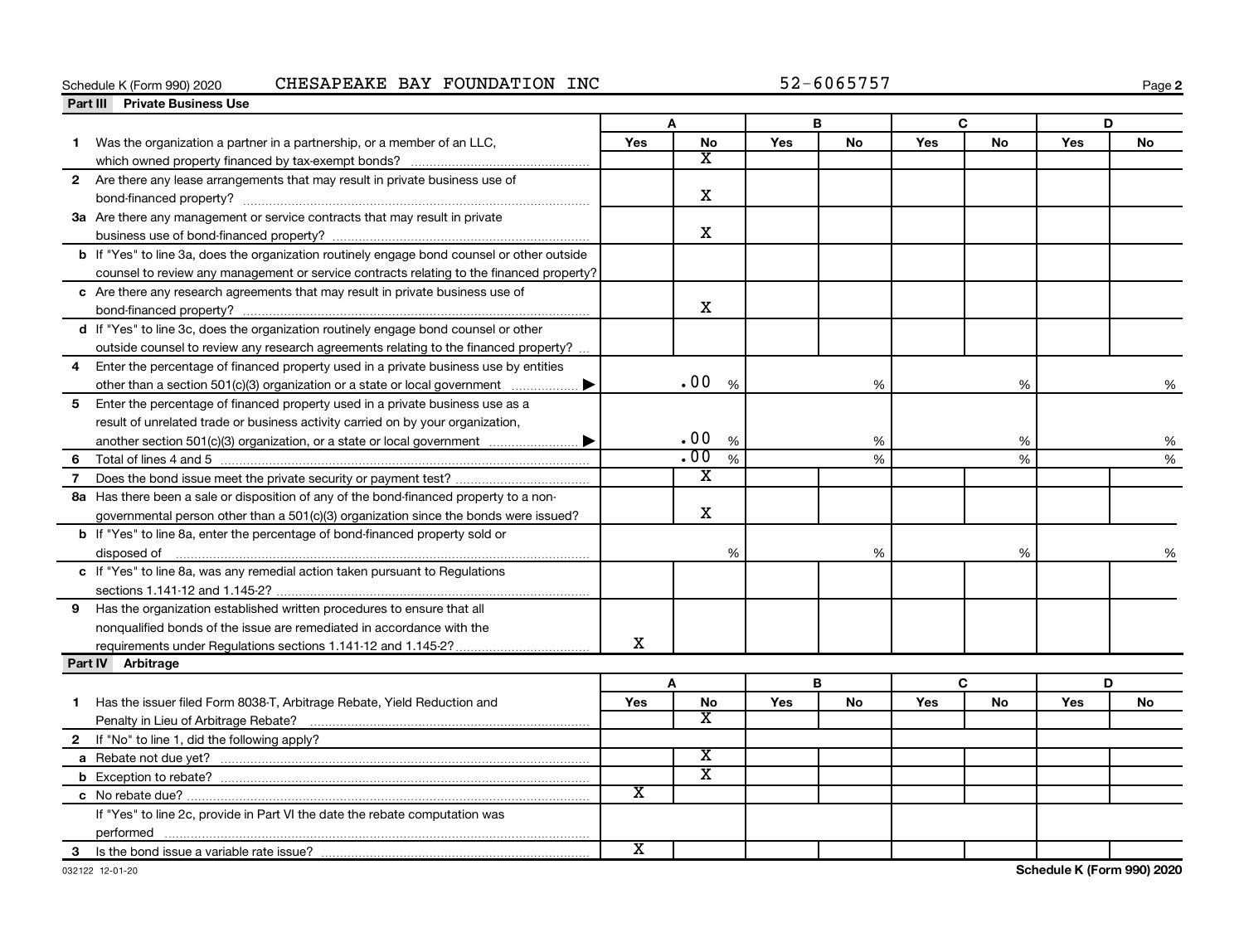Schedule K (Form 990) 2020 CHESAPEAKE BAY FOUNDATION INC 52-6065757

**Part III Private Business Use**

| | A | | B | | C | | D | |
|---|---|---|---|---|---|---|---|---|
| | Yes | No | Yes | No | Yes | No | Yes | No |
| **1** Was the organization a partner in a partnership, or a member of an LLC, which owned property financed by tax-exempt bonds? | | X | | | | | | |
| **2** Are there any lease arrangements that may result in private business use of bond-financed property? | | X | | | | | | |
| **3a** Are there any management or service contracts that may result in private business use of bond-financed property? | | X | | | | | | |
| **b** If "Yes" to line 3a, does the organization routinely engage bond counsel or other outside counsel to review any management or service contracts relating to the financed property? | | | | | | | | |
| **c** Are there any research agreements that may result in private business use of bond-financed property? | | X | | | | | | |
| **d** If "Yes" to line 3c, does the organization routinely engage bond counsel or other outside counsel to review any research agreements relating to the financed property? | | | | | | | | |
| **4** Enter the percentage of financed property used in a private business use by entities other than a section 501(c)(3) organization or a state or local government ▶ | .00 % | | % | | % | | % | |
| **5** Enter the percentage of financed property used in a private business use as a result of unrelated trade or business activity carried on by your organization, another section 501(c)(3) organization, or a state or local government ▶ | .00 % | | % | | % | | % | |
| **6** Total of lines 4 and 5 | .00 % | | % | | % | | % | |
| **7** Does the bond issue meet the private security or payment test? | | X | | | | | | |
| **8a** Has there been a sale or disposition of any of the bond-financed property to a non-governmental person other than a 501(c)(3) organization since the bonds were issued? | | X | | | | | | |
| **b** If "Yes" to line 8a, enter the percentage of bond-financed property sold or disposed of | % | | % | | % | | % | |
| **c** If "Yes" to line 8a, was any remedial action taken pursuant to Regulations sections 1.141-12 and 1.145-2? | | | | | | | | |
| **9** Has the organization established written procedures to ensure that all nonqualified bonds of the issue are remediated in accordance with the requirements under Regulations sections 1.141-12 and 1.145-2? | X | | | | | | | |

**Part IV Arbitrage**

| | A | | B | | C | | D | |
|---|---|---|---|---|---|---|---|---|
| | Yes | No | Yes | No | Yes | No | Yes | No |
| **1** Has the issuer filed Form 8038-T, Arbitrage Rebate, Yield Reduction and Penalty in Lieu of Arbitrage Rebate? | | X | | | | | | |
| **2** If "No" to line 1, did the following apply? | | | | | | | | |
| **a** Rebate not due yet? | | X | | | | | | |
| **b** Exception to rebate? | | X | | | | | | |
| **c** No rebate due? | X | | | | | | | |
| If "Yes" to line 2c, provide in Part VI the date the rebate computation was performed | | | | | | | | |
| **3** Is the bond issue a variable rate issue? | X | | | | | | | |

032122 12-01-20

Schedule K (Form 990) 2020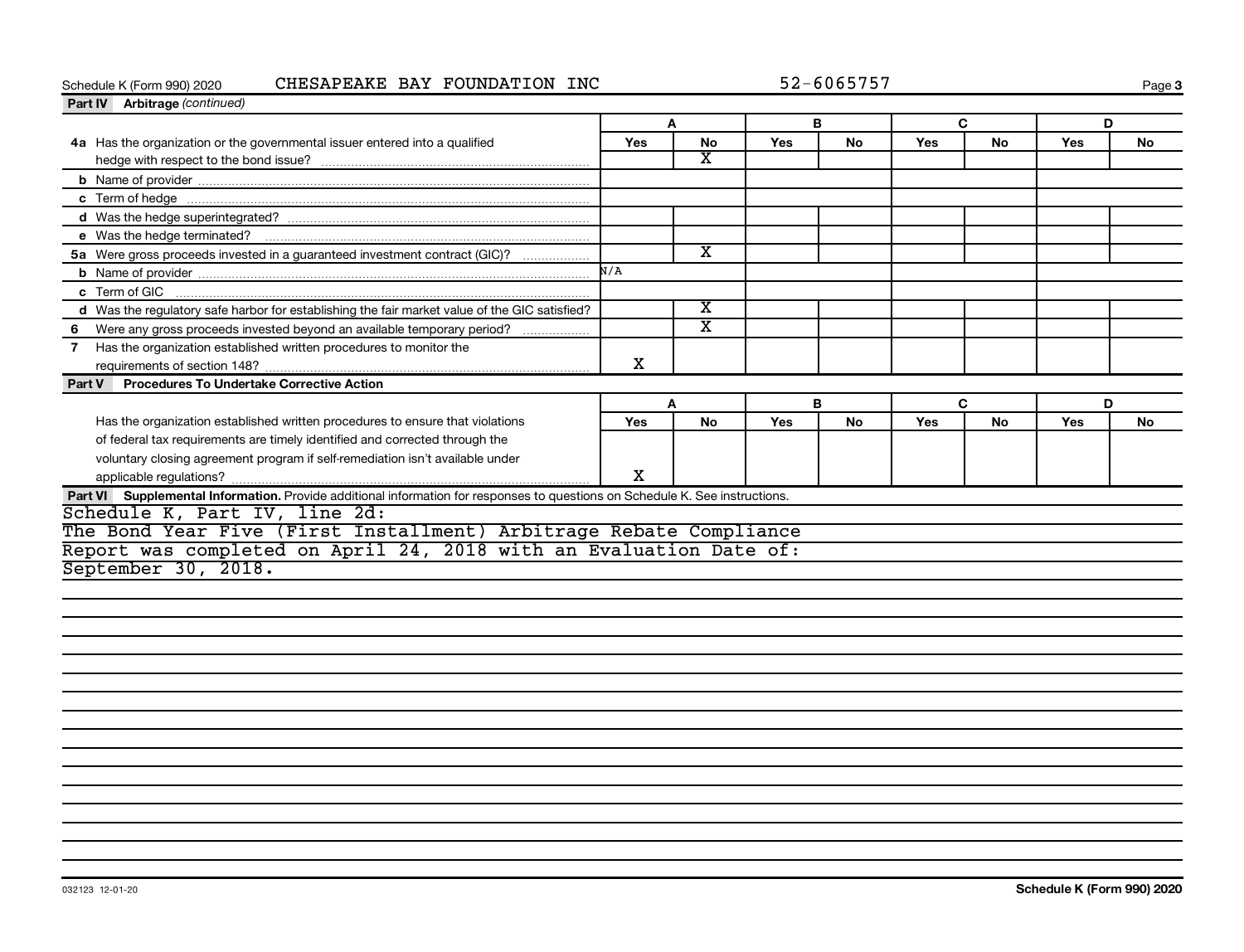Schedule K (Form 990) 2020 CHESAPEAKE BAY FOUNDATION INC 52-6065757

**Part IV Arbitrage** *(continued)*

| | A | | B | | C | | D | |
|---|---|---|---|---|---|---|---|---|
| | Yes | No | Yes | No | Yes | No | Yes | No |
| **4a** Has the organization or the governmental issuer entered into a qualified hedge with respect to the bond issue? | | X | | | | | | |
| **b** Name of provider | | | | | | | | |
| **c** Term of hedge | | | | | | | | |
| **d** Was the hedge superintegrated? | | | | | | | | |
| **e** Was the hedge terminated? | | | | | | | | |
| **5a** Were gross proceeds invested in a guaranteed investment contract (GIC)? | | X | | | | | | |
| **b** Name of provider | N/A | | | | | | | |
| **c** Term of GIC | | | | | | | | |
| **d** Was the regulatory safe harbor for establishing the fair market value of the GIC satisfied? | | X | | | | | | |
| **6** Were any gross proceeds invested beyond an available temporary period? | | X | | | | | | |
| **7** Has the organization established written procedures to monitor the requirements of section 148? | X | | | | | | | |

**Part V Procedures To Undertake Corrective Action**

| | A | | B | | C | | D | |
|---|---|---|---|---|---|---|---|---|
| | Yes | No | Yes | No | Yes | No | Yes | No |
| Has the organization established written procedures to ensure that violations of federal tax requirements are timely identified and corrected through the voluntary closing agreement program if self-remediation isn't available under applicable regulations? | X | | | | | | | |

**Part VI Supplemental Information.** Provide additional information for responses to questions on Schedule K. See instructions.

Schedule K, Part IV, line 2d:
The Bond Year Five (First Installment) Arbitrage Rebate Compliance Report was completed on April 24, 2018 with an Evaluation Date of: September 30, 2018.

032123 12-01-20 **Schedule K (Form 990) 2020**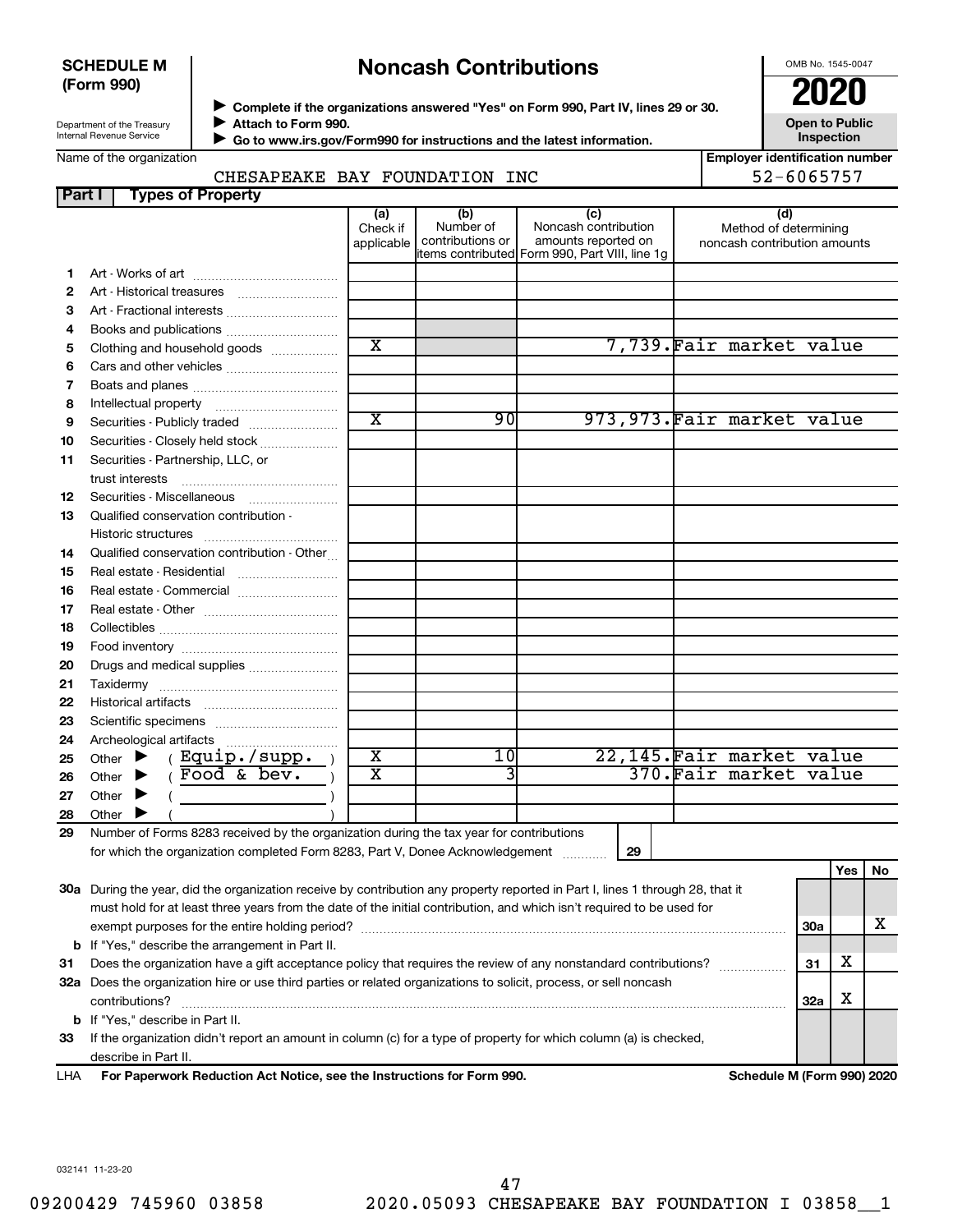**SCHEDULE M (Form 990)**

Department of the Treasury
Internal Revenue Service

# Noncash Contributions

▶ Complete if the organizations answered "Yes" on Form 990, Part IV, lines 29 or 30.
▶ Attach to Form 990.
▶ Go to www.irs.gov/Form990 for instructions and the latest information.

OMB No. 1545-0047

**2020**

**Open to Public Inspection**

Name of the organization: CHESAPEAKE BAY FOUNDATION INC

Employer identification number: 52-6065757

**Part I — Types of Property**

| | | (a) Check if applicable | (b) Number of contributions or items contributed | (c) Noncash contribution amounts reported on Form 990, Part VIII, line 1g | (d) Method of determining noncash contribution amounts |
|---|---|---|---|---|---|
| 1 | Art - Works of art | | | | |
| 2 | Art - Historical treasures | | | | |
| 3 | Art - Fractional interests | | | | |
| 4 | Books and publications | | | | |
| 5 | Clothing and household goods | X | | 7,739. | Fair market value |
| 6 | Cars and other vehicles | | | | |
| 7 | Boats and planes | | | | |
| 8 | Intellectual property | | | | |
| 9 | Securities - Publicly traded | X | 90 | 973,973. | Fair market value |
| 10 | Securities - Closely held stock | | | | |
| 11 | Securities - Partnership, LLC, or trust interests | | | | |
| 12 | Securities - Miscellaneous | | | | |
| 13 | Qualified conservation contribution - Historic structures | | | | |
| 14 | Qualified conservation contribution - Other | | | | |
| 15 | Real estate - Residential | | | | |
| 16 | Real estate - Commercial | | | | |
| 17 | Real estate - Other | | | | |
| 18 | Collectibles | | | | |
| 19 | Food inventory | | | | |
| 20 | Drugs and medical supplies | | | | |
| 21 | Taxidermy | | | | |
| 22 | Historical artifacts | | | | |
| 23 | Scientific specimens | | | | |
| 24 | Archeological artifacts | | | | |
| 25 | Other ▶ ( Equip./supp. ) | X | 10 | 22,145. | Fair market value |
| 26 | Other ▶ ( Food & bev. ) | X | 3 | 370. | Fair market value |
| 27 | Other ▶ ( ) | | | | |
| 28 | Other ▶ ( ) | | | | |

29 Number of Forms 8283 received by the organization during the tax year for contributions for which the organization completed Form 8283, Part V, Donee Acknowledgement ........ 29

| | | | Yes | No |
|---|---|---|---|---|
| 30a | During the year, did the organization receive by contribution any property reported in Part I, lines 1 through 28, that it must hold for at least three years from the date of the initial contribution, and which isn't required to be used for exempt purposes for the entire holding period? | 30a | | X |
| b | If "Yes," describe the arrangement in Part II. | | | |
| 31 | Does the organization have a gift acceptance policy that requires the review of any nonstandard contributions? | 31 | X | |
| 32a | Does the organization hire or use third parties or related organizations to solicit, process, or sell noncash contributions? | 32a | X | |
| b | If "Yes," describe in Part II. | | | |
| 33 | If the organization didn't report an amount in column (c) for a type of property for which column (a) is checked, describe in Part II. | | | |

LHA **For Paperwork Reduction Act Notice, see the Instructions for Form 990.** **Schedule M (Form 990) 2020**

032141 11-23-20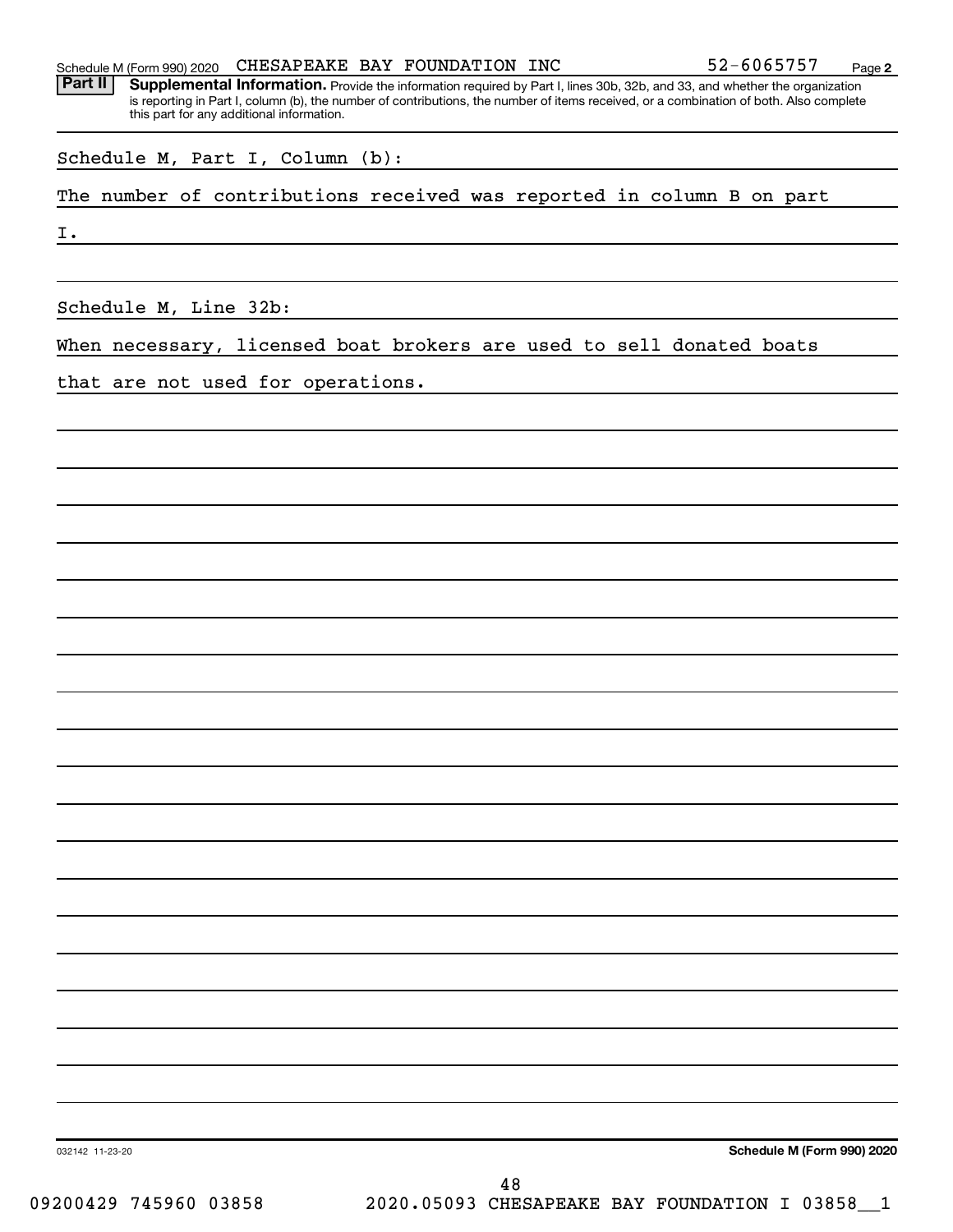Schedule M (Form 990) 2020 CHESAPEAKE BAY FOUNDATION INC 52-6065757

**Part II** **Supplemental Information.** Provide the information required by Part I, lines 30b, 32b, and 33, and whether the organization is reporting in Part I, column (b), the number of contributions, the number of items received, or a combination of both. Also complete this part for any additional information.

Schedule M, Part I, Column (b):

The number of contributions received was reported in column B on part I.

Schedule M, Line 32b:

When necessary, licensed boat brokers are used to sell donated boats that are not used for operations.

032142 11-23-20

**Schedule M (Form 990) 2020**

09200429 745960 03858 2020.05093 CHESAPEAKE BAY FOUNDATION I 03858__1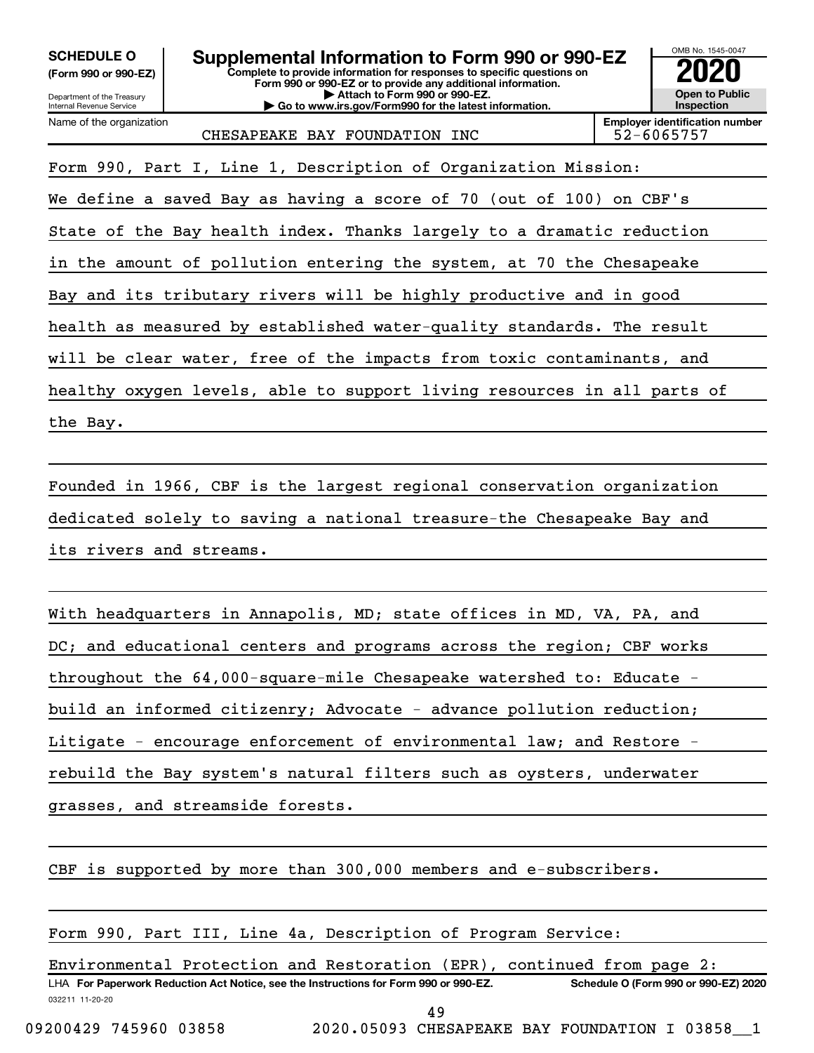**SCHEDULE O**
**(Form 990 or 990-EZ)**

Department of the Treasury
Internal Revenue Service

# Supplemental Information to Form 990 or 990-EZ

**Complete to provide information for responses to specific questions on Form 990 or 990-EZ or to provide any additional information.**
**▶ Attach to Form 990 or 990-EZ.**
**▶ Go to www.irs.gov/Form990 for the latest information.**

OMB No. 1545-0047
**2020**
**Open to Public Inspection**

| Name of the organization | Employer identification number |
|---|---|
| CHESAPEAKE BAY FOUNDATION INC | 52-6065757 |

Form 990, Part I, Line 1, Description of Organization Mission:

We define a saved Bay as having a score of 70 (out of 100) on CBF's State of the Bay health index. Thanks largely to a dramatic reduction in the amount of pollution entering the system, at 70 the Chesapeake Bay and its tributary rivers will be highly productive and in good health as measured by established water-quality standards. The result will be clear water, free of the impacts from toxic contaminants, and healthy oxygen levels, able to support living resources in all parts of the Bay.

Founded in 1966, CBF is the largest regional conservation organization dedicated solely to saving a national treasure-the Chesapeake Bay and its rivers and streams.

With headquarters in Annapolis, MD; state offices in MD, VA, PA, and DC; and educational centers and programs across the region; CBF works throughout the 64,000-square-mile Chesapeake watershed to: Educate - build an informed citizenry; Advocate - advance pollution reduction; Litigate - encourage enforcement of environmental law; and Restore - rebuild the Bay system's natural filters such as oysters, underwater grasses, and streamside forests.

CBF is supported by more than 300,000 members and e-subscribers.

Form 990, Part III, Line 4a, Description of Program Service:

Environmental Protection and Restoration (EPR), continued from page 2:

LHA **For Paperwork Reduction Act Notice, see the Instructions for Form 990 or 990-EZ.** **Schedule O (Form 990 or 990-EZ) 2020**
032211 11-20-20

09200429 745960 03858 2020.05093 CHESAPEAKE BAY FOUNDATION I 03858__1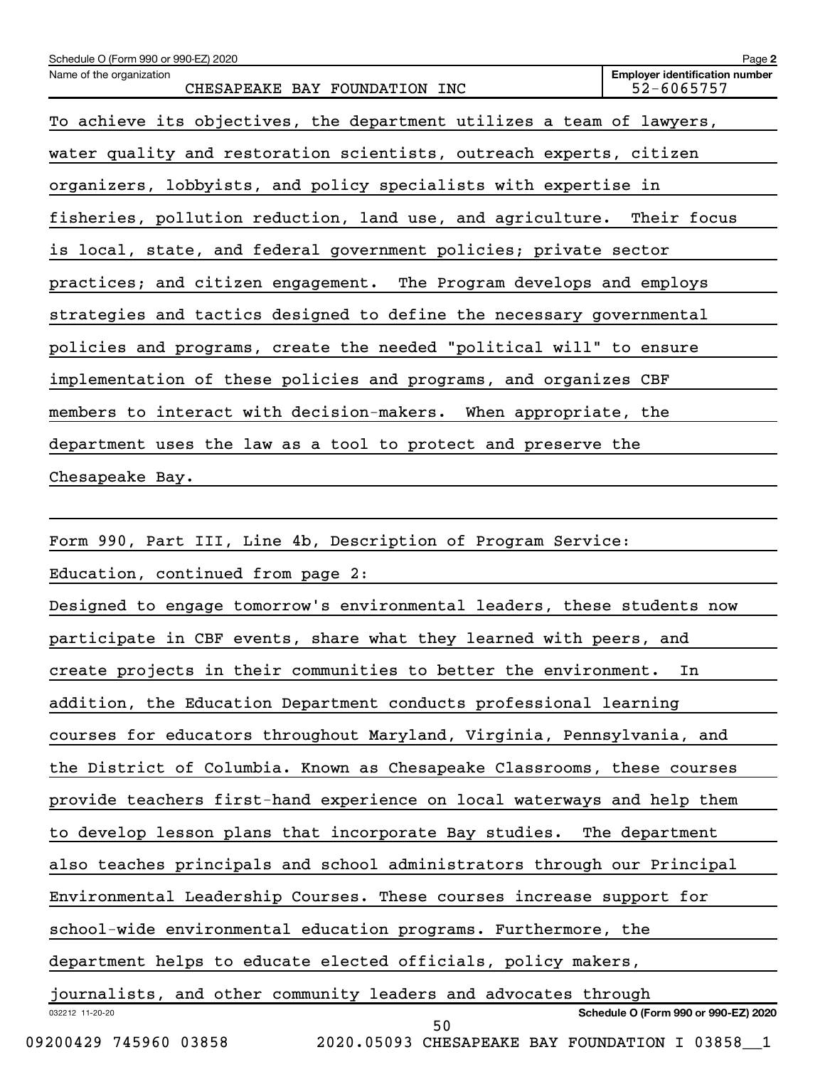To achieve its objectives, the department utilizes a team of lawyers, water quality and restoration scientists, outreach experts, citizen organizers, lobbyists, and policy specialists with expertise in fisheries, pollution reduction, land use, and agriculture. Their focus is local, state, and federal government policies; private sector practices; and citizen engagement. The Program develops and employs strategies and tactics designed to define the necessary governmental policies and programs, create the needed "political will" to ensure implementation of these policies and programs, and organizes CBF members to interact with decision-makers. When appropriate, the department uses the law as a tool to protect and preserve the Chesapeake Bay.

Form 990, Part III, Line 4b, Description of Program Service: Education, continued from page 2:

Designed to engage tomorrow's environmental leaders, these students now participate in CBF events, share what they learned with peers, and create projects in their communities to better the environment. In addition, the Education Department conducts professional learning courses for educators throughout Maryland, Virginia, Pennsylvania, and the District of Columbia. Known as Chesapeake Classrooms, these courses provide teachers first-hand experience on local waterways and help them to develop lesson plans that incorporate Bay studies. The department also teaches principals and school administrators through our Principal Environmental Leadership Courses. These courses increase support for school-wide environmental education programs. Furthermore, the department helps to educate elected officials, policy makers, journalists, and other community leaders and advocates through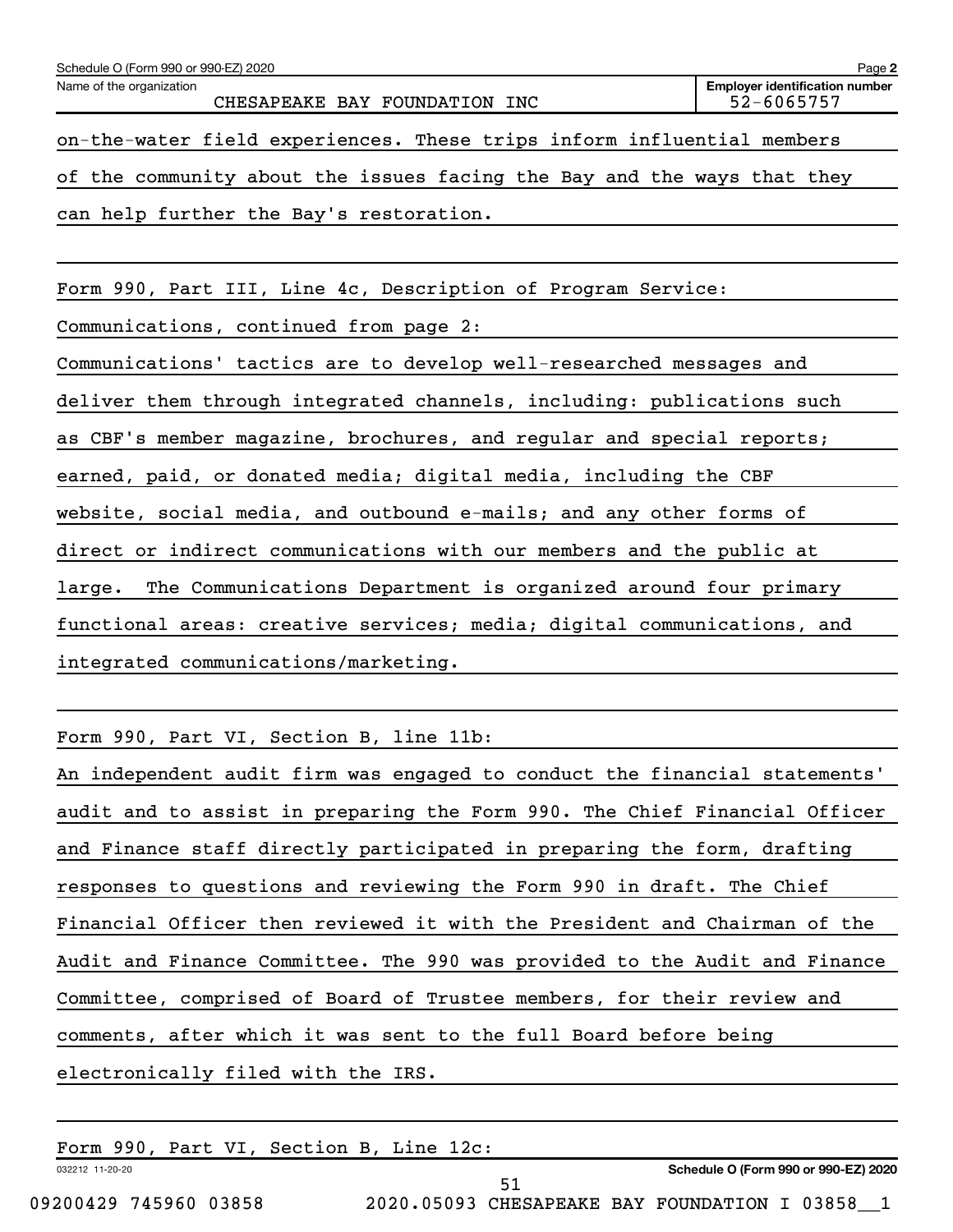on-the-water field experiences. These trips inform influential members of the community about the issues facing the Bay and the ways that they can help further the Bay's restoration.

Form 990, Part III, Line 4c, Description of Program Service:

Communications, continued from page 2:

Communications' tactics are to develop well-researched messages and deliver them through integrated channels, including: publications such as CBF's member magazine, brochures, and regular and special reports; earned, paid, or donated media; digital media, including the CBF website, social media, and outbound e-mails; and any other forms of direct or indirect communications with our members and the public at large. The Communications Department is organized around four primary functional areas: creative services; media; digital communications, and integrated communications/marketing.

Form 990, Part VI, Section B, line 11b:

An independent audit firm was engaged to conduct the financial statements' audit and to assist in preparing the Form 990. The Chief Financial Officer and Finance staff directly participated in preparing the form, drafting responses to questions and reviewing the Form 990 in draft. The Chief Financial Officer then reviewed it with the President and Chairman of the Audit and Finance Committee. The 990 was provided to the Audit and Finance Committee, comprised of Board of Trustee members, for their review and comments, after which it was sent to the full Board before being electronically filed with the IRS.

Form 990, Part VI, Section B, Line 12c: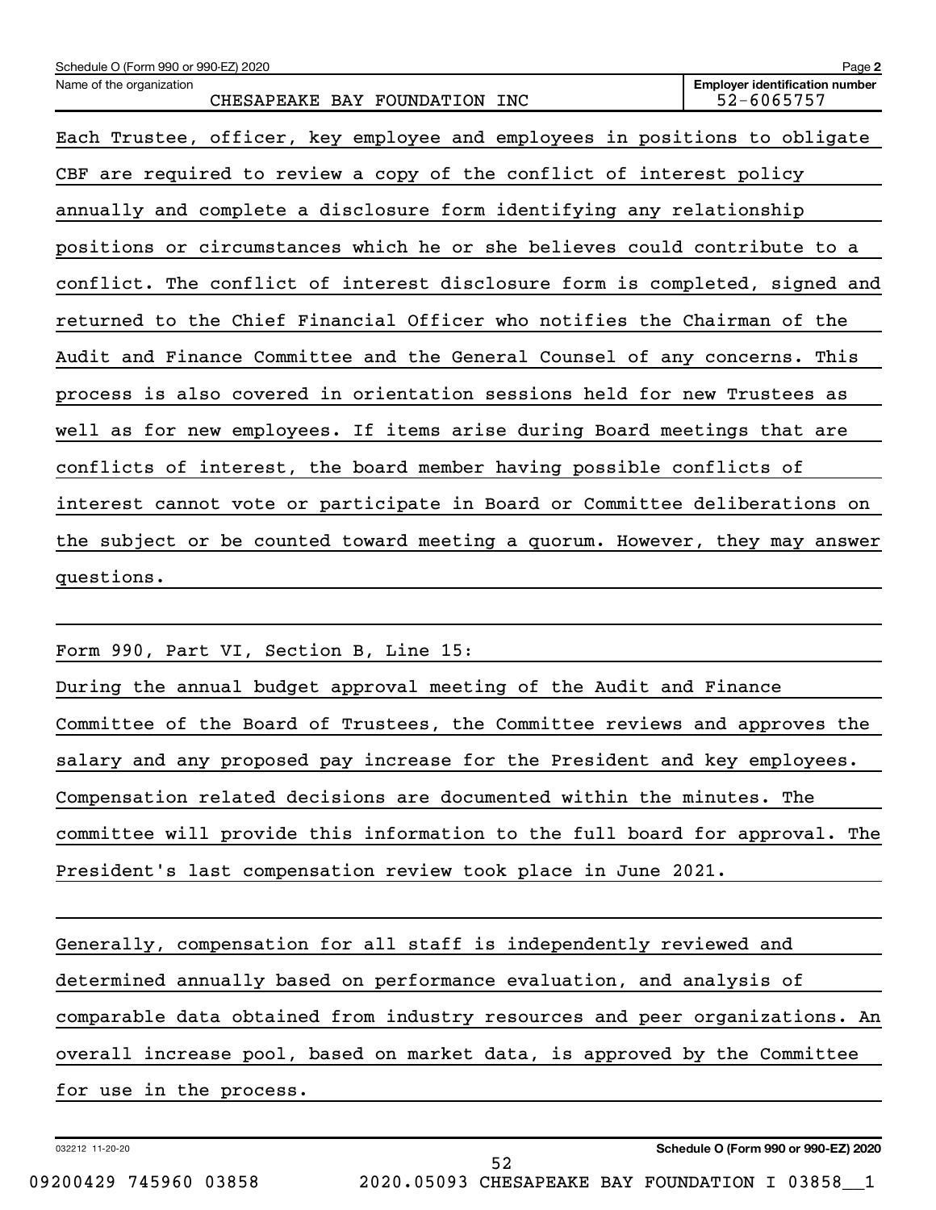Schedule O (Form 990 or 990-EZ) 2020

Name of the organization: CHESAPEAKE BAY FOUNDATION INC

Employer identification number: 52-6065757

Each Trustee, officer, key employee and employees in positions to obligate CBF are required to review a copy of the conflict of interest policy annually and complete a disclosure form identifying any relationship positions or circumstances which he or she believes could contribute to a conflict. The conflict of interest disclosure form is completed, signed and returned to the Chief Financial Officer who notifies the Chairman of the Audit and Finance Committee and the General Counsel of any concerns. This process is also covered in orientation sessions held for new Trustees as well as for new employees. If items arise during Board meetings that are conflicts of interest, the board member having possible conflicts of interest cannot vote or participate in Board or Committee deliberations on the subject or be counted toward meeting a quorum. However, they may answer questions.

Form 990, Part VI, Section B, Line 15:

During the annual budget approval meeting of the Audit and Finance Committee of the Board of Trustees, the Committee reviews and approves the salary and any proposed pay increase for the President and key employees. Compensation related decisions are documented within the minutes. The committee will provide this information to the full board for approval. The President's last compensation review took place in June 2021.

Generally, compensation for all staff is independently reviewed and determined annually based on performance evaluation, and analysis of comparable data obtained from industry resources and peer organizations. An overall increase pool, based on market data, is approved by the Committee for use in the process.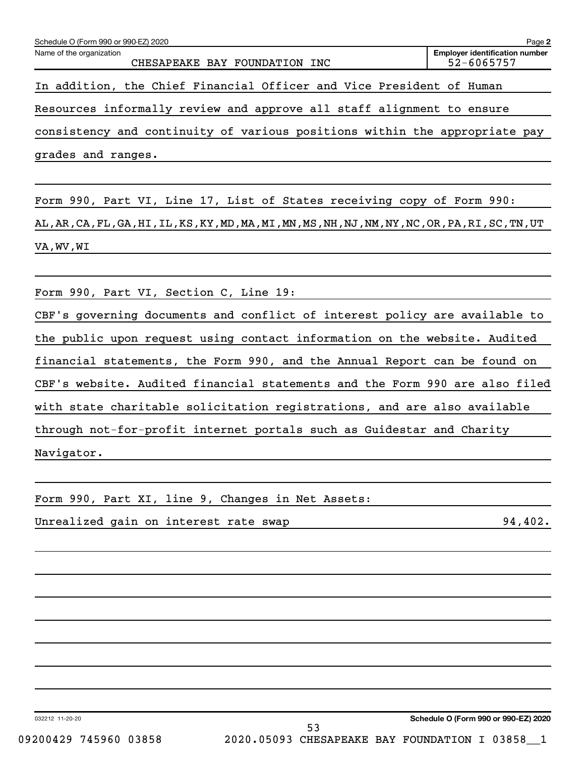Schedule O (Form 990 or 990-EZ) 2020

Name of the organization: CHESAPEAKE BAY FOUNDATION INC

Employer identification number: 52-6065757

In addition, the Chief Financial Officer and Vice President of Human Resources informally review and approve all staff alignment to ensure consistency and continuity of various positions within the appropriate pay grades and ranges.

Form 990, Part VI, Line 17, List of States receiving copy of Form 990:
AL,AR,CA,FL,GA,HI,IL,KS,KY,MD,MA,MI,MN,MS,NH,NJ,NM,NY,NC,OR,PA,RI,SC,TN,UT VA,WV,WI

Form 990, Part VI, Section C, Line 19:
CBF's governing documents and conflict of interest policy are available to the public upon request using contact information on the website. Audited financial statements, the Form 990, and the Annual Report can be found on CBF's website. Audited financial statements and the Form 990 are also filed with state charitable solicitation registrations, and are also available through not-for-profit internet portals such as Guidestar and Charity Navigator.

Form 990, Part XI, line 9, Changes in Net Assets:

| | |
|---|---|
| Unrealized gain on interest rate swap | 94,402. |

032212 11-20-20

Schedule O (Form 990 or 990-EZ) 2020